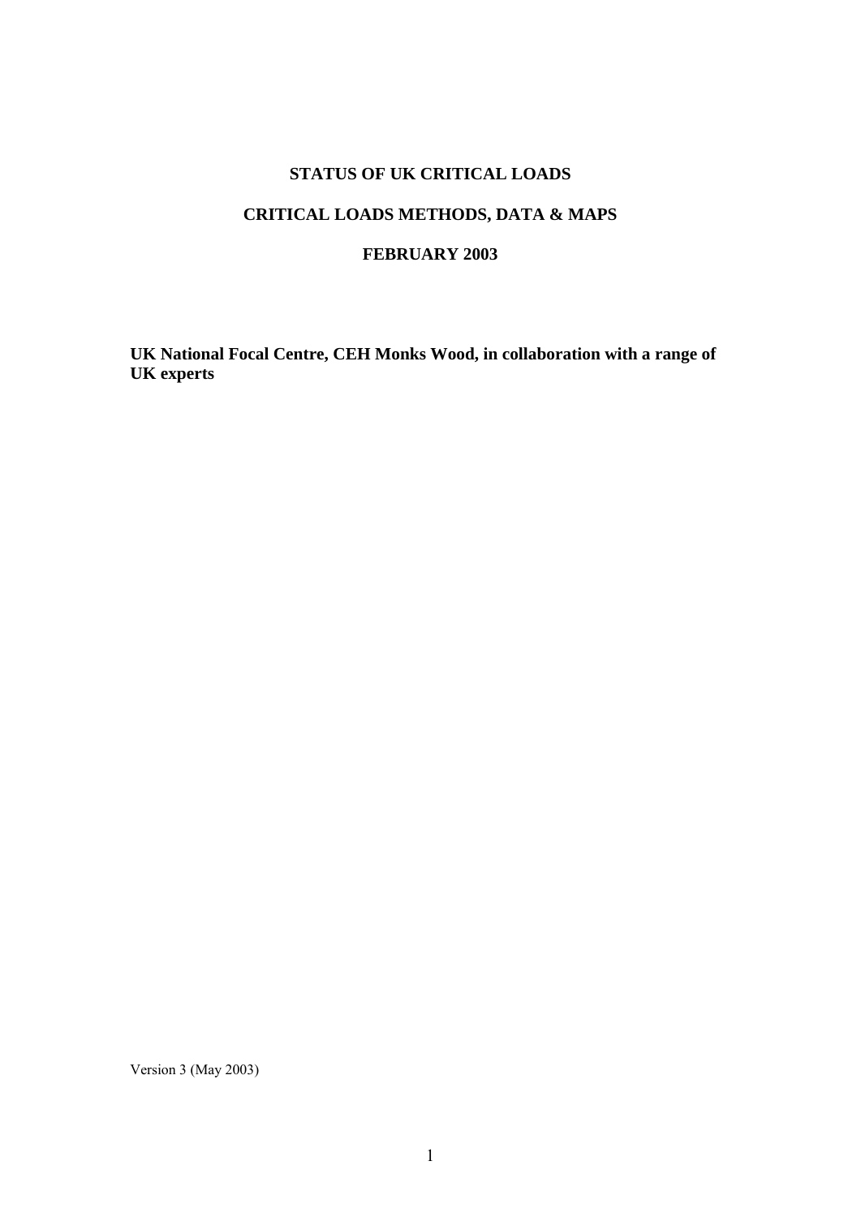# STATUS OF UK CRITICAL LOADS

## CRITICAL LOADS METHODS, DATA & MAPS

## FEBRUARY 2003

**UK National Focal Centre, CEH Monks Wood, in collaboration with a range of UK experts**

Version 3 (May 2003)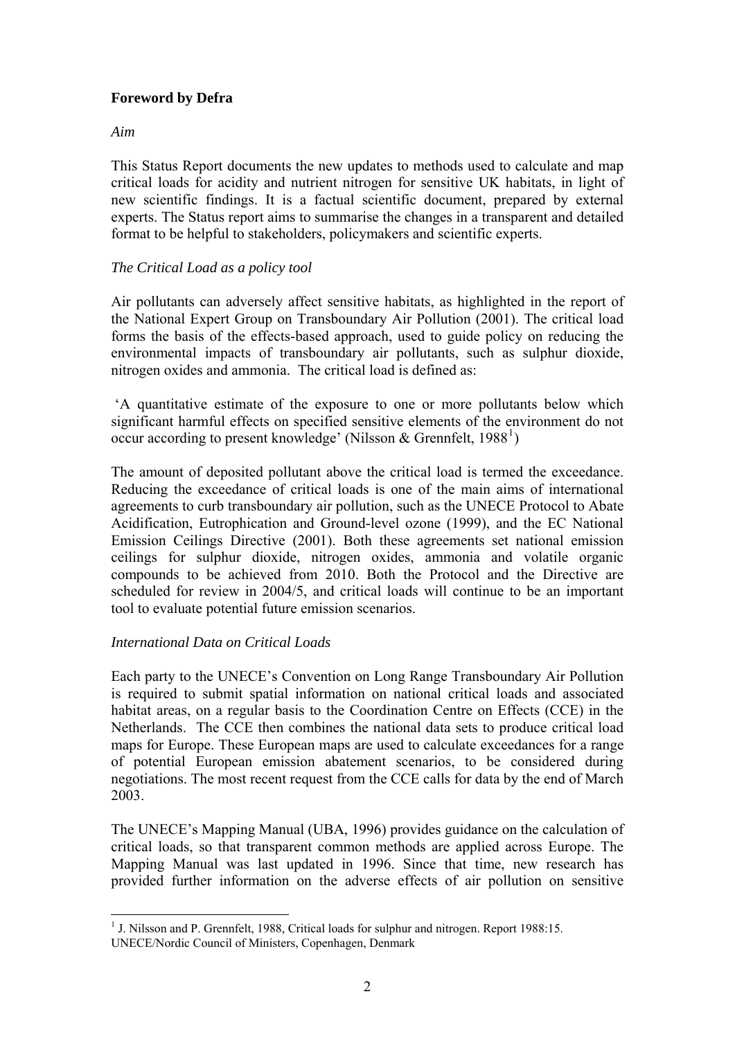**Foreword by Defra**

*Aim*

This Status Report documents the new updates to methods used to calculate and map critical loads for acidity and nutrient nitrogen for sensitive UK habitats, in light of new scientific findings. It is a factual scientific document, prepared by external experts. The Status report aims to summarise the changes in a transparent and detailed format to be helpful to stakeholders, policymakers and scientific experts.

*The Critical Load as a policy tool*

Air pollutants can adversely affect sensitive habitats, as highlighted in the report of the National Expert Group on Transboundary Air Pollution (2001). The critical load forms the basis of the effects-based approach, used to guide policy on reducing the environmental impacts of transboundary air pollutants, such as sulphur dioxide, nitrogen oxides and ammonia. The critical load is defined as:

'A quantitative estimate of the exposure to one or more pollutants below which significant harmful effects on specified sensitive elements of the environment do not occur according to present knowledge' (Nilsson & Grennfelt, 1988[1])

The amount of deposited pollutant above the critical load is termed the exceedance. Reducing the exceedance of critical loads is one of the main aims of international agreements to curb transboundary air pollution, such as the UNECE Protocol to Abate Acidification, Eutrophication and Ground-level ozone (1999), and the EC National Emission Ceilings Directive (2001). Both these agreements set national emission ceilings for sulphur dioxide, nitrogen oxides, ammonia and volatile organic compounds to be achieved from 2010. Both the Protocol and the Directive are scheduled for review in 2004/5, and critical loads will continue to be an important tool to evaluate potential future emission scenarios.

*International Data on Critical Loads*

Each party to the UNECE's Convention on Long Range Transboundary Air Pollution is required to submit spatial information on national critical loads and associated habitat areas, on a regular basis to the Coordination Centre on Effects (CCE) in the Netherlands. The CCE then combines the national data sets to produce critical load maps for Europe. These European maps are used to calculate exceedances for a range of potential European emission abatement scenarios, to be considered during negotiations. The most recent request from the CCE calls for data by the end of March 2003.

The UNECE's Mapping Manual (UBA, 1996) provides guidance on the calculation of critical loads, so that transparent common methods are applied across Europe. The Mapping Manual was last updated in 1996. Since that time, new research has provided further information on the adverse effects of air pollution on sensitive

[1] J. Nilsson and P. Grennfelt, 1988, Critical loads for sulphur and nitrogen. Report 1988:15. UNECE/Nordic Council of Ministers, Copenhagen, Denmark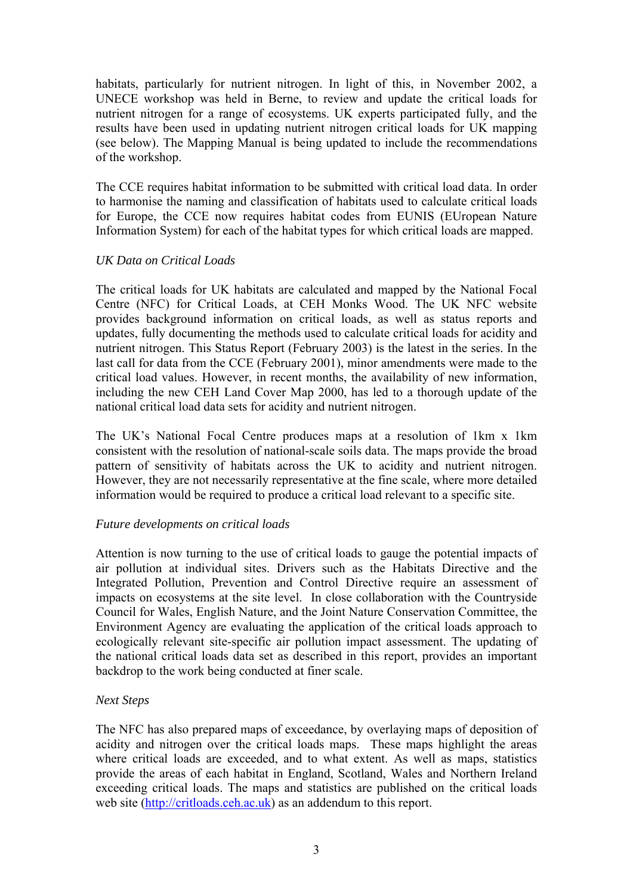habitats, particularly for nutrient nitrogen. In light of this, in November 2002, a UNECE workshop was held in Berne, to review and update the critical loads for nutrient nitrogen for a range of ecosystems. UK experts participated fully, and the results have been used in updating nutrient nitrogen critical loads for UK mapping (see below). The Mapping Manual is being updated to include the recommendations of the workshop.

The CCE requires habitat information to be submitted with critical load data. In order to harmonise the naming and classification of habitats used to calculate critical loads for Europe, the CCE now requires habitat codes from EUNIS (EUropean Nature Information System) for each of the habitat types for which critical loads are mapped.

*UK Data on Critical Loads*

The critical loads for UK habitats are calculated and mapped by the National Focal Centre (NFC) for Critical Loads, at CEH Monks Wood. The UK NFC website provides background information on critical loads, as well as status reports and updates, fully documenting the methods used to calculate critical loads for acidity and nutrient nitrogen. This Status Report (February 2003) is the latest in the series. In the last call for data from the CCE (February 2001), minor amendments were made to the critical load values. However, in recent months, the availability of new information, including the new CEH Land Cover Map 2000, has led to a thorough update of the national critical load data sets for acidity and nutrient nitrogen.

The UK's National Focal Centre produces maps at a resolution of 1km x 1km consistent with the resolution of national-scale soils data. The maps provide the broad pattern of sensitivity of habitats across the UK to acidity and nutrient nitrogen. However, they are not necessarily representative at the fine scale, where more detailed information would be required to produce a critical load relevant to a specific site.

*Future developments on critical loads*

Attention is now turning to the use of critical loads to gauge the potential impacts of air pollution at individual sites. Drivers such as the Habitats Directive and the Integrated Pollution, Prevention and Control Directive require an assessment of impacts on ecosystems at the site level. In close collaboration with the Countryside Council for Wales, English Nature, and the Joint Nature Conservation Committee, the Environment Agency are evaluating the application of the critical loads approach to ecologically relevant site-specific air pollution impact assessment. The updating of the national critical loads data set as described in this report, provides an important backdrop to the work being conducted at finer scale.

*Next Steps*

The NFC has also prepared maps of exceedance, by overlaying maps of deposition of acidity and nitrogen over the critical loads maps. These maps highlight the areas where critical loads are exceeded, and to what extent. As well as maps, statistics provide the areas of each habitat in England, Scotland, Wales and Northern Ireland exceeding critical loads. The maps and statistics are published on the critical loads web site (http://critloads.ceh.ac.uk) as an addendum to this report.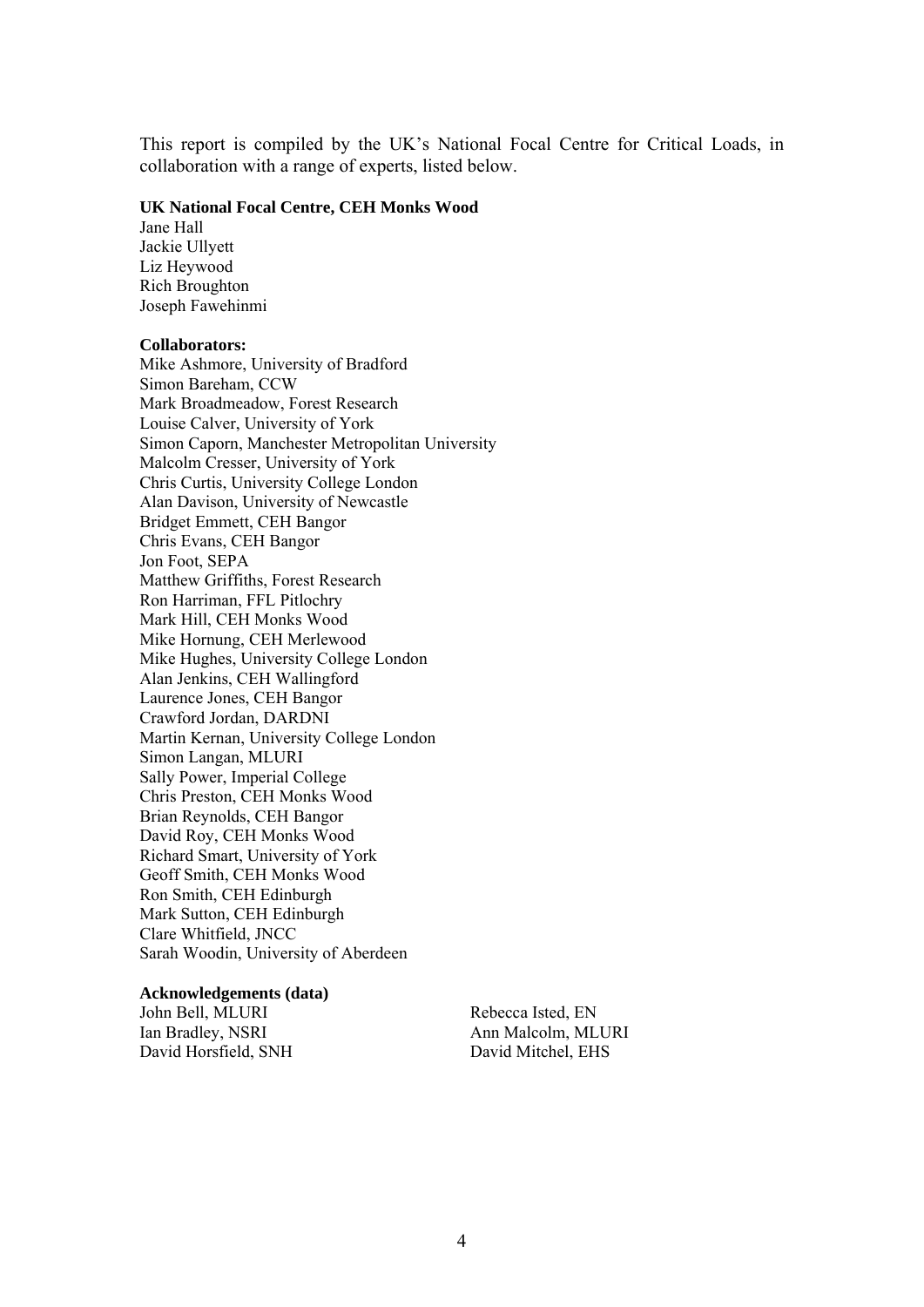This report is compiled by the UK's National Focal Centre for Critical Loads, in collaboration with a range of experts, listed below.

**UK National Focal Centre, CEH Monks Wood**

Jane Hall
Jackie Ullyett
Liz Heywood
Rich Broughton
Joseph Fawehinmi

**Collaborators:**

Mike Ashmore, University of Bradford
Simon Bareham, CCW
Mark Broadmeadow, Forest Research
Louise Calver, University of York
Simon Caporn, Manchester Metropolitan University
Malcolm Cresser, University of York
Chris Curtis, University College London
Alan Davison, University of Newcastle
Bridget Emmett, CEH Bangor
Chris Evans, CEH Bangor
Jon Foot, SEPA
Matthew Griffiths, Forest Research
Ron Harriman, FFL Pitlochry
Mark Hill, CEH Monks Wood
Mike Hornung, CEH Merlewood
Mike Hughes, University College London
Alan Jenkins, CEH Wallingford
Laurence Jones, CEH Bangor
Crawford Jordan, DARDNI
Martin Kernan, University College London
Simon Langan, MLURI
Sally Power, Imperial College
Chris Preston, CEH Monks Wood
Brian Reynolds, CEH Bangor
David Roy, CEH Monks Wood
Richard Smart, University of York
Geoff Smith, CEH Monks Wood
Ron Smith, CEH Edinburgh
Mark Sutton, CEH Edinburgh
Clare Whitfield, JNCC
Sarah Woodin, University of Aberdeen

**Acknowledgements (data)**

John Bell, MLURI
Ian Bradley, NSRI
David Horsfield, SNH
Rebecca Isted, EN
Ann Malcolm, MLURI
David Mitchel, EHS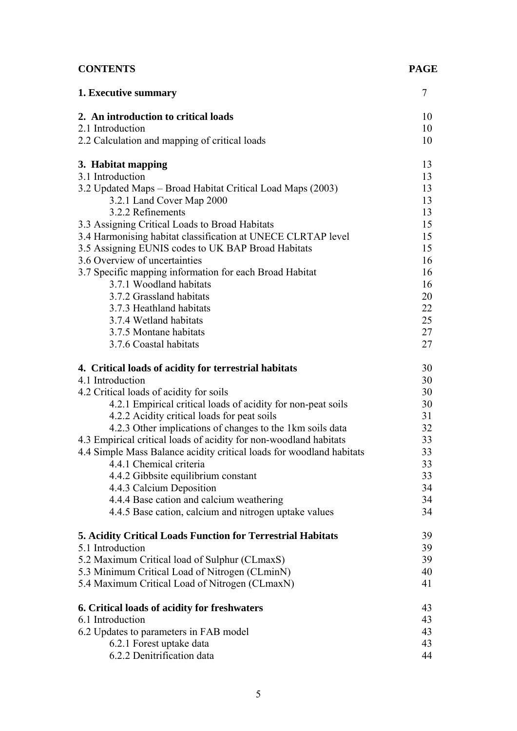| **CONTENTS** | **PAGE** |
|---|---|
| **1. Executive summary** | 7 |
| **2. An introduction to critical loads** | 10 |
| 2.1 Introduction | 10 |
| 2.2 Calculation and mapping of critical loads | 10 |
| **3. Habitat mapping** | 13 |
| 3.1 Introduction | 13 |
| 3.2 Updated Maps – Broad Habitat Critical Load Maps (2003) | 13 |
| 3.2.1 Land Cover Map 2000 | 13 |
| 3.2.2 Refinements | 13 |
| 3.3 Assigning Critical Loads to Broad Habitats | 15 |
| 3.4 Harmonising habitat classification at UNECE CLRTAP level | 15 |
| 3.5 Assigning EUNIS codes to UK BAP Broad Habitats | 15 |
| 3.6 Overview of uncertainties | 16 |
| 3.7 Specific mapping information for each Broad Habitat | 16 |
| 3.7.1 Woodland habitats | 16 |
| 3.7.2 Grassland habitats | 20 |
| 3.7.3 Heathland habitats | 22 |
| 3.7.4 Wetland habitats | 25 |
| 3.7.5 Montane habitats | 27 |
| 3.7.6 Coastal habitats | 27 |
| **4. Critical loads of acidity for terrestrial habitats** | 30 |
| 4.1 Introduction | 30 |
| 4.2 Critical loads of acidity for soils | 30 |
| 4.2.1 Empirical critical loads of acidity for non-peat soils | 30 |
| 4.2.2 Acidity critical loads for peat soils | 31 |
| 4.2.3 Other implications of changes to the 1km soils data | 32 |
| 4.3 Empirical critical loads of acidity for non-woodland habitats | 33 |
| 4.4 Simple Mass Balance acidity critical loads for woodland habitats | 33 |
| 4.4.1 Chemical criteria | 33 |
| 4.4.2 Gibbsite equilibrium constant | 33 |
| 4.4.3 Calcium Deposition | 34 |
| 4.4.4 Base cation and calcium weathering | 34 |
| 4.4.5 Base cation, calcium and nitrogen uptake values | 34 |
| **5. Acidity Critical Loads Function for Terrestrial Habitats** | 39 |
| 5.1 Introduction | 39 |
| 5.2 Maximum Critical load of Sulphur (CLmaxS) | 39 |
| 5.3 Minimum Critical Load of Nitrogen (CLminN) | 40 |
| 5.4 Maximum Critical Load of Nitrogen (CLmaxN) | 41 |
| **6. Critical loads of acidity for freshwaters** | 43 |
| 6.1 Introduction | 43 |
| 6.2 Updates to parameters in FAB model | 43 |
| 6.2.1 Forest uptake data | 43 |
| 6.2.2 Denitrification data | 44 |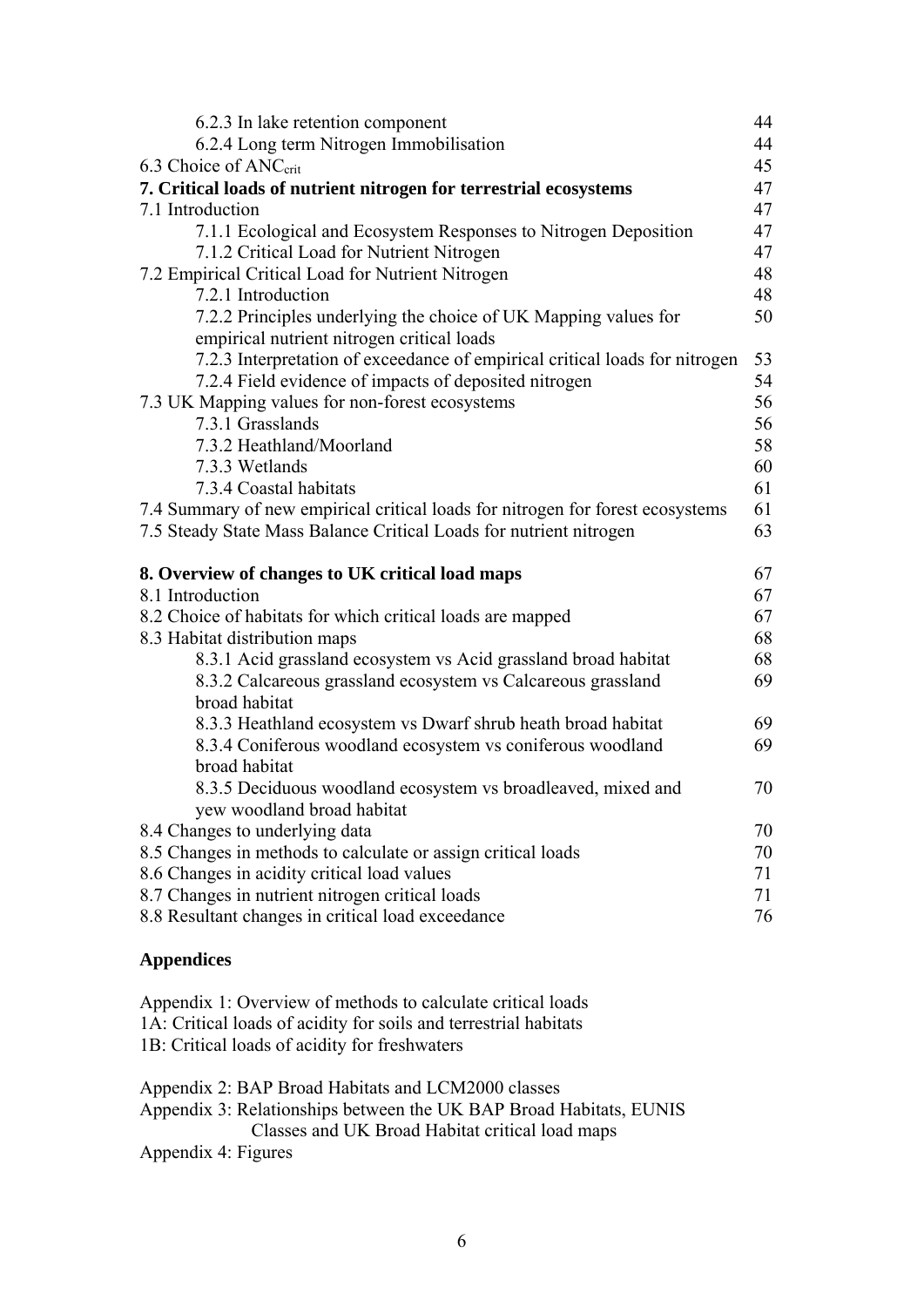| | |
|---|---|
| 6.2.3 In lake retention component | 44 |
| 6.2.4 Long term Nitrogen Immobilisation | 44 |
| 6.3 Choice of $ANC_{crit}$ | 45 |
| **7. Critical loads of nutrient nitrogen for terrestrial ecosystems** | 47 |
| 7.1 Introduction | 47 |
| 7.1.1 Ecological and Ecosystem Responses to Nitrogen Deposition | 47 |
| 7.1.2 Critical Load for Nutrient Nitrogen | 47 |
| 7.2 Empirical Critical Load for Nutrient Nitrogen | 48 |
| 7.2.1 Introduction | 48 |
| 7.2.2 Principles underlying the choice of UK Mapping values for empirical nutrient nitrogen critical loads | 50 |
| 7.2.3 Interpretation of exceedance of empirical critical loads for nitrogen | 53 |
| 7.2.4 Field evidence of impacts of deposited nitrogen | 54 |
| 7.3 UK Mapping values for non-forest ecosystems | 56 |
| 7.3.1 Grasslands | 56 |
| 7.3.2 Heathland/Moorland | 58 |
| 7.3.3 Wetlands | 60 |
| 7.3.4 Coastal habitats | 61 |
| 7.4 Summary of new empirical critical loads for nitrogen for forest ecosystems | 61 |
| 7.5 Steady State Mass Balance Critical Loads for nutrient nitrogen | 63 |
| | |
| **8. Overview of changes to UK critical load maps** | 67 |
| 8.1 Introduction | 67 |
| 8.2 Choice of habitats for which critical loads are mapped | 67 |
| 8.3 Habitat distribution maps | 68 |
| 8.3.1 Acid grassland ecosystem vs Acid grassland broad habitat | 68 |
| 8.3.2 Calcareous grassland ecosystem vs Calcareous grassland broad habitat | 69 |
| 8.3.3 Heathland ecosystem vs Dwarf shrub heath broad habitat | 69 |
| 8.3.4 Coniferous woodland ecosystem vs coniferous woodland broad habitat | 69 |
| 8.3.5 Deciduous woodland ecosystem vs broadleaved, mixed and yew woodland broad habitat | 70 |
| 8.4 Changes to underlying data | 70 |
| 8.5 Changes in methods to calculate or assign critical loads | 70 |
| 8.6 Changes in acidity critical load values | 71 |
| 8.7 Changes in nutrient nitrogen critical loads | 71 |
| 8.8 Resultant changes in critical load exceedance | 76 |

**Appendices**

Appendix 1: Overview of methods to calculate critical loads
1A: Critical loads of acidity for soils and terrestrial habitats
1B: Critical loads of acidity for freshwaters

Appendix 2: BAP Broad Habitats and LCM2000 classes
Appendix 3: Relationships between the UK BAP Broad Habitats, EUNIS Classes and UK Broad Habitat critical load maps
Appendix 4: Figures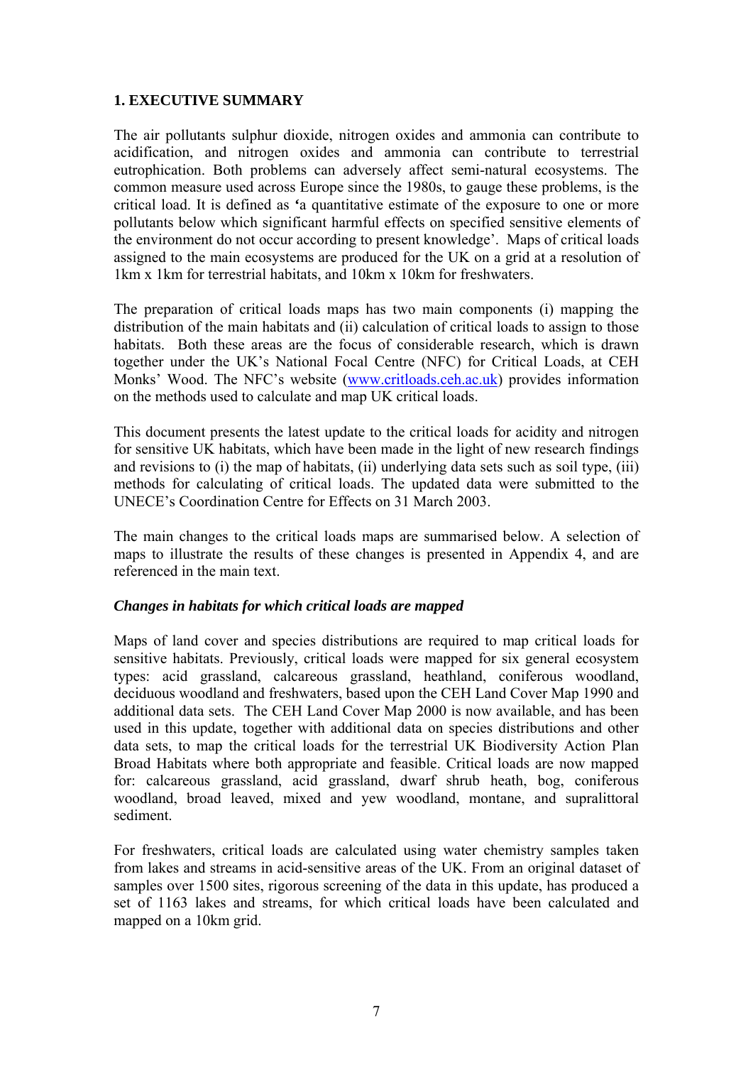## 1. EXECUTIVE SUMMARY

The air pollutants sulphur dioxide, nitrogen oxides and ammonia can contribute to acidification, and nitrogen oxides and ammonia can contribute to terrestrial eutrophication. Both problems can adversely affect semi-natural ecosystems. The common measure used across Europe since the 1980s, to gauge these problems, is the critical load. It is defined as 'a quantitative estimate of the exposure to one or more pollutants below which significant harmful effects on specified sensitive elements of the environment do not occur according to present knowledge'. Maps of critical loads assigned to the main ecosystems are produced for the UK on a grid at a resolution of 1km x 1km for terrestrial habitats, and 10km x 10km for freshwaters.

The preparation of critical loads maps has two main components (i) mapping the distribution of the main habitats and (ii) calculation of critical loads to assign to those habitats. Both these areas are the focus of considerable research, which is drawn together under the UK's National Focal Centre (NFC) for Critical Loads, at CEH Monks' Wood. The NFC's website (www.critloads.ceh.ac.uk) provides information on the methods used to calculate and map UK critical loads.

This document presents the latest update to the critical loads for acidity and nitrogen for sensitive UK habitats, which have been made in the light of new research findings and revisions to (i) the map of habitats, (ii) underlying data sets such as soil type, (iii) methods for calculating of critical loads. The updated data were submitted to the UNECE's Coordination Centre for Effects on 31 March 2003.

The main changes to the critical loads maps are summarised below. A selection of maps to illustrate the results of these changes is presented in Appendix 4, and are referenced in the main text.

### *Changes in habitats for which critical loads are mapped*

Maps of land cover and species distributions are required to map critical loads for sensitive habitats. Previously, critical loads were mapped for six general ecosystem types: acid grassland, calcareous grassland, heathland, coniferous woodland, deciduous woodland and freshwaters, based upon the CEH Land Cover Map 1990 and additional data sets. The CEH Land Cover Map 2000 is now available, and has been used in this update, together with additional data on species distributions and other data sets, to map the critical loads for the terrestrial UK Biodiversity Action Plan Broad Habitats where both appropriate and feasible. Critical loads are now mapped for: calcareous grassland, acid grassland, dwarf shrub heath, bog, coniferous woodland, broad leaved, mixed and yew woodland, montane, and supralittoral sediment.

For freshwaters, critical loads are calculated using water chemistry samples taken from lakes and streams in acid-sensitive areas of the UK. From an original dataset of samples over 1500 sites, rigorous screening of the data in this update, has produced a set of 1163 lakes and streams, for which critical loads have been calculated and mapped on a 10km grid.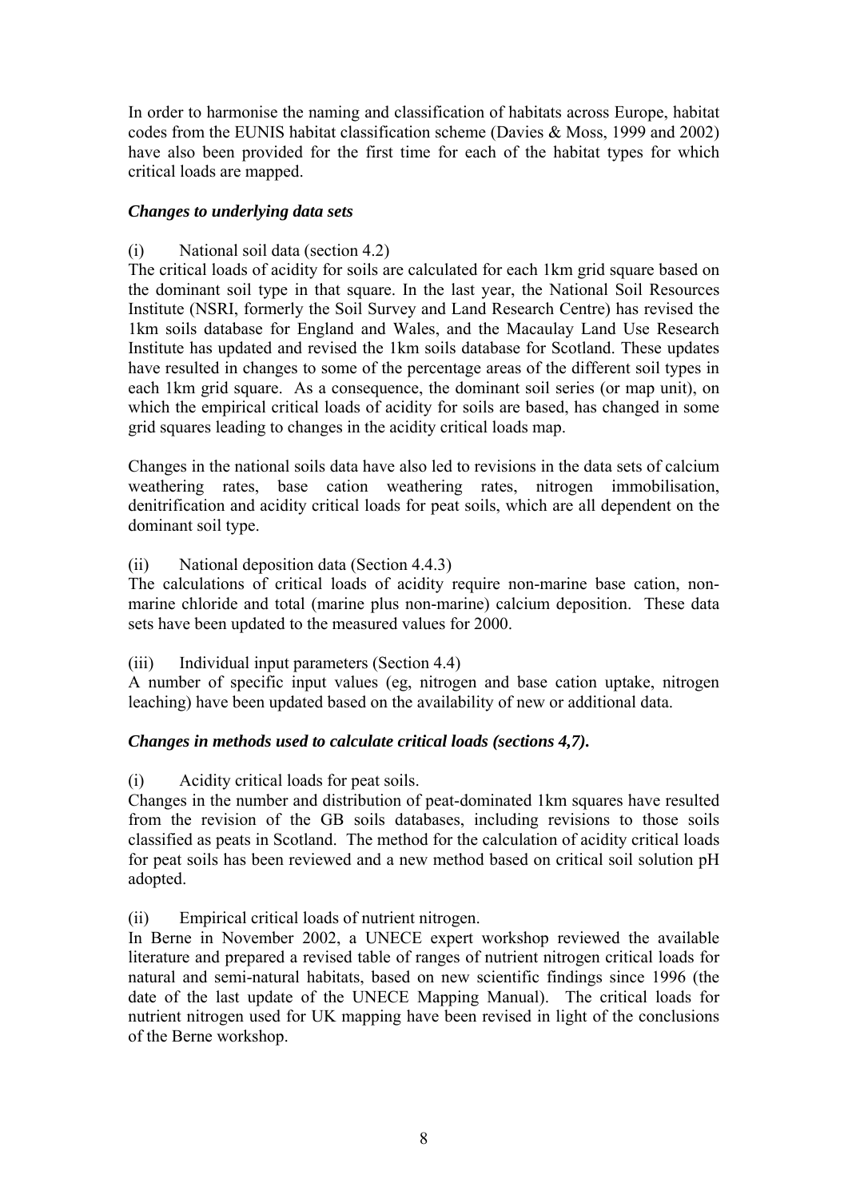In order to harmonise the naming and classification of habitats across Europe, habitat codes from the EUNIS habitat classification scheme (Davies & Moss, 1999 and 2002) have also been provided for the first time for each of the habitat types for which critical loads are mapped.

### *Changes to underlying data sets*

(i) National soil data (section 4.2)

The critical loads of acidity for soils are calculated for each 1km grid square based on the dominant soil type in that square. In the last year, the National Soil Resources Institute (NSRI, formerly the Soil Survey and Land Research Centre) has revised the 1km soils database for England and Wales, and the Macaulay Land Use Research Institute has updated and revised the 1km soils database for Scotland. These updates have resulted in changes to some of the percentage areas of the different soil types in each 1km grid square. As a consequence, the dominant soil series (or map unit), on which the empirical critical loads of acidity for soils are based, has changed in some grid squares leading to changes in the acidity critical loads map.

Changes in the national soils data have also led to revisions in the data sets of calcium weathering rates, base cation weathering rates, nitrogen immobilisation, denitrification and acidity critical loads for peat soils, which are all dependent on the dominant soil type.

(ii) National deposition data (Section 4.4.3)

The calculations of critical loads of acidity require non-marine base cation, non-marine chloride and total (marine plus non-marine) calcium deposition. These data sets have been updated to the measured values for 2000.

(iii) Individual input parameters (Section 4.4)

A number of specific input values (eg, nitrogen and base cation uptake, nitrogen leaching) have been updated based on the availability of new or additional data.

### *Changes in methods used to calculate critical loads (sections 4,7).*

(i) Acidity critical loads for peat soils.

Changes in the number and distribution of peat-dominated 1km squares have resulted from the revision of the GB soils databases, including revisions to those soils classified as peats in Scotland. The method for the calculation of acidity critical loads for peat soils has been reviewed and a new method based on critical soil solution pH adopted.

(ii) Empirical critical loads of nutrient nitrogen.

In Berne in November 2002, a UNECE expert workshop reviewed the available literature and prepared a revised table of ranges of nutrient nitrogen critical loads for natural and semi-natural habitats, based on new scientific findings since 1996 (the date of the last update of the UNECE Mapping Manual). The critical loads for nutrient nitrogen used for UK mapping have been revised in light of the conclusions of the Berne workshop.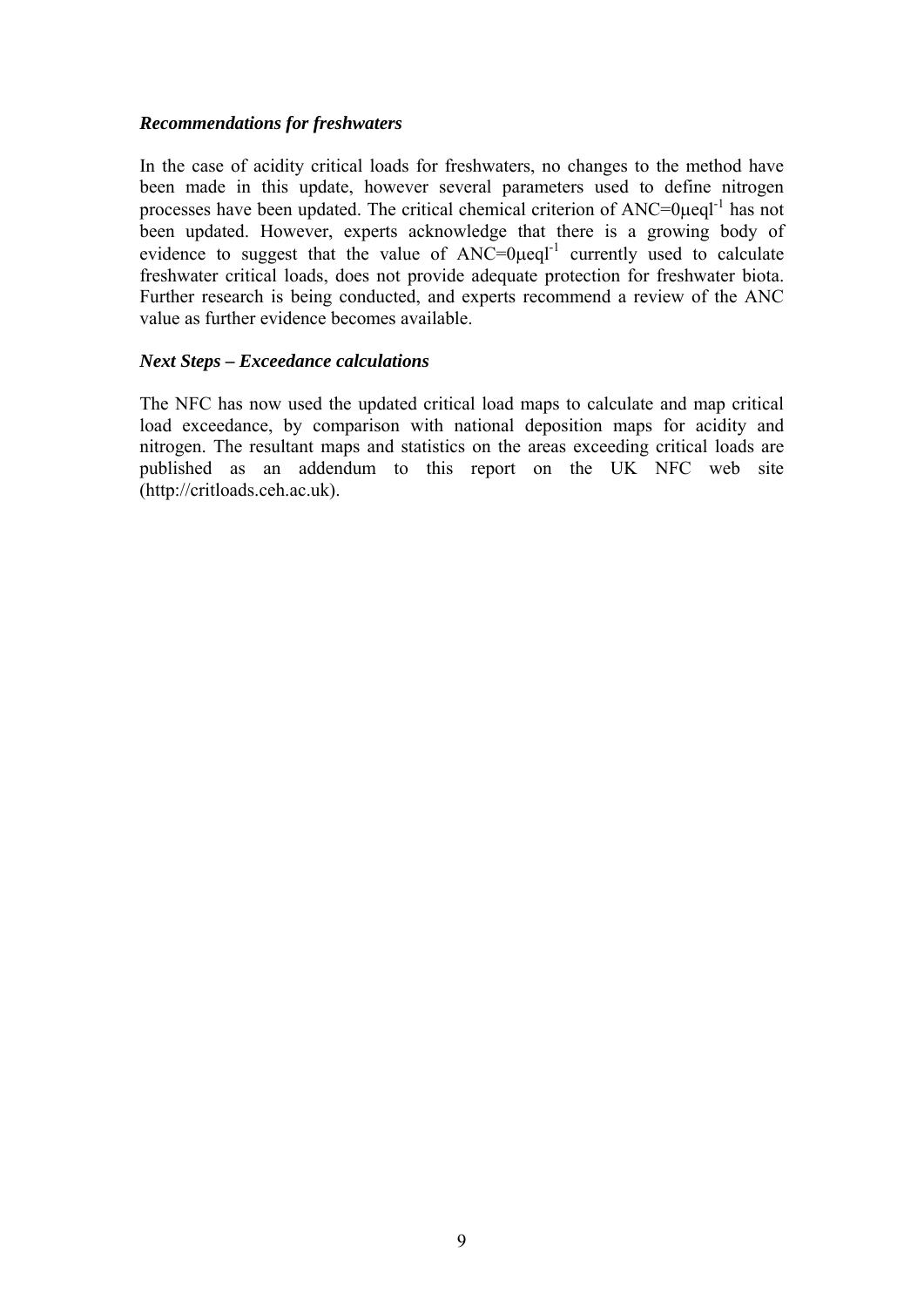*Recommendations for freshwaters*

In the case of acidity critical loads for freshwaters, no changes to the method have been made in this update, however several parameters used to define nitrogen processes have been updated. The critical chemical criterion of ANC=0$\mu eql^{-1}$ has not been updated. However, experts acknowledge that there is a growing body of evidence to suggest that the value of ANC=0$\mu eql^{-1}$ currently used to calculate freshwater critical loads, does not provide adequate protection for freshwater biota. Further research is being conducted, and experts recommend a review of the ANC value as further evidence becomes available.

*Next Steps – Exceedance calculations*

The NFC has now used the updated critical load maps to calculate and map critical load exceedance, by comparison with national deposition maps for acidity and nitrogen. The resultant maps and statistics on the areas exceeding critical loads are published as an addendum to this report on the UK NFC web site (http://critloads.ceh.ac.uk).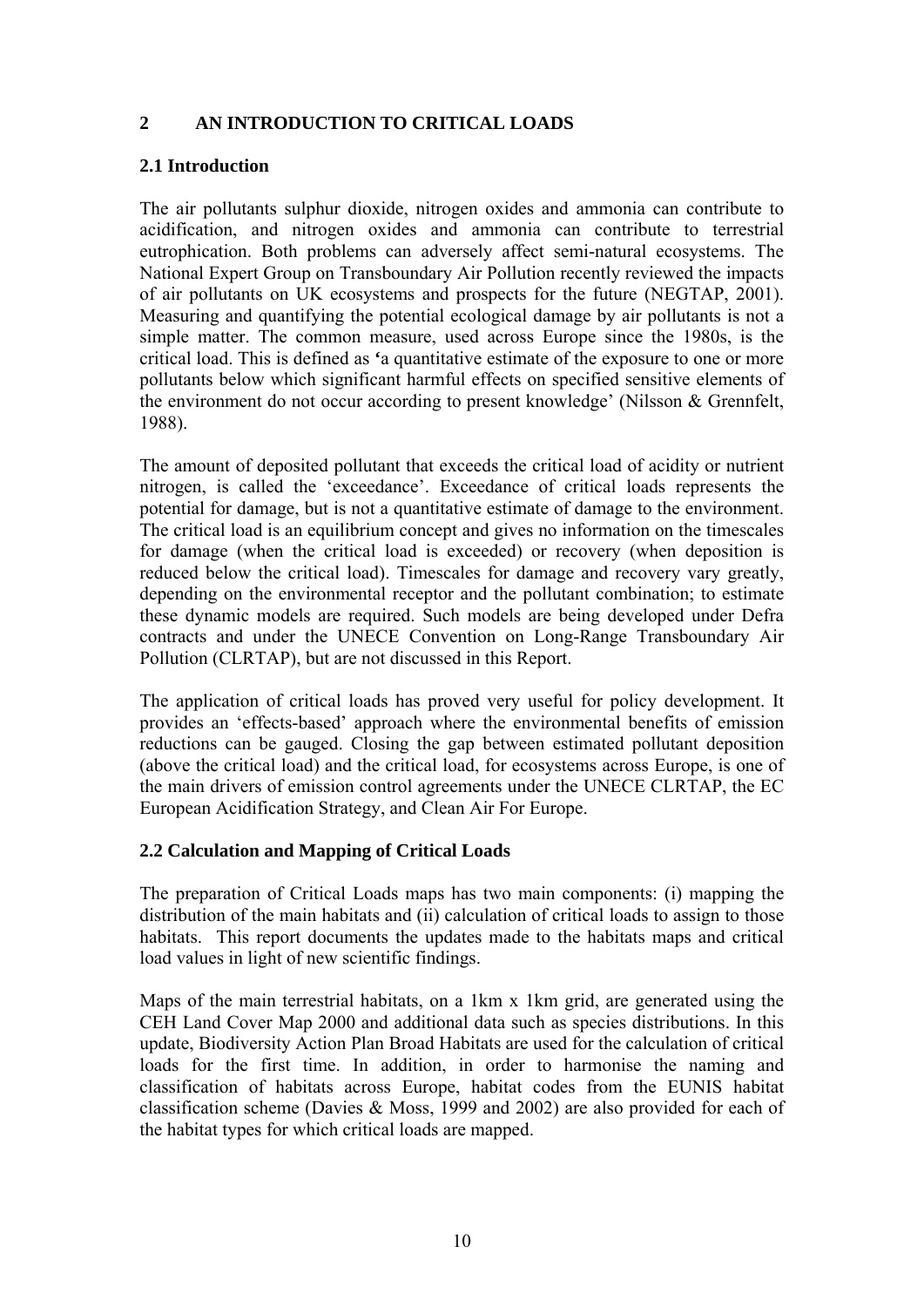# 2 AN INTRODUCTION TO CRITICAL LOADS

## 2.1 Introduction

The air pollutants sulphur dioxide, nitrogen oxides and ammonia can contribute to acidification, and nitrogen oxides and ammonia can contribute to terrestrial eutrophication. Both problems can adversely affect semi-natural ecosystems. The National Expert Group on Transboundary Air Pollution recently reviewed the impacts of air pollutants on UK ecosystems and prospects for the future (NEGTAP, 2001). Measuring and quantifying the potential ecological damage by air pollutants is not a simple matter. The common measure, used across Europe since the 1980s, is the critical load. This is defined as 'a quantitative estimate of the exposure to one or more pollutants below which significant harmful effects on specified sensitive elements of the environment do not occur according to present knowledge' (Nilsson & Grennfelt, 1988).

The amount of deposited pollutant that exceeds the critical load of acidity or nutrient nitrogen, is called the 'exceedance'. Exceedance of critical loads represents the potential for damage, but is not a quantitative estimate of damage to the environment. The critical load is an equilibrium concept and gives no information on the timescales for damage (when the critical load is exceeded) or recovery (when deposition is reduced below the critical load). Timescales for damage and recovery vary greatly, depending on the environmental receptor and the pollutant combination; to estimate these dynamic models are required. Such models are being developed under Defra contracts and under the UNECE Convention on Long-Range Transboundary Air Pollution (CLRTAP), but are not discussed in this Report.

The application of critical loads has proved very useful for policy development. It provides an 'effects-based' approach where the environmental benefits of emission reductions can be gauged. Closing the gap between estimated pollutant deposition (above the critical load) and the critical load, for ecosystems across Europe, is one of the main drivers of emission control agreements under the UNECE CLRTAP, the EC European Acidification Strategy, and Clean Air For Europe.

## 2.2 Calculation and Mapping of Critical Loads

The preparation of Critical Loads maps has two main components: (i) mapping the distribution of the main habitats and (ii) calculation of critical loads to assign to those habitats. This report documents the updates made to the habitats maps and critical load values in light of new scientific findings.

Maps of the main terrestrial habitats, on a 1km x 1km grid, are generated using the CEH Land Cover Map 2000 and additional data such as species distributions. In this update, Biodiversity Action Plan Broad Habitats are used for the calculation of critical loads for the first time. In addition, in order to harmonise the naming and classification of habitats across Europe, habitat codes from the EUNIS habitat classification scheme (Davies & Moss, 1999 and 2002) are also provided for each of the habitat types for which critical loads are mapped.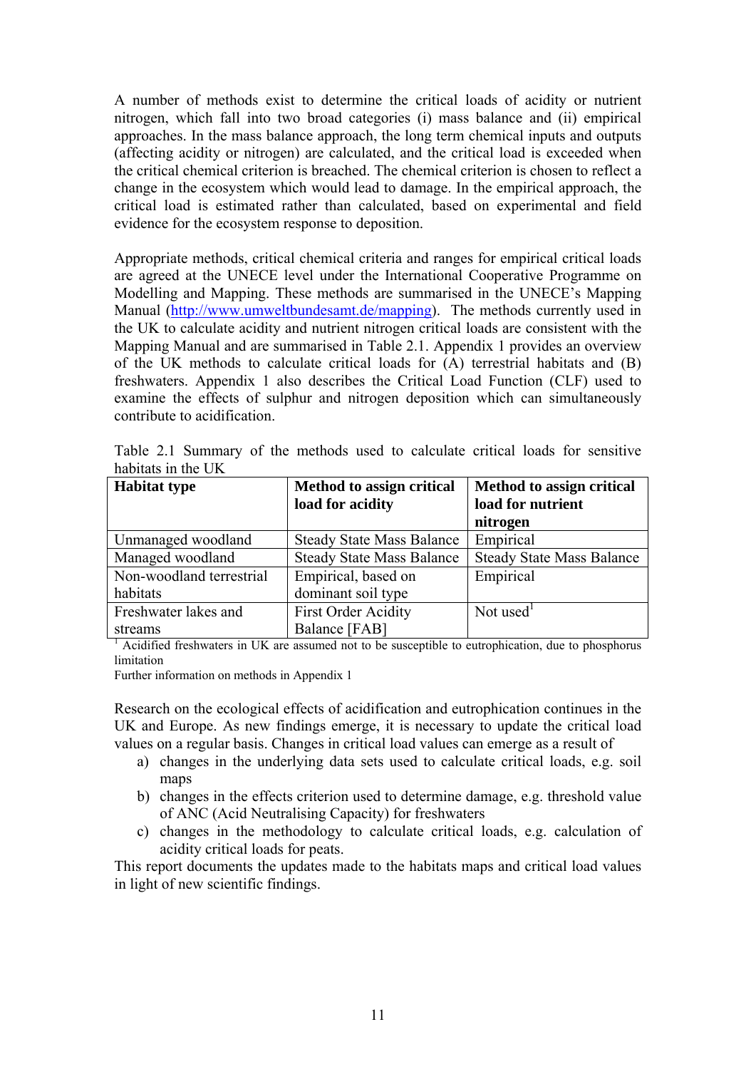A number of methods exist to determine the critical loads of acidity or nutrient nitrogen, which fall into two broad categories (i) mass balance and (ii) empirical approaches. In the mass balance approach, the long term chemical inputs and outputs (affecting acidity or nitrogen) are calculated, and the critical load is exceeded when the critical chemical criterion is breached. The chemical criterion is chosen to reflect a change in the ecosystem which would lead to damage. In the empirical approach, the critical load is estimated rather than calculated, based on experimental and field evidence for the ecosystem response to deposition.

Appropriate methods, critical chemical criteria and ranges for empirical critical loads are agreed at the UNECE level under the International Cooperative Programme on Modelling and Mapping. These methods are summarised in the UNECE's Mapping Manual (http://www.umweltbundesamt.de/mapping). The methods currently used in the UK to calculate acidity and nutrient nitrogen critical loads are consistent with the Mapping Manual and are summarised in Table 2.1. Appendix 1 provides an overview of the UK methods to calculate critical loads for (A) terrestrial habitats and (B) freshwaters. Appendix 1 also describes the Critical Load Function (CLF) used to examine the effects of sulphur and nitrogen deposition which can simultaneously contribute to acidification.

Table 2.1 Summary of the methods used to calculate critical loads for sensitive habitats in the UK

| **Habitat type** | **Method to assign critical load for acidity** | **Method to assign critical load for nutrient nitrogen** |
|---|---|---|
| Unmanaged woodland | Steady State Mass Balance | Empirical |
| Managed woodland | Steady State Mass Balance | Steady State Mass Balance |
| Non-woodland terrestrial habitats | Empirical, based on dominant soil type | Empirical |
| Freshwater lakes and streams | First Order Acidity Balance [FAB] | Not used[1] |

[1] Acidified freshwaters in UK are assumed not to be susceptible to eutrophication, due to phosphorus limitation

Further information on methods in Appendix 1

Research on the ecological effects of acidification and eutrophication continues in the UK and Europe. As new findings emerge, it is necessary to update the critical load values on a regular basis. Changes in critical load values can emerge as a result of

a) changes in the underlying data sets used to calculate critical loads, e.g. soil maps
b) changes in the effects criterion used to determine damage, e.g. threshold value of ANC (Acid Neutralising Capacity) for freshwaters
c) changes in the methodology to calculate critical loads, e.g. calculation of acidity critical loads for peats.

This report documents the updates made to the habitats maps and critical load values in light of new scientific findings.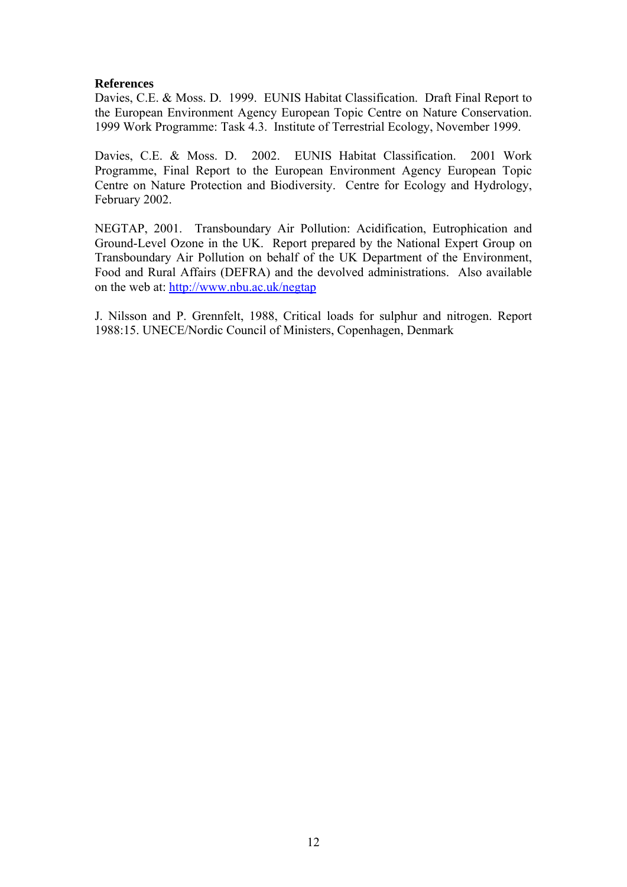**References**

Davies, C.E. & Moss. D. 1999. EUNIS Habitat Classification. Draft Final Report to the European Environment Agency European Topic Centre on Nature Conservation. 1999 Work Programme: Task 4.3. Institute of Terrestrial Ecology, November 1999.

Davies, C.E. & Moss. D. 2002. EUNIS Habitat Classification. 2001 Work Programme, Final Report to the European Environment Agency European Topic Centre on Nature Protection and Biodiversity. Centre for Ecology and Hydrology, February 2002.

NEGTAP, 2001. Transboundary Air Pollution: Acidification, Eutrophication and Ground-Level Ozone in the UK. Report prepared by the National Expert Group on Transboundary Air Pollution on behalf of the UK Department of the Environment, Food and Rural Affairs (DEFRA) and the devolved administrations. Also available on the web at: http://www.nbu.ac.uk/negtap

J. Nilsson and P. Grennfelt, 1988, Critical loads for sulphur and nitrogen. Report 1988:15. UNECE/Nordic Council of Ministers, Copenhagen, Denmark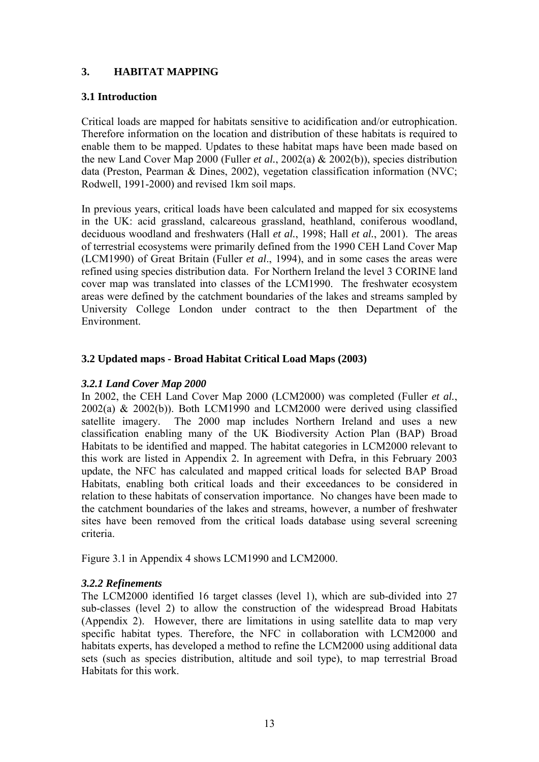## 3. HABITAT MAPPING

### 3.1 Introduction

Critical loads are mapped for habitats sensitive to acidification and/or eutrophication. Therefore information on the location and distribution of these habitats is required to enable them to be mapped. Updates to these habitat maps have been made based on the new Land Cover Map 2000 (Fuller *et al.*, 2002(a) & 2002(b)), species distribution data (Preston, Pearman & Dines, 2002), vegetation classification information (NVC; Rodwell, 1991-2000) and revised 1km soil maps.

In previous years, critical loads have been calculated and mapped for six ecosystems in the UK: acid grassland, calcareous grassland, heathland, coniferous woodland, deciduous woodland and freshwaters (Hall *et al.*, 1998; Hall *et al.*, 2001). The areas of terrestrial ecosystems were primarily defined from the 1990 CEH Land Cover Map (LCM1990) of Great Britain (Fuller *et al*., 1994), and in some cases the areas were refined using species distribution data. For Northern Ireland the level 3 CORINE land cover map was translated into classes of the LCM1990. The freshwater ecosystem areas were defined by the catchment boundaries of the lakes and streams sampled by University College London under contract to the then Department of the Environment.

### 3.2 Updated maps - Broad Habitat Critical Load Maps (2003)

#### *3.2.1 Land Cover Map 2000*

In 2002, the CEH Land Cover Map 2000 (LCM2000) was completed (Fuller *et al.*, 2002(a) & 2002(b)). Both LCM1990 and LCM2000 were derived using classified satellite imagery. The 2000 map includes Northern Ireland and uses a new classification enabling many of the UK Biodiversity Action Plan (BAP) Broad Habitats to be identified and mapped. The habitat categories in LCM2000 relevant to this work are listed in Appendix 2. In agreement with Defra, in this February 2003 update, the NFC has calculated and mapped critical loads for selected BAP Broad Habitats, enabling both critical loads and their exceedances to be considered in relation to these habitats of conservation importance. No changes have been made to the catchment boundaries of the lakes and streams, however, a number of freshwater sites have been removed from the critical loads database using several screening criteria.

Figure 3.1 in Appendix 4 shows LCM1990 and LCM2000.

#### *3.2.2 Refinements*

The LCM2000 identified 16 target classes (level 1), which are sub-divided into 27 sub-classes (level 2) to allow the construction of the widespread Broad Habitats (Appendix 2). However, there are limitations in using satellite data to map very specific habitat types. Therefore, the NFC in collaboration with LCM2000 and habitats experts, has developed a method to refine the LCM2000 using additional data sets (such as species distribution, altitude and soil type), to map terrestrial Broad Habitats for this work.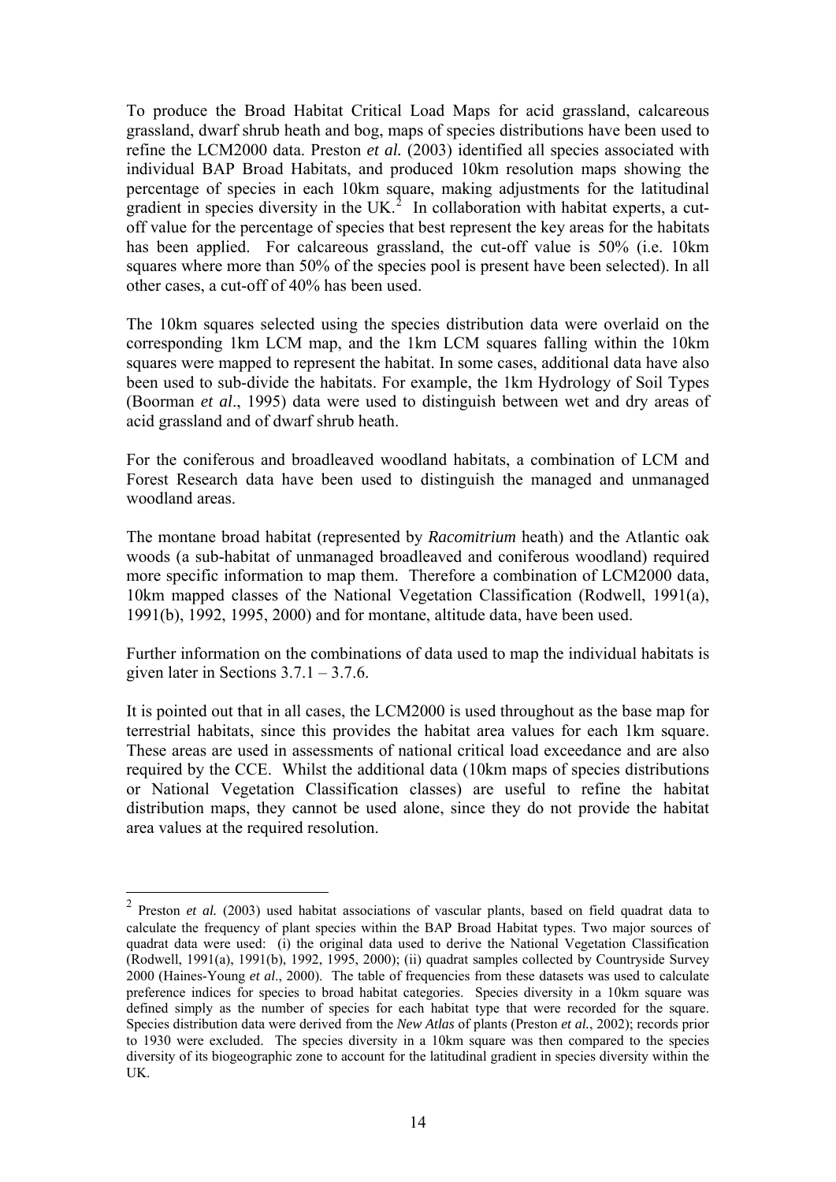To produce the Broad Habitat Critical Load Maps for acid grassland, calcareous grassland, dwarf shrub heath and bog, maps of species distributions have been used to refine the LCM2000 data. Preston *et al.* (2003) identified all species associated with individual BAP Broad Habitats, and produced 10km resolution maps showing the percentage of species in each 10km square, making adjustments for the latitudinal gradient in species diversity in the UK.[2] In collaboration with habitat experts, a cut-off value for the percentage of species that best represent the key areas for the habitats has been applied. For calcareous grassland, the cut-off value is 50% (i.e. 10km squares where more than 50% of the species pool is present have been selected). In all other cases, a cut-off of 40% has been used.

The 10km squares selected using the species distribution data were overlaid on the corresponding 1km LCM map, and the 1km LCM squares falling within the 10km squares were mapped to represent the habitat. In some cases, additional data have also been used to sub-divide the habitats. For example, the 1km Hydrology of Soil Types (Boorman *et al*., 1995) data were used to distinguish between wet and dry areas of acid grassland and of dwarf shrub heath.

For the coniferous and broadleaved woodland habitats, a combination of LCM and Forest Research data have been used to distinguish the managed and unmanaged woodland areas.

The montane broad habitat (represented by *Racomitrium* heath) and the Atlantic oak woods (a sub-habitat of unmanaged broadleaved and coniferous woodland) required more specific information to map them. Therefore a combination of LCM2000 data, 10km mapped classes of the National Vegetation Classification (Rodwell, 1991(a), 1991(b), 1992, 1995, 2000) and for montane, altitude data, have been used.

Further information on the combinations of data used to map the individual habitats is given later in Sections 3.7.1 – 3.7.6.

It is pointed out that in all cases, the LCM2000 is used throughout as the base map for terrestrial habitats, since this provides the habitat area values for each 1km square. These areas are used in assessments of national critical load exceedance and are also required by the CCE. Whilst the additional data (10km maps of species distributions or National Vegetation Classification classes) are useful to refine the habitat distribution maps, they cannot be used alone, since they do not provide the habitat area values at the required resolution.

---

[2] Preston *et al.* (2003) used habitat associations of vascular plants, based on field quadrat data to calculate the frequency of plant species within the BAP Broad Habitat types. Two major sources of quadrat data were used: (i) the original data used to derive the National Vegetation Classification (Rodwell, 1991(a), 1991(b), 1992, 1995, 2000); (ii) quadrat samples collected by Countryside Survey 2000 (Haines-Young *et al*., 2000). The table of frequencies from these datasets was used to calculate preference indices for species to broad habitat categories. Species diversity in a 10km square was defined simply as the number of species for each habitat type that were recorded for the square. Species distribution data were derived from the *New Atlas* of plants (Preston *et al.*, 2002); records prior to 1930 were excluded. The species diversity in a 10km square was then compared to the species diversity of its biogeographic zone to account for the latitudinal gradient in species diversity within the UK.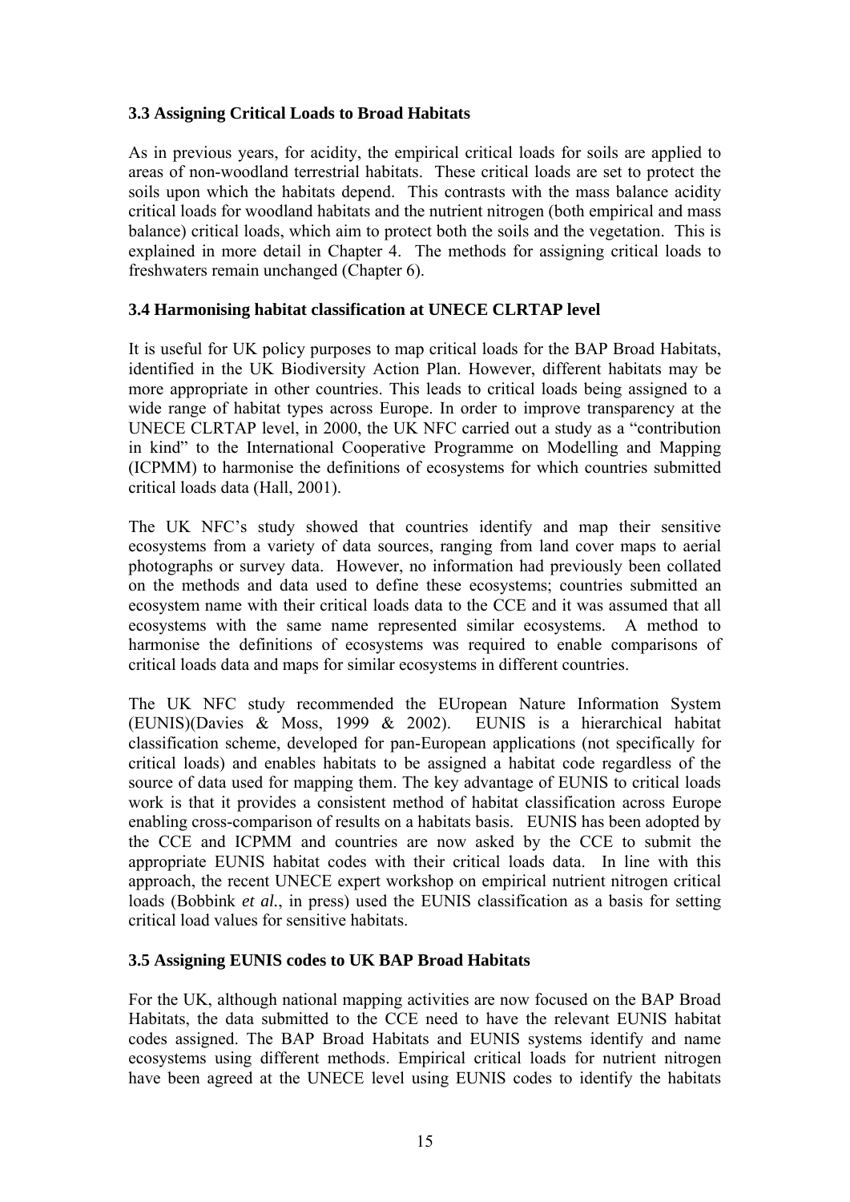### 3.3 Assigning Critical Loads to Broad Habitats

As in previous years, for acidity, the empirical critical loads for soils are applied to areas of non-woodland terrestrial habitats. These critical loads are set to protect the soils upon which the habitats depend. This contrasts with the mass balance acidity critical loads for woodland habitats and the nutrient nitrogen (both empirical and mass balance) critical loads, which aim to protect both the soils and the vegetation. This is explained in more detail in Chapter 4. The methods for assigning critical loads to freshwaters remain unchanged (Chapter 6).

### 3.4 Harmonising habitat classification at UNECE CLRTAP level

It is useful for UK policy purposes to map critical loads for the BAP Broad Habitats, identified in the UK Biodiversity Action Plan. However, different habitats may be more appropriate in other countries. This leads to critical loads being assigned to a wide range of habitat types across Europe. In order to improve transparency at the UNECE CLRTAP level, in 2000, the UK NFC carried out a study as a "contribution in kind" to the International Cooperative Programme on Modelling and Mapping (ICPMM) to harmonise the definitions of ecosystems for which countries submitted critical loads data (Hall, 2001).

The UK NFC's study showed that countries identify and map their sensitive ecosystems from a variety of data sources, ranging from land cover maps to aerial photographs or survey data. However, no information had previously been collated on the methods and data used to define these ecosystems; countries submitted an ecosystem name with their critical loads data to the CCE and it was assumed that all ecosystems with the same name represented similar ecosystems. A method to harmonise the definitions of ecosystems was required to enable comparisons of critical loads data and maps for similar ecosystems in different countries.

The UK NFC study recommended the EUropean Nature Information System (EUNIS)(Davies & Moss, 1999 & 2002). EUNIS is a hierarchical habitat classification scheme, developed for pan-European applications (not specifically for critical loads) and enables habitats to be assigned a habitat code regardless of the source of data used for mapping them. The key advantage of EUNIS to critical loads work is that it provides a consistent method of habitat classification across Europe enabling cross-comparison of results on a habitats basis. EUNIS has been adopted by the CCE and ICPMM and countries are now asked by the CCE to submit the appropriate EUNIS habitat codes with their critical loads data. In line with this approach, the recent UNECE expert workshop on empirical nutrient nitrogen critical loads (Bobbink *et al.*, in press) used the EUNIS classification as a basis for setting critical load values for sensitive habitats.

### 3.5 Assigning EUNIS codes to UK BAP Broad Habitats

For the UK, although national mapping activities are now focused on the BAP Broad Habitats, the data submitted to the CCE need to have the relevant EUNIS habitat codes assigned. The BAP Broad Habitats and EUNIS systems identify and name ecosystems using different methods. Empirical critical loads for nutrient nitrogen have been agreed at the UNECE level using EUNIS codes to identify the habitats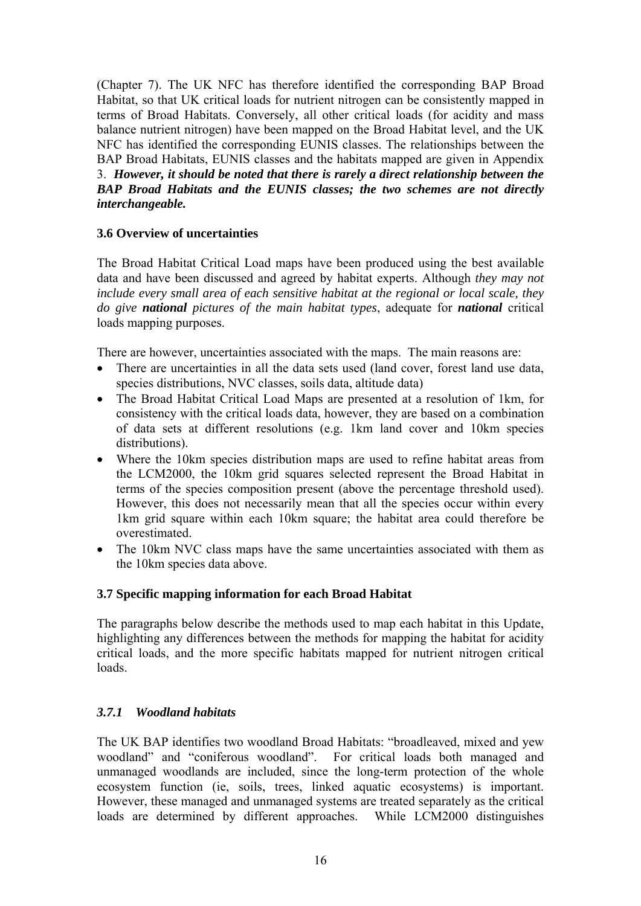(Chapter 7). The UK NFC has therefore identified the corresponding BAP Broad Habitat, so that UK critical loads for nutrient nitrogen can be consistently mapped in terms of Broad Habitats. Conversely, all other critical loads (for acidity and mass balance nutrient nitrogen) have been mapped on the Broad Habitat level, and the UK NFC has identified the corresponding EUNIS classes. The relationships between the BAP Broad Habitats, EUNIS classes and the habitats mapped are given in Appendix 3. ***However, it should be noted that there is rarely a direct relationship between the BAP Broad Habitats and the EUNIS classes; the two schemes are not directly interchangeable.***

### 3.6 Overview of uncertainties

The Broad Habitat Critical Load maps have been produced using the best available data and have been discussed and agreed by habitat experts. Although *they may not include every small area of each sensitive habitat at the regional or local scale, they do give **national** pictures of the main habitat types*, adequate for ***national*** critical loads mapping purposes.

There are however, uncertainties associated with the maps. The main reasons are:

- There are uncertainties in all the data sets used (land cover, forest land use data, species distributions, NVC classes, soils data, altitude data)
- The Broad Habitat Critical Load Maps are presented at a resolution of 1km, for consistency with the critical loads data, however, they are based on a combination of data sets at different resolutions (e.g. 1km land cover and 10km species distributions).
- Where the 10km species distribution maps are used to refine habitat areas from the LCM2000, the 10km grid squares selected represent the Broad Habitat in terms of the species composition present (above the percentage threshold used). However, this does not necessarily mean that all the species occur within every 1km grid square within each 10km square; the habitat area could therefore be overestimated.
- The 10km NVC class maps have the same uncertainties associated with them as the 10km species data above.

### 3.7 Specific mapping information for each Broad Habitat

The paragraphs below describe the methods used to map each habitat in this Update, highlighting any differences between the methods for mapping the habitat for acidity critical loads, and the more specific habitats mapped for nutrient nitrogen critical loads.

#### *3.7.1 Woodland habitats*

The UK BAP identifies two woodland Broad Habitats: "broadleaved, mixed and yew woodland" and "coniferous woodland". For critical loads both managed and unmanaged woodlands are included, since the long-term protection of the whole ecosystem function (ie, soils, trees, linked aquatic ecosystems) is important. However, these managed and unmanaged systems are treated separately as the critical loads are determined by different approaches. While LCM2000 distinguishes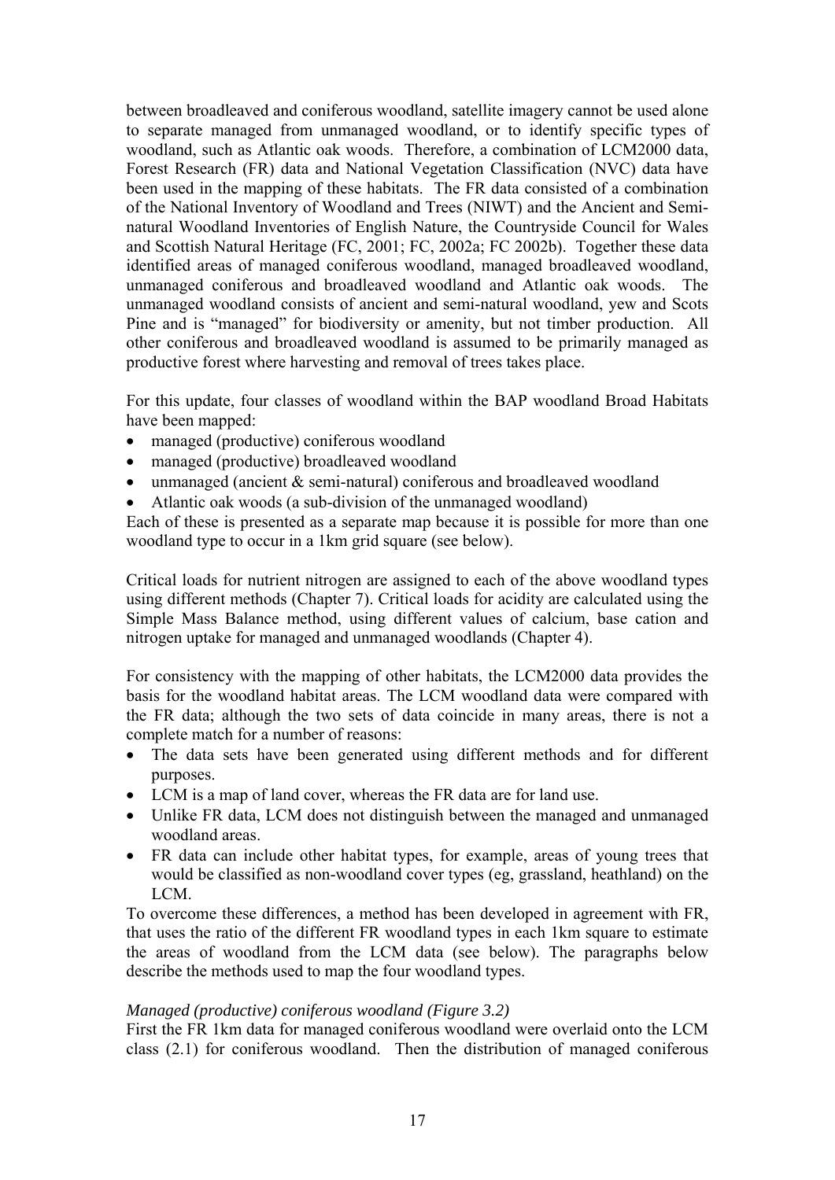between broadleaved and coniferous woodland, satellite imagery cannot be used alone to separate managed from unmanaged woodland, or to identify specific types of woodland, such as Atlantic oak woods. Therefore, a combination of LCM2000 data, Forest Research (FR) data and National Vegetation Classification (NVC) data have been used in the mapping of these habitats. The FR data consisted of a combination of the National Inventory of Woodland and Trees (NIWT) and the Ancient and Semi-natural Woodland Inventories of English Nature, the Countryside Council for Wales and Scottish Natural Heritage (FC, 2001; FC, 2002a; FC 2002b). Together these data identified areas of managed coniferous woodland, managed broadleaved woodland, unmanaged coniferous and broadleaved woodland and Atlantic oak woods. The unmanaged woodland consists of ancient and semi-natural woodland, yew and Scots Pine and is "managed" for biodiversity or amenity, but not timber production. All other coniferous and broadleaved woodland is assumed to be primarily managed as productive forest where harvesting and removal of trees takes place.

For this update, four classes of woodland within the BAP woodland Broad Habitats have been mapped:

- managed (productive) coniferous woodland
- managed (productive) broadleaved woodland
- unmanaged (ancient & semi-natural) coniferous and broadleaved woodland
- Atlantic oak woods (a sub-division of the unmanaged woodland)

Each of these is presented as a separate map because it is possible for more than one woodland type to occur in a 1km grid square (see below).

Critical loads for nutrient nitrogen are assigned to each of the above woodland types using different methods (Chapter 7). Critical loads for acidity are calculated using the Simple Mass Balance method, using different values of calcium, base cation and nitrogen uptake for managed and unmanaged woodlands (Chapter 4).

For consistency with the mapping of other habitats, the LCM2000 data provides the basis for the woodland habitat areas. The LCM woodland data were compared with the FR data; although the two sets of data coincide in many areas, there is not a complete match for a number of reasons:

- The data sets have been generated using different methods and for different purposes.
- LCM is a map of land cover, whereas the FR data are for land use.
- Unlike FR data, LCM does not distinguish between the managed and unmanaged woodland areas.
- FR data can include other habitat types, for example, areas of young trees that would be classified as non-woodland cover types (eg, grassland, heathland) on the LCM.

To overcome these differences, a method has been developed in agreement with FR, that uses the ratio of the different FR woodland types in each 1km square to estimate the areas of woodland from the LCM data (see below). The paragraphs below describe the methods used to map the four woodland types.

*Managed (productive) coniferous woodland (Figure 3.2)*

First the FR 1km data for managed coniferous woodland were overlaid onto the LCM class (2.1) for coniferous woodland. Then the distribution of managed coniferous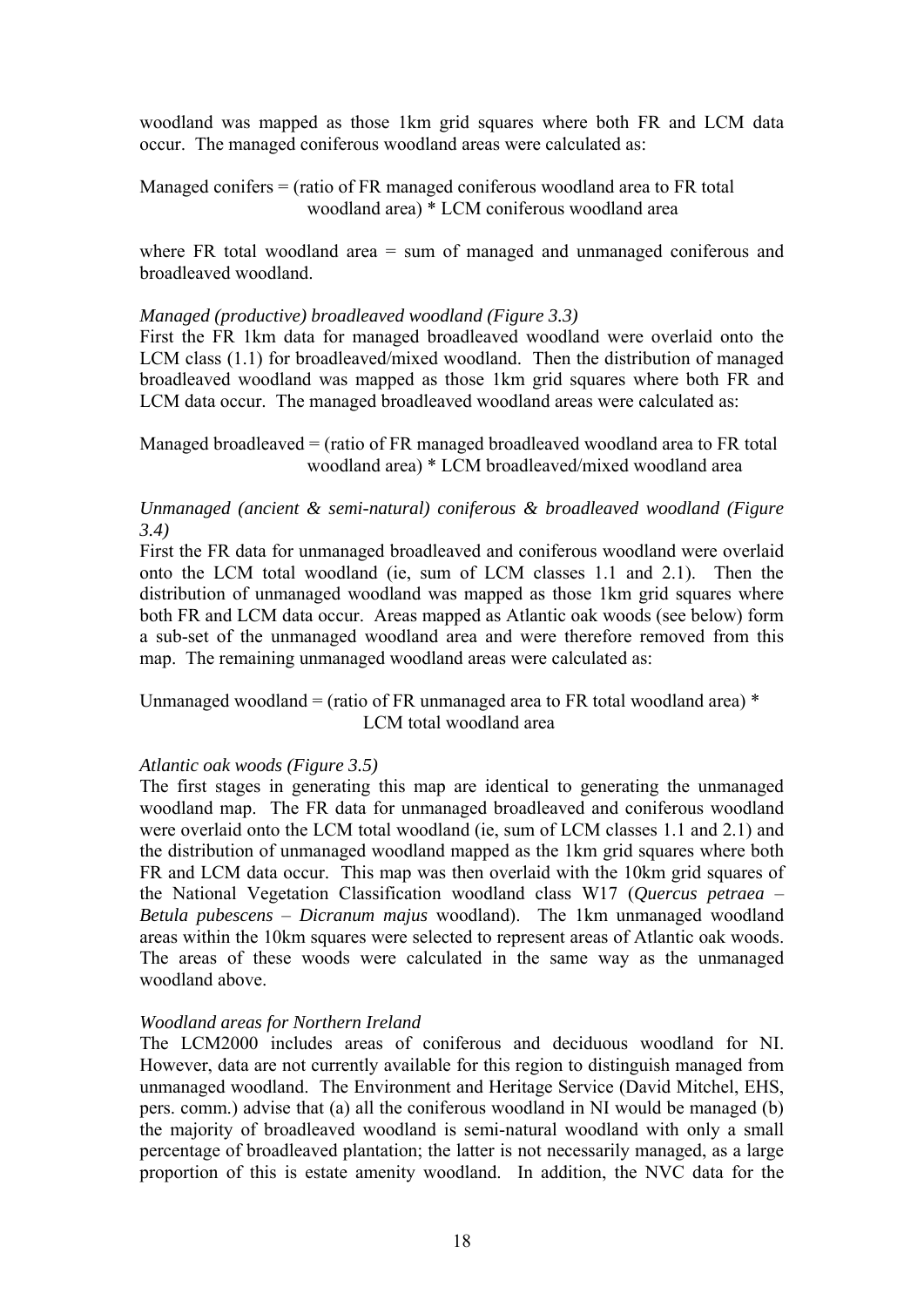woodland was mapped as those 1km grid squares where both FR and LCM data occur. The managed coniferous woodland areas were calculated as:

Managed conifers = (ratio of FR managed coniferous woodland area to FR total woodland area) * LCM coniferous woodland area

where FR total woodland area = sum of managed and unmanaged coniferous and broadleaved woodland.

*Managed (productive) broadleaved woodland (Figure 3.3)*

First the FR 1km data for managed broadleaved woodland were overlaid onto the LCM class (1.1) for broadleaved/mixed woodland. Then the distribution of managed broadleaved woodland was mapped as those 1km grid squares where both FR and LCM data occur. The managed broadleaved woodland areas were calculated as:

Managed broadleaved = (ratio of FR managed broadleaved woodland area to FR total woodland area) * LCM broadleaved/mixed woodland area

*Unmanaged (ancient & semi-natural) coniferous & broadleaved woodland (Figure 3.4)*

First the FR data for unmanaged broadleaved and coniferous woodland were overlaid onto the LCM total woodland (ie, sum of LCM classes 1.1 and 2.1). Then the distribution of unmanaged woodland was mapped as those 1km grid squares where both FR and LCM data occur. Areas mapped as Atlantic oak woods (see below) form a sub-set of the unmanaged woodland area and were therefore removed from this map. The remaining unmanaged woodland areas were calculated as:

Unmanaged woodland = (ratio of FR unmanaged area to FR total woodland area) * LCM total woodland area

*Atlantic oak woods (Figure 3.5)*

The first stages in generating this map are identical to generating the unmanaged woodland map. The FR data for unmanaged broadleaved and coniferous woodland were overlaid onto the LCM total woodland (ie, sum of LCM classes 1.1 and 2.1) and the distribution of unmanaged woodland mapped as the 1km grid squares where both FR and LCM data occur. This map was then overlaid with the 10km grid squares of the National Vegetation Classification woodland class W17 (*Quercus petraea* – *Betula pubescens* – *Dicranum majus* woodland). The 1km unmanaged woodland areas within the 10km squares were selected to represent areas of Atlantic oak woods. The areas of these woods were calculated in the same way as the unmanaged woodland above.

*Woodland areas for Northern Ireland*

The LCM2000 includes areas of coniferous and deciduous woodland for NI. However, data are not currently available for this region to distinguish managed from unmanaged woodland. The Environment and Heritage Service (David Mitchel, EHS, pers. comm.) advise that (a) all the coniferous woodland in NI would be managed (b) the majority of broadleaved woodland is semi-natural woodland with only a small percentage of broadleaved plantation; the latter is not necessarily managed, as a large proportion of this is estate amenity woodland. In addition, the NVC data for the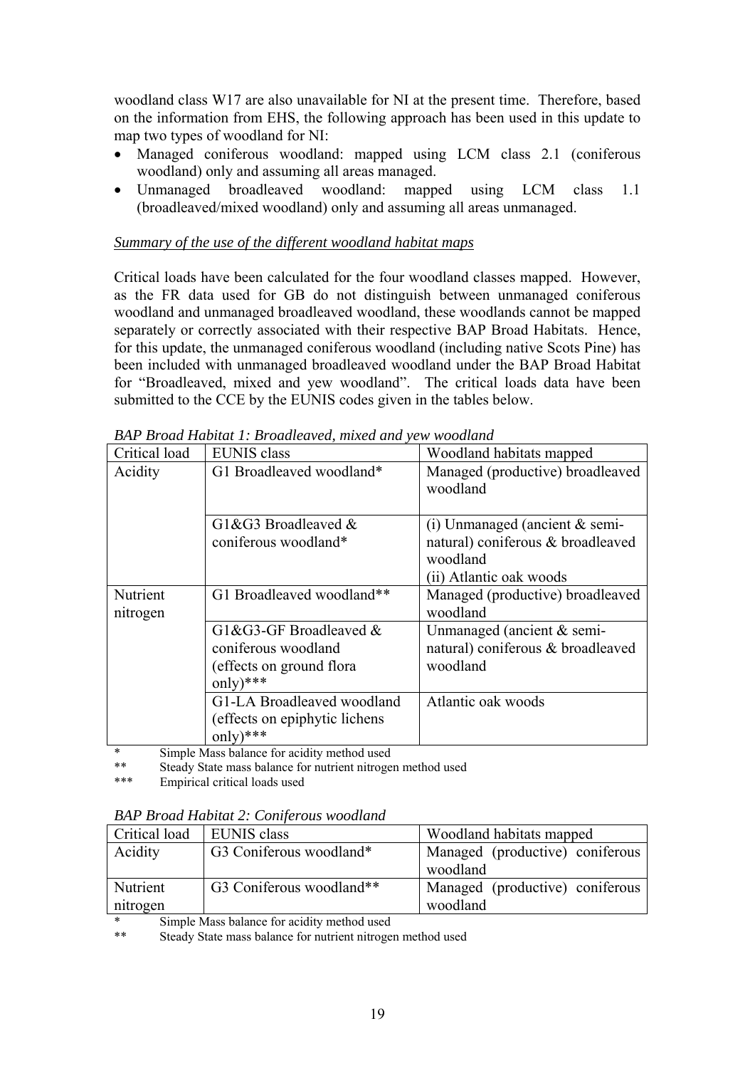woodland class W17 are also unavailable for NI at the present time. Therefore, based on the information from EHS, the following approach has been used in this update to map two types of woodland for NI:

- Managed coniferous woodland: mapped using LCM class 2.1 (coniferous woodland) only and assuming all areas managed.
- Unmanaged broadleaved woodland: mapped using LCM class 1.1 (broadleaved/mixed woodland) only and assuming all areas unmanaged.

*Summary of the use of the different woodland habitat maps*

Critical loads have been calculated for the four woodland classes mapped. However, as the FR data used for GB do not distinguish between unmanaged coniferous woodland and unmanaged broadleaved woodland, these woodlands cannot be mapped separately or correctly associated with their respective BAP Broad Habitats. Hence, for this update, the unmanaged coniferous woodland (including native Scots Pine) has been included with unmanaged broadleaved woodland under the BAP Broad Habitat for "Broadleaved, mixed and yew woodland". The critical loads data have been submitted to the CCE by the EUNIS codes given in the tables below.

*BAP Broad Habitat 1: Broadleaved, mixed and yew woodland*

| Critical load | EUNIS class | Woodland habitats mapped |
|---|---|---|
| Acidity | G1 Broadleaved woodland* | Managed (productive) broadleaved woodland |
| | G1&G3 Broadleaved & coniferous woodland* | (i) Unmanaged (ancient & semi-natural) coniferous & broadleaved woodland<br>(ii) Atlantic oak woods |
| Nutrient nitrogen | G1 Broadleaved woodland** | Managed (productive) broadleaved woodland |
| | G1&G3-GF Broadleaved & coniferous woodland (effects on ground flora only)*** | Unmanaged (ancient & semi-natural) coniferous & broadleaved woodland |
| | G1-LA Broadleaved woodland (effects on epiphytic lichens only)*** | Atlantic oak woods |

\* Simple Mass balance for acidity method used
\*\* Steady State mass balance for nutrient nitrogen method used
\*\*\* Empirical critical loads used

*BAP Broad Habitat 2: Coniferous woodland*

| Critical load | EUNIS class | Woodland habitats mapped |
|---|---|---|
| Acidity | G3 Coniferous woodland* | Managed (productive) coniferous woodland |
| Nutrient nitrogen | G3 Coniferous woodland** | Managed (productive) coniferous woodland |

\* Simple Mass balance for acidity method used
\*\* Steady State mass balance for nutrient nitrogen method used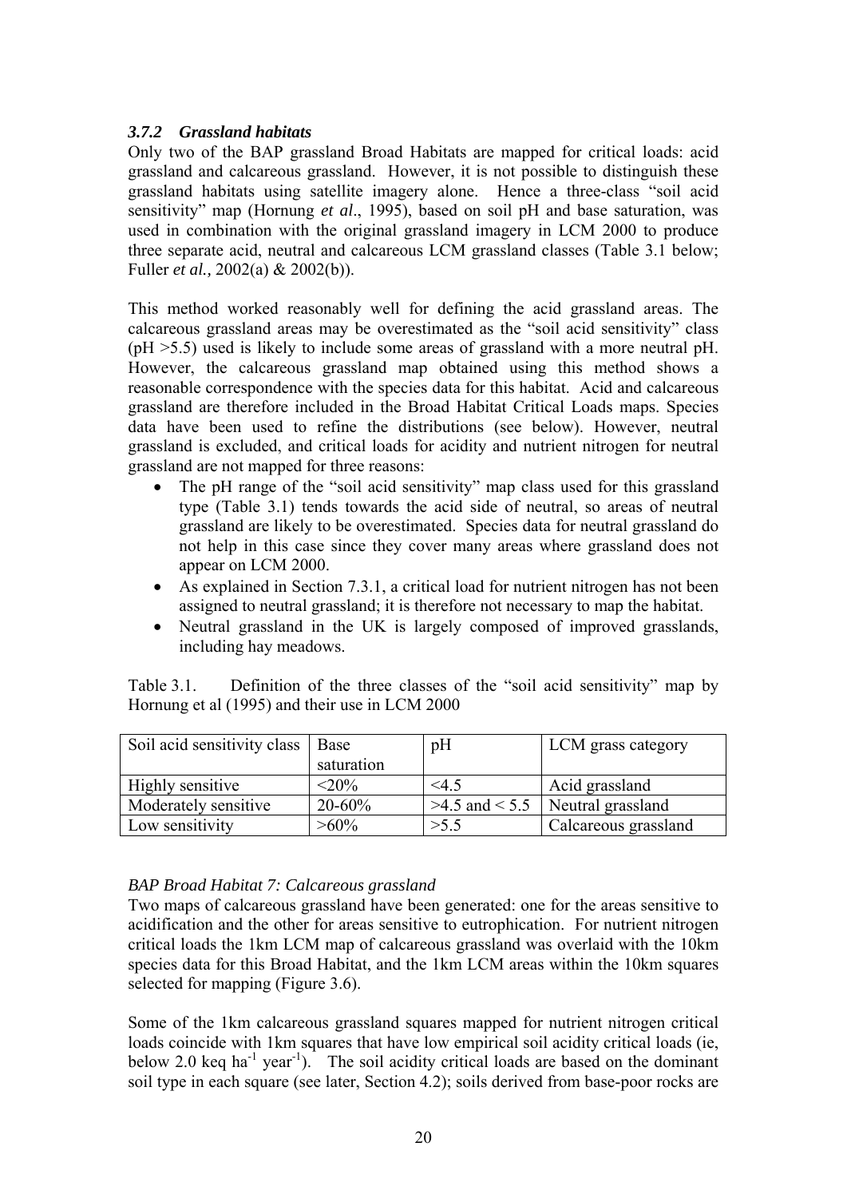### *3.7.2 Grassland habitats*

Only two of the BAP grassland Broad Habitats are mapped for critical loads: acid grassland and calcareous grassland. However, it is not possible to distinguish these grassland habitats using satellite imagery alone. Hence a three-class "soil acid sensitivity" map (Hornung *et al*., 1995), based on soil pH and base saturation, was used in combination with the original grassland imagery in LCM 2000 to produce three separate acid, neutral and calcareous LCM grassland classes (Table 3.1 below; Fuller *et al.,* 2002(a) & 2002(b)).

This method worked reasonably well for defining the acid grassland areas. The calcareous grassland areas may be overestimated as the "soil acid sensitivity" class (pH >5.5) used is likely to include some areas of grassland with a more neutral pH. However, the calcareous grassland map obtained using this method shows a reasonable correspondence with the species data for this habitat. Acid and calcareous grassland are therefore included in the Broad Habitat Critical Loads maps. Species data have been used to refine the distributions (see below). However, neutral grassland is excluded, and critical loads for acidity and nutrient nitrogen for neutral grassland are not mapped for three reasons:

- The pH range of the "soil acid sensitivity" map class used for this grassland type (Table 3.1) tends towards the acid side of neutral, so areas of neutral grassland are likely to be overestimated. Species data for neutral grassland do not help in this case since they cover many areas where grassland does not appear on LCM 2000.
- As explained in Section 7.3.1, a critical load for nutrient nitrogen has not been assigned to neutral grassland; it is therefore not necessary to map the habitat.
- Neutral grassland in the UK is largely composed of improved grasslands, including hay meadows.

Table 3.1. Definition of the three classes of the "soil acid sensitivity" map by Hornung et al (1995) and their use in LCM 2000

| Soil acid sensitivity class | Base saturation | pH | LCM grass category |
|---|---|---|---|
| Highly sensitive | <20% | <4.5 | Acid grassland |
| Moderately sensitive | 20-60% | >4.5 and < 5.5 | Neutral grassland |
| Low sensitivity | >60% | >5.5 | Calcareous grassland |

*BAP Broad Habitat 7: Calcareous grassland*

Two maps of calcareous grassland have been generated: one for the areas sensitive to acidification and the other for areas sensitive to eutrophication. For nutrient nitrogen critical loads the 1km LCM map of calcareous grassland was overlaid with the 10km species data for this Broad Habitat, and the 1km LCM areas within the 10km squares selected for mapping (Figure 3.6).

Some of the 1km calcareous grassland squares mapped for nutrient nitrogen critical loads coincide with 1km squares that have low empirical soil acidity critical loads (ie, below 2.0 keq $ha^{-1}$ $year^{-1}$). The soil acidity critical loads are based on the dominant soil type in each square (see later, Section 4.2); soils derived from base-poor rocks are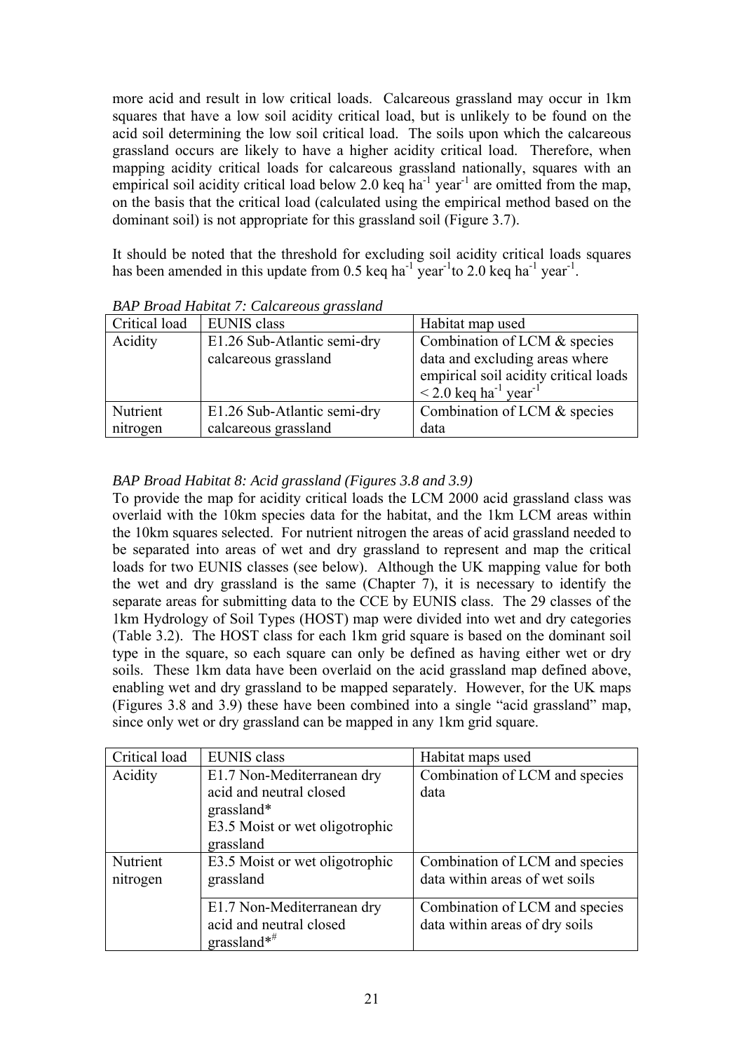more acid and result in low critical loads. Calcareous grassland may occur in 1km squares that have a low soil acidity critical load, but is unlikely to be found on the acid soil determining the low soil critical load. The soils upon which the calcareous grassland occurs are likely to have a higher acidity critical load. Therefore, when mapping acidity critical loads for calcareous grassland nationally, squares with an empirical soil acidity critical load below 2.0 keq $ha^{-1}$ $year^{-1}$ are omitted from the map, on the basis that the critical load (calculated using the empirical method based on the dominant soil) is not appropriate for this grassland soil (Figure 3.7).

It should be noted that the threshold for excluding soil acidity critical loads squares has been amended in this update from 0.5 keq $ha^{-1}$ $year^{-1}$ to 2.0 keq $ha^{-1}$ $year^{-1}$.

*BAP Broad Habitat 7: Calcareous grassland*

| Critical load | EUNIS class | Habitat map used |
|---|---|---|
| Acidity | E1.26 Sub-Atlantic semi-dry calcareous grassland | Combination of LCM & species data and excluding areas where empirical soil acidity critical loads < 2.0 keq $ha^{-1}$ $year^{-1}$ |
| Nutrient nitrogen | E1.26 Sub-Atlantic semi-dry calcareous grassland | Combination of LCM & species data |

*BAP Broad Habitat 8: Acid grassland (Figures 3.8 and 3.9)*

To provide the map for acidity critical loads the LCM 2000 acid grassland class was overlaid with the 10km species data for the habitat, and the 1km LCM areas within the 10km squares selected. For nutrient nitrogen the areas of acid grassland needed to be separated into areas of wet and dry grassland to represent and map the critical loads for two EUNIS classes (see below). Although the UK mapping value for both the wet and dry grassland is the same (Chapter 7), it is necessary to identify the separate areas for submitting data to the CCE by EUNIS class. The 29 classes of the 1km Hydrology of Soil Types (HOST) map were divided into wet and dry categories (Table 3.2). The HOST class for each 1km grid square is based on the dominant soil type in the square, so each square can only be defined as having either wet or dry soils. These 1km data have been overlaid on the acid grassland map defined above, enabling wet and dry grassland to be mapped separately. However, for the UK maps (Figures 3.8 and 3.9) these have been combined into a single "acid grassland" map, since only wet or dry grassland can be mapped in any 1km grid square.

| Critical load | EUNIS class | Habitat maps used |
|---|---|---|
| Acidity | E1.7 Non-Mediterranean dry acid and neutral closed grassland* <br> E3.5 Moist or wet oligotrophic grassland | Combination of LCM and species data |
| Nutrient nitrogen | E3.5 Moist or wet oligotrophic grassland | Combination of LCM and species data within areas of wet soils |
| | E1.7 Non-Mediterranean dry acid and neutral closed grassland*# | Combination of LCM and species data within areas of dry soils |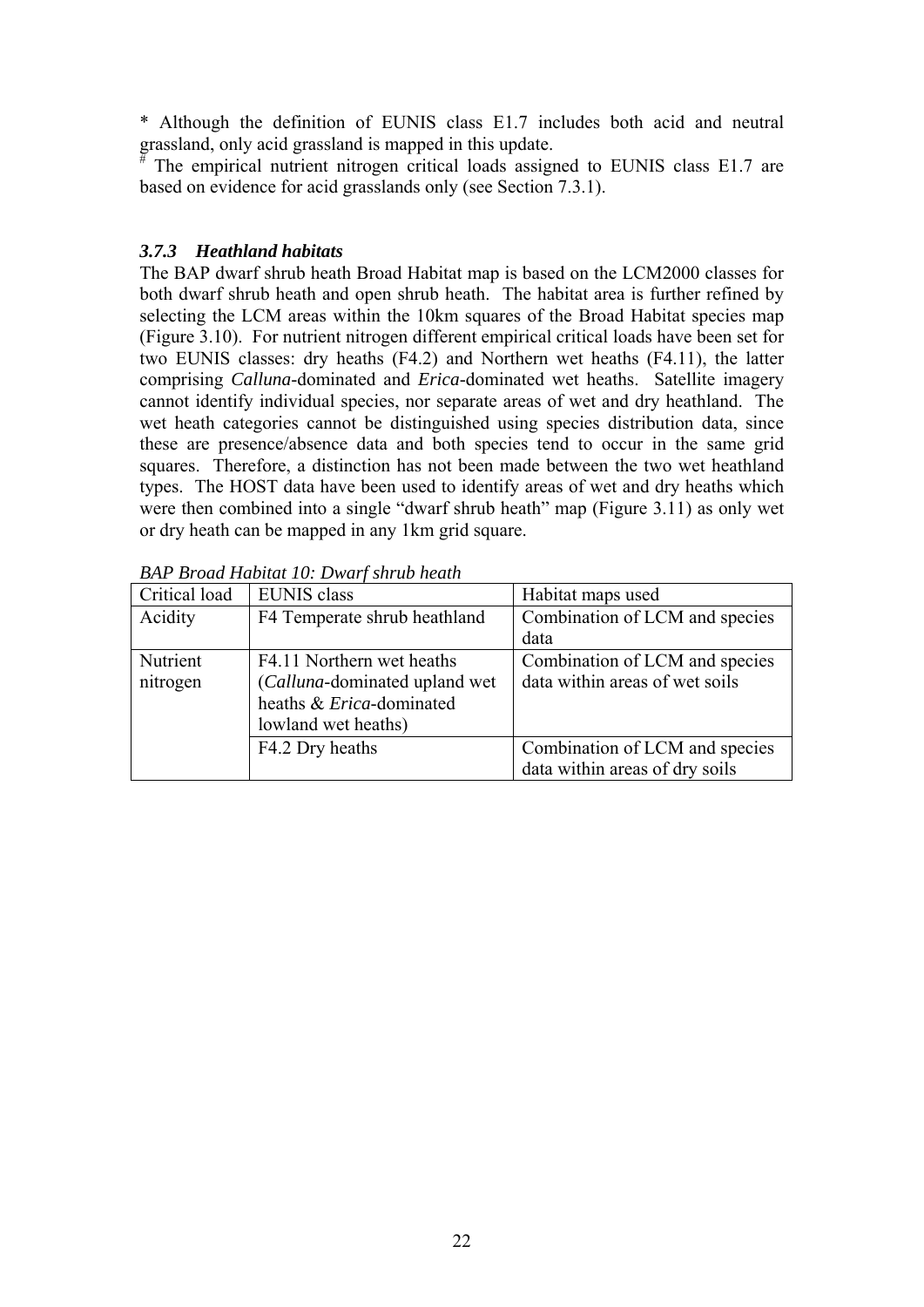* Although the definition of EUNIS class E1.7 includes both acid and neutral grassland, only acid grassland is mapped in this update.

# The empirical nutrient nitrogen critical loads assigned to EUNIS class E1.7 are based on evidence for acid grasslands only (see Section 7.3.1).

### *3.7.3 Heathland habitats*

The BAP dwarf shrub heath Broad Habitat map is based on the LCM2000 classes for both dwarf shrub heath and open shrub heath. The habitat area is further refined by selecting the LCM areas within the 10km squares of the Broad Habitat species map (Figure 3.10). For nutrient nitrogen different empirical critical loads have been set for two EUNIS classes: dry heaths (F4.2) and Northern wet heaths (F4.11), the latter comprising *Calluna*-dominated and *Erica*-dominated wet heaths. Satellite imagery cannot identify individual species, nor separate areas of wet and dry heathland. The wet heath categories cannot be distinguished using species distribution data, since these are presence/absence data and both species tend to occur in the same grid squares. Therefore, a distinction has not been made between the two wet heathland types. The HOST data have been used to identify areas of wet and dry heaths which were then combined into a single "dwarf shrub heath" map (Figure 3.11) as only wet or dry heath can be mapped in any 1km grid square.

*BAP Broad Habitat 10: Dwarf shrub heath*

| Critical load | EUNIS class | Habitat maps used |
|---|---|---|
| Acidity | F4 Temperate shrub heathland | Combination of LCM and species data |
| Nutrient nitrogen | F4.11 Northern wet heaths (*Calluna*-dominated upland wet heaths & *Erica*-dominated lowland wet heaths) | Combination of LCM and species data within areas of wet soils |
| | F4.2 Dry heaths | Combination of LCM and species data within areas of dry soils |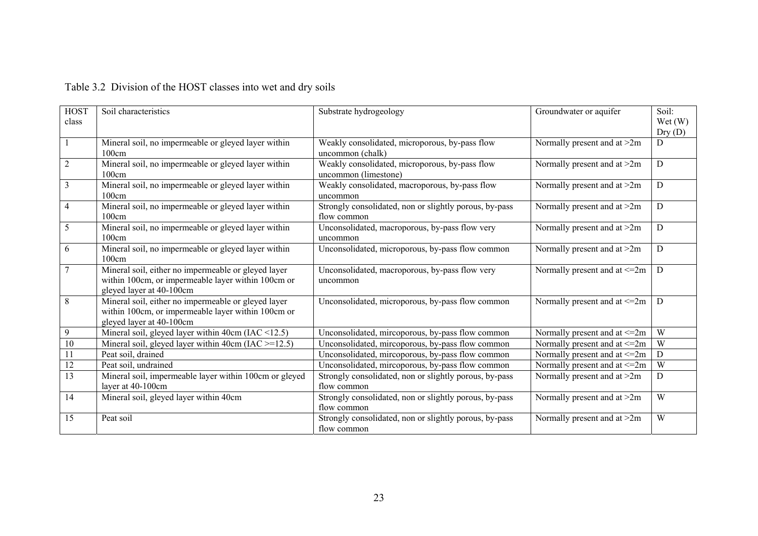Table 3.2 Division of the HOST classes into wet and dry soils

| HOST class | Soil characteristics | Substrate hydrogeology | Groundwater or aquifer | Soil: Wet (W) Dry (D) |
|---|---|---|---|---|
| 1 | Mineral soil, no impermeable or gleyed layer within 100cm | Weakly consolidated, microporous, by-pass flow uncommon (chalk) | Normally present and at >2m | D |
| 2 | Mineral soil, no impermeable or gleyed layer within 100cm | Weakly consolidated, microporous, by-pass flow uncommon (limestone) | Normally present and at >2m | D |
| 3 | Mineral soil, no impermeable or gleyed layer within 100cm | Weakly consolidated, macroporous, by-pass flow uncommon | Normally present and at >2m | D |
| 4 | Mineral soil, no impermeable or gleyed layer within 100cm | Strongly consolidated, non or slightly porous, by-pass flow common | Normally present and at >2m | D |
| 5 | Mineral soil, no impermeable or gleyed layer within 100cm | Unconsolidated, macroporous, by-pass flow very uncommon | Normally present and at >2m | D |
| 6 | Mineral soil, no impermeable or gleyed layer within 100cm | Unconsolidated, microporous, by-pass flow common | Normally present and at >2m | D |
| 7 | Mineral soil, either no impermeable or gleyed layer within 100cm, or impermeable layer within 100cm or gleyed layer at 40-100cm | Unconsolidated, macroporous, by-pass flow very uncommon | Normally present and at <=2m | D |
| 8 | Mineral soil, either no impermeable or gleyed layer within 100cm, or impermeable layer within 100cm or gleyed layer at 40-100cm | Unconsolidated, microporous, by-pass flow common | Normally present and at <=2m | D |
| 9 | Mineral soil, gleyed layer within 40cm (IAC <12.5) | Unconsolidated, mircoporous, by-pass flow common | Normally present and at <=2m | W |
| 10 | Mineral soil, gleyed layer within 40cm (IAC >=12.5) | Unconsolidated, mircoporous, by-pass flow common | Normally present and at <=2m | W |
| 11 | Peat soil, drained | Unconsolidated, mircoporous, by-pass flow common | Normally present and at <=2m | D |
| 12 | Peat soil, undrained | Unconsolidated, mircoporous, by-pass flow common | Normally present and at <=2m | W |
| 13 | Mineral soil, impermeable layer within 100cm or gleyed layer at 40-100cm | Strongly consolidated, non or slightly porous, by-pass flow common | Normally present and at >2m | D |
| 14 | Mineral soil, gleyed layer within 40cm | Strongly consolidated, non or slightly porous, by-pass flow common | Normally present and at >2m | W |
| 15 | Peat soil | Strongly consolidated, non or slightly porous, by-pass flow common | Normally present and at >2m | W |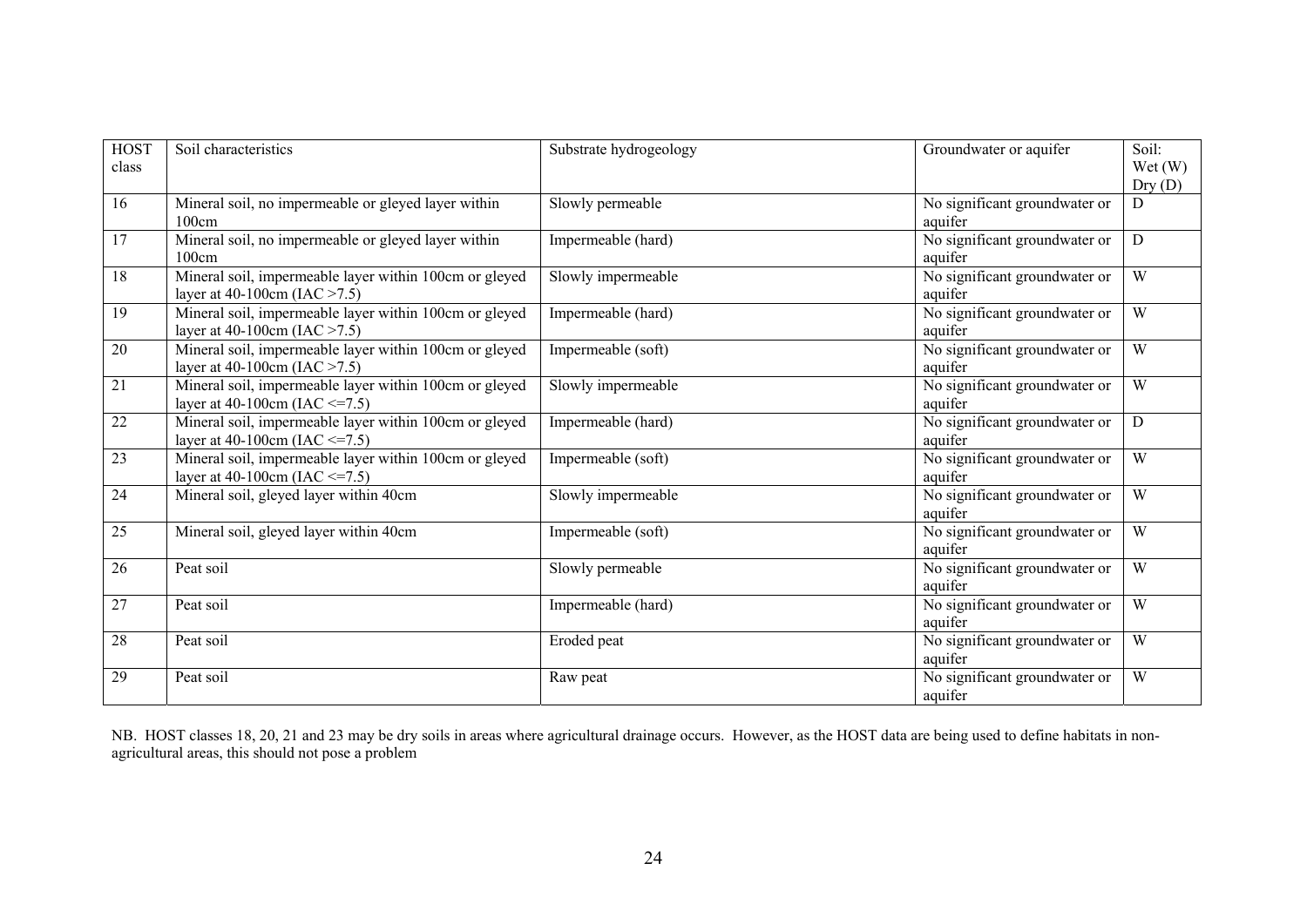| HOST class | Soil characteristics | Substrate hydrogeology | Groundwater or aquifer | Soil: Wet (W) Dry (D) |
|---|---|---|---|---|
| 16 | Mineral soil, no impermeable or gleyed layer within 100cm | Slowly permeable | No significant groundwater or aquifer | D |
| 17 | Mineral soil, no impermeable or gleyed layer within 100cm | Impermeable (hard) | No significant groundwater or aquifer | D |
| 18 | Mineral soil, impermeable layer within 100cm or gleyed layer at 40-100cm (IAC >7.5) | Slowly impermeable | No significant groundwater or aquifer | W |
| 19 | Mineral soil, impermeable layer within 100cm or gleyed layer at 40-100cm (IAC >7.5) | Impermeable (hard) | No significant groundwater or aquifer | W |
| 20 | Mineral soil, impermeable layer within 100cm or gleyed layer at 40-100cm (IAC >7.5) | Impermeable (soft) | No significant groundwater or aquifer | W |
| 21 | Mineral soil, impermeable layer within 100cm or gleyed layer at 40-100cm (IAC <=7.5) | Slowly impermeable | No significant groundwater or aquifer | W |
| 22 | Mineral soil, impermeable layer within 100cm or gleyed layer at 40-100cm (IAC <=7.5) | Impermeable (hard) | No significant groundwater or aquifer | D |
| 23 | Mineral soil, impermeable layer within 100cm or gleyed layer at 40-100cm (IAC <=7.5) | Impermeable (soft) | No significant groundwater or aquifer | W |
| 24 | Mineral soil, gleyed layer within 40cm | Slowly impermeable | No significant groundwater or aquifer | W |
| 25 | Mineral soil, gleyed layer within 40cm | Impermeable (soft) | No significant groundwater or aquifer | W |
| 26 | Peat soil | Slowly permeable | No significant groundwater or aquifer | W |
| 27 | Peat soil | Impermeable (hard) | No significant groundwater or aquifer | W |
| 28 | Peat soil | Eroded peat | No significant groundwater or aquifer | W |
| 29 | Peat soil | Raw peat | No significant groundwater or aquifer | W |

NB. HOST classes 18, 20, 21 and 23 may be dry soils in areas where agricultural drainage occurs. However, as the HOST data are being used to define habitats in non-agricultural areas, this should not pose a problem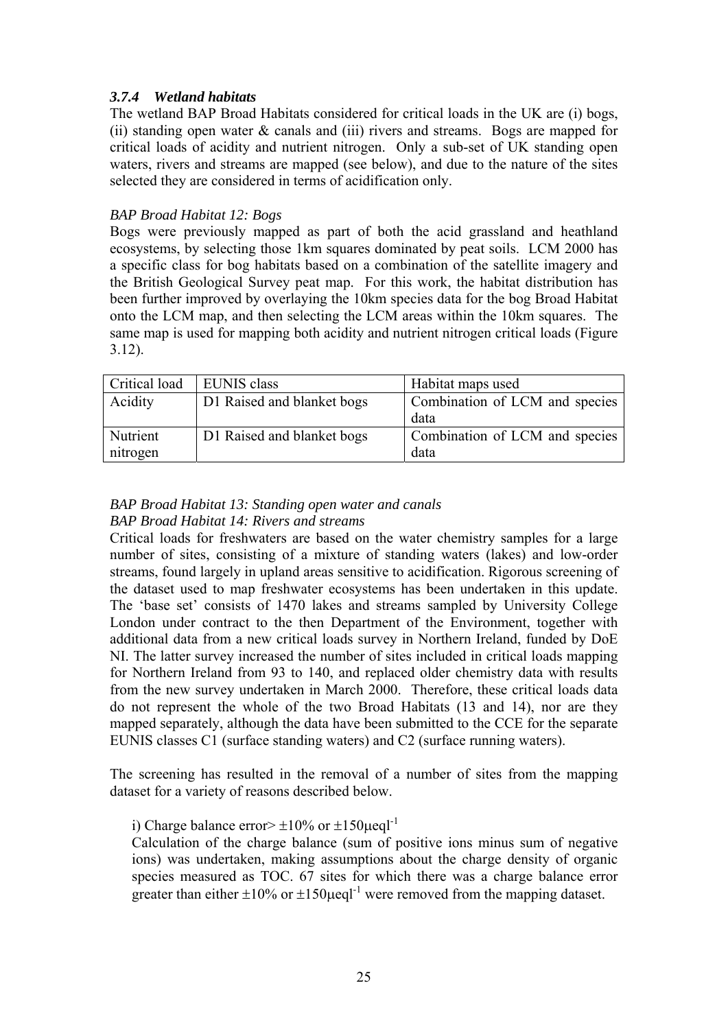### *3.7.4 Wetland habitats*

The wetland BAP Broad Habitats considered for critical loads in the UK are (i) bogs, (ii) standing open water & canals and (iii) rivers and streams. Bogs are mapped for critical loads of acidity and nutrient nitrogen. Only a sub-set of UK standing open waters, rivers and streams are mapped (see below), and due to the nature of the sites selected they are considered in terms of acidification only.

*BAP Broad Habitat 12: Bogs*

Bogs were previously mapped as part of both the acid grassland and heathland ecosystems, by selecting those 1km squares dominated by peat soils. LCM 2000 has a specific class for bog habitats based on a combination of the satellite imagery and the British Geological Survey peat map. For this work, the habitat distribution has been further improved by overlaying the 10km species data for the bog Broad Habitat onto the LCM map, and then selecting the LCM areas within the 10km squares. The same map is used for mapping both acidity and nutrient nitrogen critical loads (Figure 3.12).

| Critical load | EUNIS class | Habitat maps used |
|---|---|---|
| Acidity | D1 Raised and blanket bogs | Combination of LCM and species data |
| Nutrient nitrogen | D1 Raised and blanket bogs | Combination of LCM and species data |

*BAP Broad Habitat 13: Standing open water and canals*
*BAP Broad Habitat 14: Rivers and streams*

Critical loads for freshwaters are based on the water chemistry samples for a large number of sites, consisting of a mixture of standing waters (lakes) and low-order streams, found largely in upland areas sensitive to acidification. Rigorous screening of the dataset used to map freshwater ecosystems has been undertaken in this update. The 'base set' consists of 1470 lakes and streams sampled by University College London under contract to the then Department of the Environment, together with additional data from a new critical loads survey in Northern Ireland, funded by DoE NI. The latter survey increased the number of sites included in critical loads mapping for Northern Ireland from 93 to 140, and replaced older chemistry data with results from the new survey undertaken in March 2000. Therefore, these critical loads data do not represent the whole of the two Broad Habitats (13 and 14), nor are they mapped separately, although the data have been submitted to the CCE for the separate EUNIS classes C1 (surface standing waters) and C2 (surface running waters).

The screening has resulted in the removal of a number of sites from the mapping dataset for a variety of reasons described below.

i) Charge balance error> $\pm 10\%$ or $\pm 150\mu eql^{-1}$

Calculation of the charge balance (sum of positive ions minus sum of negative ions) was undertaken, making assumptions about the charge density of organic species measured as TOC. 67 sites for which there was a charge balance error greater than either $\pm 10\%$ or $\pm 150\mu eql^{-1}$ were removed from the mapping dataset.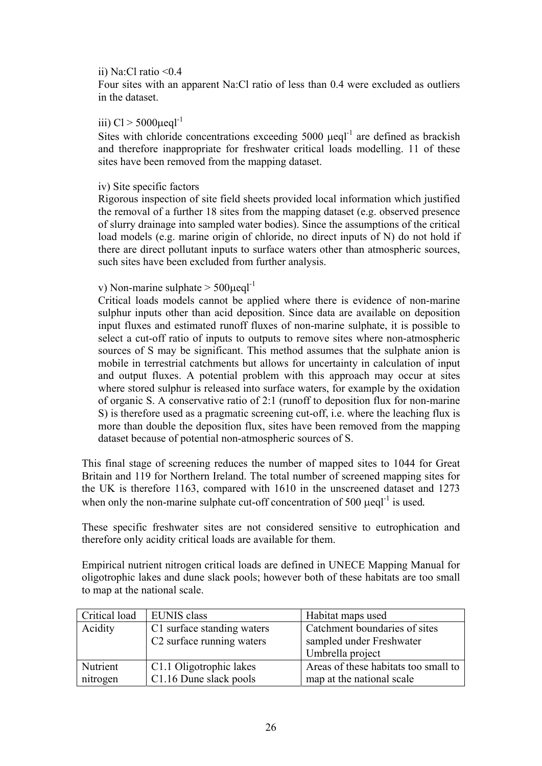ii) Na:Cl ratio <0.4

Four sites with an apparent Na:Cl ratio of less than 0.4 were excluded as outliers in the dataset.

iii) Cl > 5000$\mu$eql$^{-1}$

Sites with chloride concentrations exceeding 5000 $\mu$eql$^{-1}$ are defined as brackish and therefore inappropriate for freshwater critical loads modelling. 11 of these sites have been removed from the mapping dataset.

iv) Site specific factors

Rigorous inspection of site field sheets provided local information which justified the removal of a further 18 sites from the mapping dataset (e.g. observed presence of slurry drainage into sampled water bodies). Since the assumptions of the critical load models (e.g. marine origin of chloride, no direct inputs of N) do not hold if there are direct pollutant inputs to surface waters other than atmospheric sources, such sites have been excluded from further analysis.

v) Non-marine sulphate > 500$\mu$eql$^{-1}$

Critical loads models cannot be applied where there is evidence of non-marine sulphur inputs other than acid deposition. Since data are available on deposition input fluxes and estimated runoff fluxes of non-marine sulphate, it is possible to select a cut-off ratio of inputs to outputs to remove sites where non-atmospheric sources of S may be significant. This method assumes that the sulphate anion is mobile in terrestrial catchments but allows for uncertainty in calculation of input and output fluxes. A potential problem with this approach may occur at sites where stored sulphur is released into surface waters, for example by the oxidation of organic S. A conservative ratio of 2:1 (runoff to deposition flux for non-marine S) is therefore used as a pragmatic screening cut-off, i.e. where the leaching flux is more than double the deposition flux, sites have been removed from the mapping dataset because of potential non-atmospheric sources of S.

This final stage of screening reduces the number of mapped sites to 1044 for Great Britain and 119 for Northern Ireland. The total number of screened mapping sites for the UK is therefore 1163, compared with 1610 in the unscreened dataset and 1273 when only the non-marine sulphate cut-off concentration of 500 $\mu$eql$^{-1}$ is used.

These specific freshwater sites are not considered sensitive to eutrophication and therefore only acidity critical loads are available for them.

Empirical nutrient nitrogen critical loads are defined in UNECE Mapping Manual for oligotrophic lakes and dune slack pools; however both of these habitats are too small to map at the national scale.

| Critical load | EUNIS class | Habitat maps used |
|---|---|---|
| Acidity | C1 surface standing waters<br>C2 surface running waters | Catchment boundaries of sites sampled under Freshwater Umbrella project |
| Nutrient nitrogen | C1.1 Oligotrophic lakes<br>C1.16 Dune slack pools | Areas of these habitats too small to map at the national scale |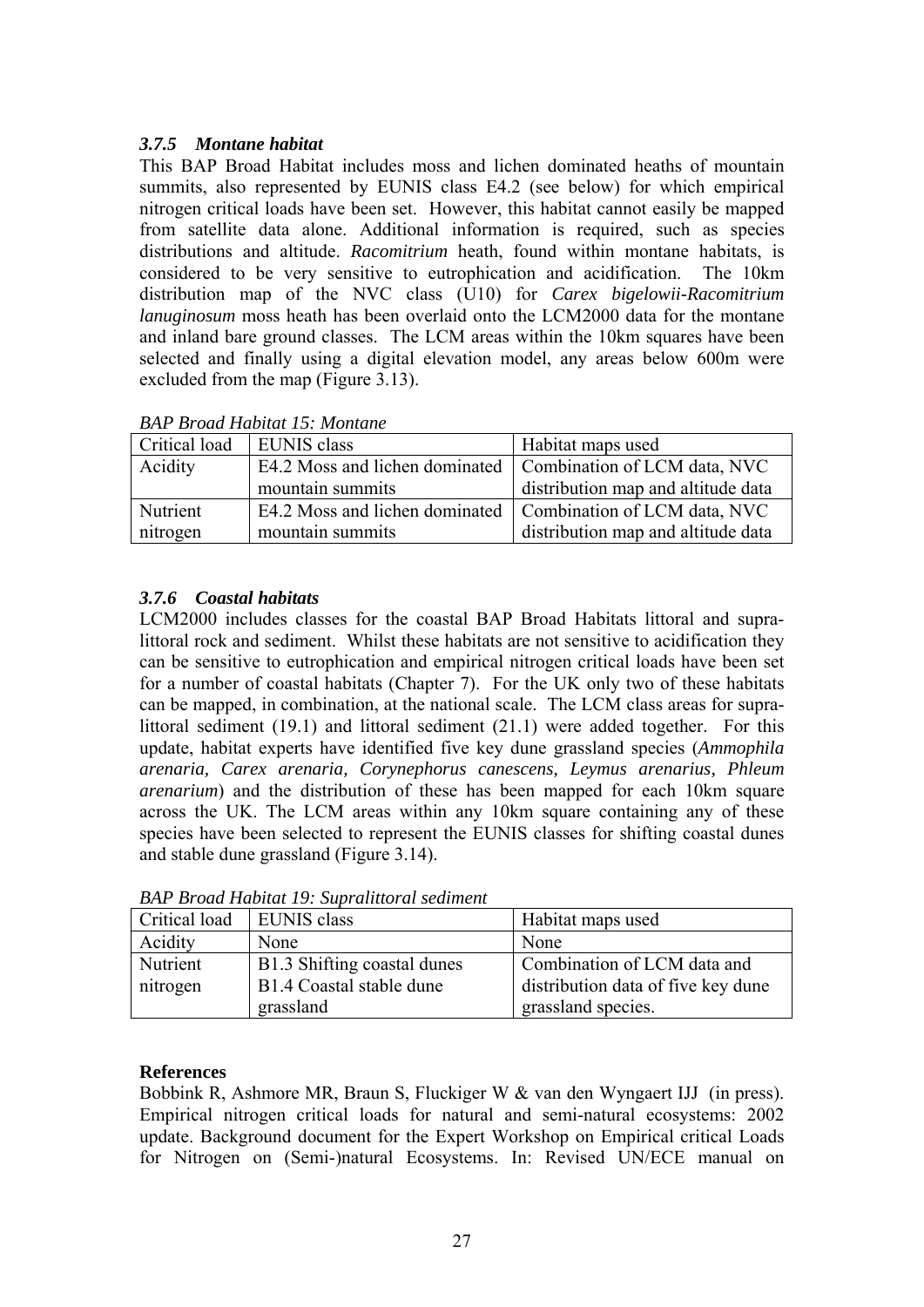### *3.7.5 Montane habitat*

This BAP Broad Habitat includes moss and lichen dominated heaths of mountain summits, also represented by EUNIS class E4.2 (see below) for which empirical nitrogen critical loads have been set. However, this habitat cannot easily be mapped from satellite data alone. Additional information is required, such as species distributions and altitude. *Racomitrium* heath, found within montane habitats, is considered to be very sensitive to eutrophication and acidification. The 10km distribution map of the NVC class (U10) for *Carex bigelowii-Racomitrium lanuginosum* moss heath has been overlaid onto the LCM2000 data for the montane and inland bare ground classes. The LCM areas within the 10km squares have been selected and finally using a digital elevation model, any areas below 600m were excluded from the map (Figure 3.13).

*BAP Broad Habitat 15: Montane*

| Critical load | EUNIS class | Habitat maps used |
|---|---|---|
| Acidity | E4.2 Moss and lichen dominated mountain summits | Combination of LCM data, NVC distribution map and altitude data |
| Nutrient nitrogen | E4.2 Moss and lichen dominated mountain summits | Combination of LCM data, NVC distribution map and altitude data |

### *3.7.6 Coastal habitats*

LCM2000 includes classes for the coastal BAP Broad Habitats littoral and supra-littoral rock and sediment. Whilst these habitats are not sensitive to acidification they can be sensitive to eutrophication and empirical nitrogen critical loads have been set for a number of coastal habitats (Chapter 7). For the UK only two of these habitats can be mapped, in combination, at the national scale. The LCM class areas for supra-littoral sediment (19.1) and littoral sediment (21.1) were added together. For this update, habitat experts have identified five key dune grassland species (*Ammophila arenaria, Carex arenaria, Corynephorus canescens, Leymus arenarius, Phleum arenarium*) and the distribution of these has been mapped for each 10km square across the UK. The LCM areas within any 10km square containing any of these species have been selected to represent the EUNIS classes for shifting coastal dunes and stable dune grassland (Figure 3.14).

*BAP Broad Habitat 19: Supralittoral sediment*

| Critical load | EUNIS class | Habitat maps used |
|---|---|---|
| Acidity | None | None |
| Nutrient nitrogen | B1.3 Shifting coastal dunes<br>B1.4 Coastal stable dune grassland | Combination of LCM data and distribution data of five key dune grassland species. |

**References**

Bobbink R, Ashmore MR, Braun S, Fluckiger W & van den Wyngaert IJJ (in press). Empirical nitrogen critical loads for natural and semi-natural ecosystems: 2002 update. Background document for the Expert Workshop on Empirical critical Loads for Nitrogen on (Semi-)natural Ecosystems. In: Revised UN/ECE manual on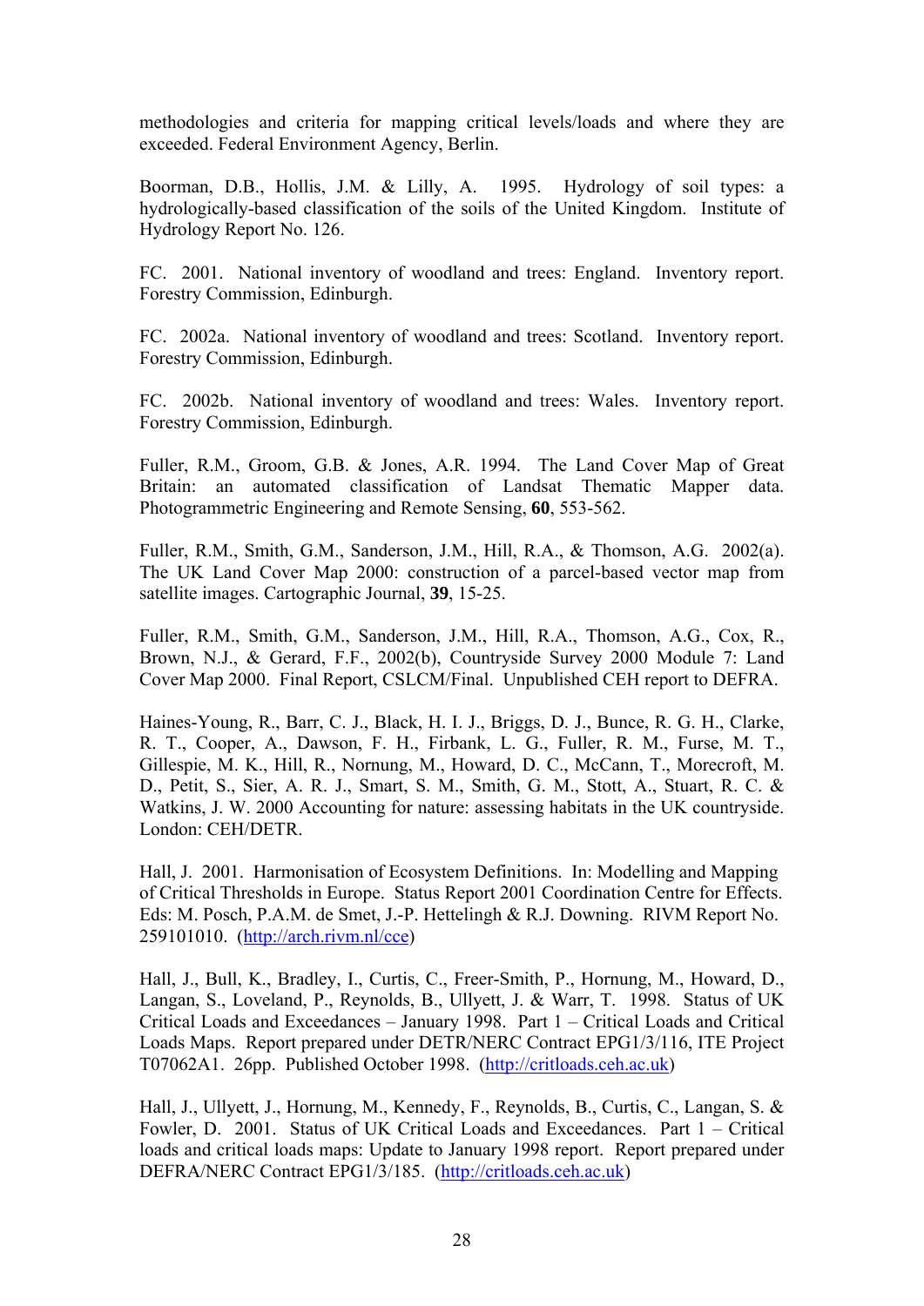methodologies and criteria for mapping critical levels/loads and where they are exceeded. Federal Environment Agency, Berlin.

Boorman, D.B., Hollis, J.M. & Lilly, A. 1995. Hydrology of soil types: a hydrologically-based classification of the soils of the United Kingdom. Institute of Hydrology Report No. 126.

FC. 2001. National inventory of woodland and trees: England. Inventory report. Forestry Commission, Edinburgh.

FC. 2002a. National inventory of woodland and trees: Scotland. Inventory report. Forestry Commission, Edinburgh.

FC. 2002b. National inventory of woodland and trees: Wales. Inventory report. Forestry Commission, Edinburgh.

Fuller, R.M., Groom, G.B. & Jones, A.R. 1994. The Land Cover Map of Great Britain: an automated classification of Landsat Thematic Mapper data. Photogrammetric Engineering and Remote Sensing, **60**, 553-562.

Fuller, R.M., Smith, G.M., Sanderson, J.M., Hill, R.A., & Thomson, A.G. 2002(a). The UK Land Cover Map 2000: construction of a parcel-based vector map from satellite images. Cartographic Journal, **39**, 15-25.

Fuller, R.M., Smith, G.M., Sanderson, J.M., Hill, R.A., Thomson, A.G., Cox, R., Brown, N.J., & Gerard, F.F., 2002(b), Countryside Survey 2000 Module 7: Land Cover Map 2000. Final Report, CSLCM/Final. Unpublished CEH report to DEFRA.

Haines-Young, R., Barr, C. J., Black, H. I. J., Briggs, D. J., Bunce, R. G. H., Clarke, R. T., Cooper, A., Dawson, F. H., Firbank, L. G., Fuller, R. M., Furse, M. T., Gillespie, M. K., Hill, R., Nornung, M., Howard, D. C., McCann, T., Morecroft, M. D., Petit, S., Sier, A. R. J., Smart, S. M., Smith, G. M., Stott, A., Stuart, R. C. & Watkins, J. W. 2000 Accounting for nature: assessing habitats in the UK countryside. London: CEH/DETR.

Hall, J. 2001. Harmonisation of Ecosystem Definitions. In: Modelling and Mapping of Critical Thresholds in Europe. Status Report 2001 Coordination Centre for Effects. Eds: M. Posch, P.A.M. de Smet, J.-P. Hettelingh & R.J. Downing. RIVM Report No. 259101010. (http://arch.rivm.nl/cce)

Hall, J., Bull, K., Bradley, I., Curtis, C., Freer-Smith, P., Hornung, M., Howard, D., Langan, S., Loveland, P., Reynolds, B., Ullyett, J. & Warr, T. 1998. Status of UK Critical Loads and Exceedances – January 1998. Part 1 – Critical Loads and Critical Loads Maps. Report prepared under DETR/NERC Contract EPG1/3/116, ITE Project T07062A1. 26pp. Published October 1998. (http://critloads.ceh.ac.uk)

Hall, J., Ullyett, J., Hornung, M., Kennedy, F., Reynolds, B., Curtis, C., Langan, S. & Fowler, D. 2001. Status of UK Critical Loads and Exceedances. Part 1 – Critical loads and critical loads maps: Update to January 1998 report. Report prepared under DEFRA/NERC Contract EPG1/3/185. (http://critloads.ceh.ac.uk)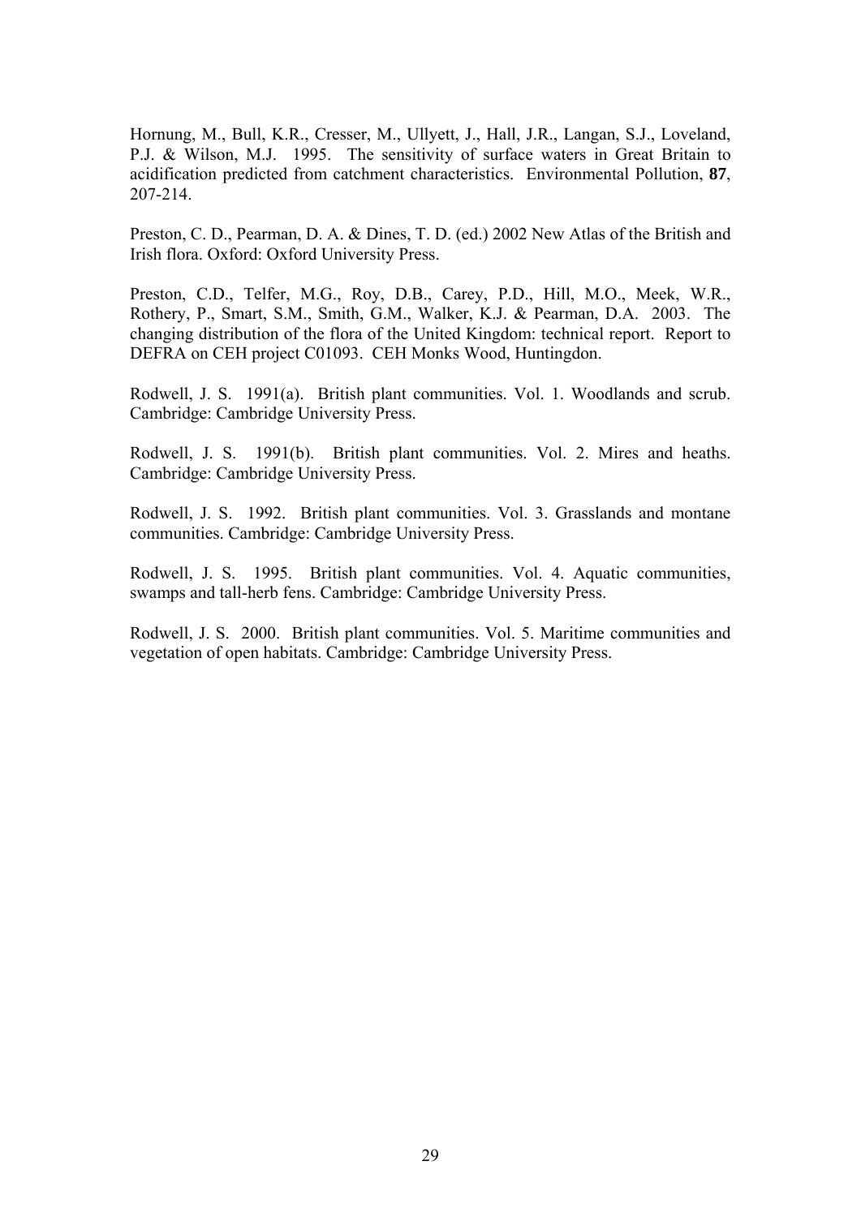Hornung, M., Bull, K.R., Cresser, M., Ullyett, J., Hall, J.R., Langan, S.J., Loveland, P.J. & Wilson, M.J. 1995. The sensitivity of surface waters in Great Britain to acidification predicted from catchment characteristics. Environmental Pollution, **87**, 207-214.

Preston, C. D., Pearman, D. A. & Dines, T. D. (ed.) 2002 New Atlas of the British and Irish flora. Oxford: Oxford University Press.

Preston, C.D., Telfer, M.G., Roy, D.B., Carey, P.D., Hill, M.O., Meek, W.R., Rothery, P., Smart, S.M., Smith, G.M., Walker, K.J. & Pearman, D.A. 2003. The changing distribution of the flora of the United Kingdom: technical report. Report to DEFRA on CEH project C01093. CEH Monks Wood, Huntingdon.

Rodwell, J. S. 1991(a). British plant communities. Vol. 1. Woodlands and scrub. Cambridge: Cambridge University Press.

Rodwell, J. S. 1991(b). British plant communities. Vol. 2. Mires and heaths. Cambridge: Cambridge University Press.

Rodwell, J. S. 1992. British plant communities. Vol. 3. Grasslands and montane communities. Cambridge: Cambridge University Press.

Rodwell, J. S. 1995. British plant communities. Vol. 4. Aquatic communities, swamps and tall-herb fens. Cambridge: Cambridge University Press.

Rodwell, J. S. 2000. British plant communities. Vol. 5. Maritime communities and vegetation of open habitats. Cambridge: Cambridge University Press.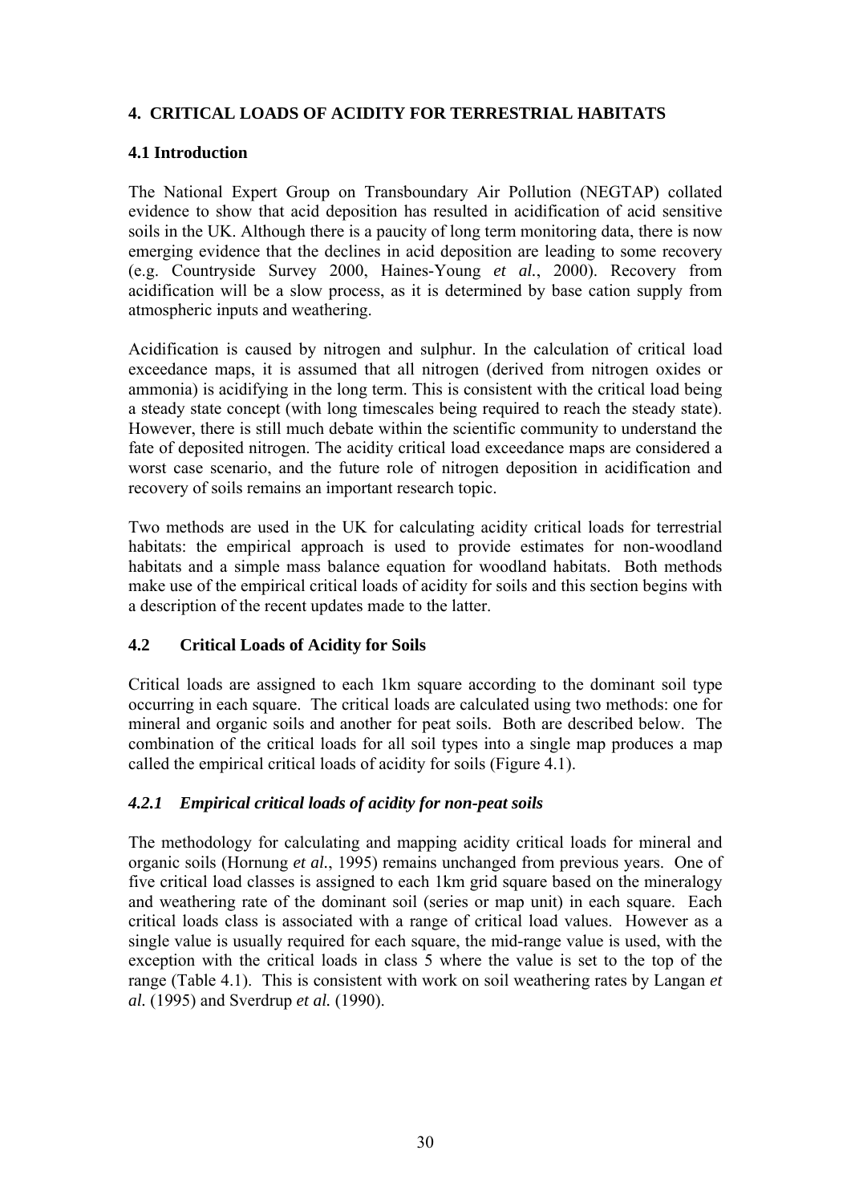## 4. CRITICAL LOADS OF ACIDITY FOR TERRESTRIAL HABITATS

### 4.1 Introduction

The National Expert Group on Transboundary Air Pollution (NEGTAP) collated evidence to show that acid deposition has resulted in acidification of acid sensitive soils in the UK. Although there is a paucity of long term monitoring data, there is now emerging evidence that the declines in acid deposition are leading to some recovery (e.g. Countryside Survey 2000, Haines-Young *et al.*, 2000). Recovery from acidification will be a slow process, as it is determined by base cation supply from atmospheric inputs and weathering.

Acidification is caused by nitrogen and sulphur. In the calculation of critical load exceedance maps, it is assumed that all nitrogen (derived from nitrogen oxides or ammonia) is acidifying in the long term. This is consistent with the critical load being a steady state concept (with long timescales being required to reach the steady state). However, there is still much debate within the scientific community to understand the fate of deposited nitrogen. The acidity critical load exceedance maps are considered a worst case scenario, and the future role of nitrogen deposition in acidification and recovery of soils remains an important research topic.

Two methods are used in the UK for calculating acidity critical loads for terrestrial habitats: the empirical approach is used to provide estimates for non-woodland habitats and a simple mass balance equation for woodland habitats. Both methods make use of the empirical critical loads of acidity for soils and this section begins with a description of the recent updates made to the latter.

### 4.2 Critical Loads of Acidity for Soils

Critical loads are assigned to each 1km square according to the dominant soil type occurring in each square. The critical loads are calculated using two methods: one for mineral and organic soils and another for peat soils. Both are described below. The combination of the critical loads for all soil types into a single map produces a map called the empirical critical loads of acidity for soils (Figure 4.1).

#### *4.2.1 Empirical critical loads of acidity for non-peat soils*

The methodology for calculating and mapping acidity critical loads for mineral and organic soils (Hornung *et al.*, 1995) remains unchanged from previous years. One of five critical load classes is assigned to each 1km grid square based on the mineralogy and weathering rate of the dominant soil (series or map unit) in each square. Each critical loads class is associated with a range of critical load values. However as a single value is usually required for each square, the mid-range value is used, with the exception with the critical loads in class 5 where the value is set to the top of the range (Table 4.1). This is consistent with work on soil weathering rates by Langan *et al.* (1995) and Sverdrup *et al.* (1990).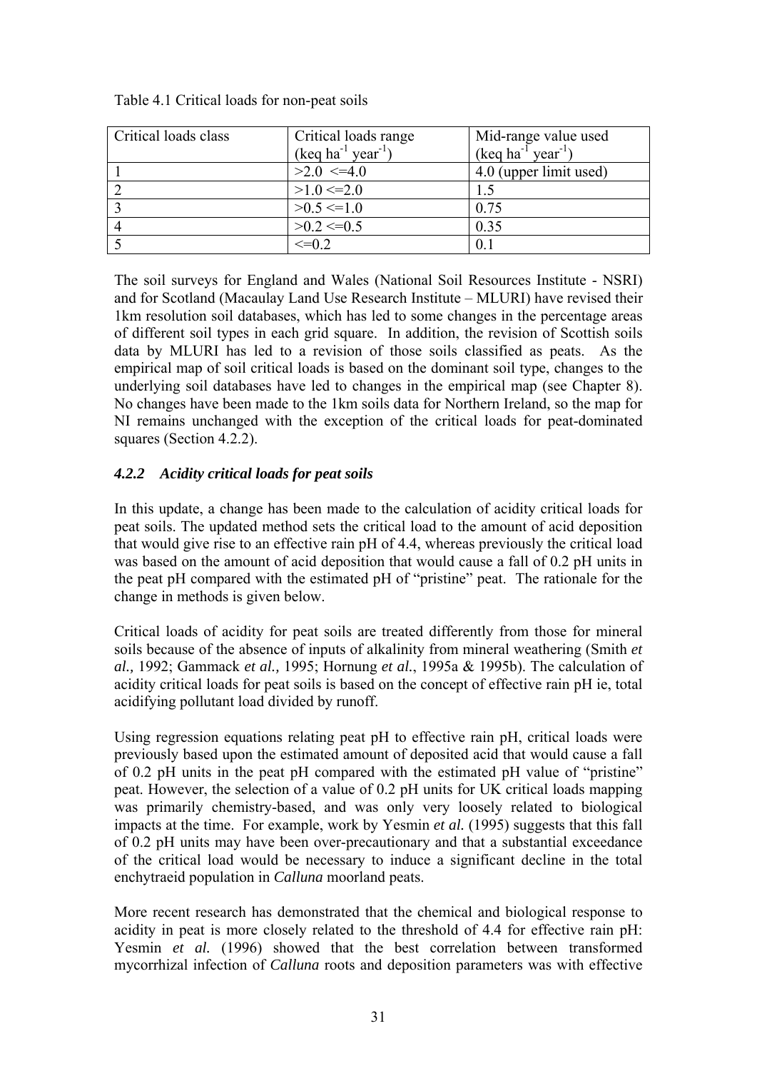Table 4.1 Critical loads for non-peat soils

| Critical loads class | Critical loads range (keq $ha^{-1}$ $year^{-1}$) | Mid-range value used (keq $ha^{-1}$ $year^{-1}$) |
|---|---|---|
| 1 | >2.0 <=4.0 | 4.0 (upper limit used) |
| 2 | >1.0 <=2.0 | 1.5 |
| 3 | >0.5 <=1.0 | 0.75 |
| 4 | >0.2 <=0.5 | 0.35 |
| 5 | <=0.2 | 0.1 |

The soil surveys for England and Wales (National Soil Resources Institute - NSRI) and for Scotland (Macaulay Land Use Research Institute – MLURI) have revised their 1km resolution soil databases, which has led to some changes in the percentage areas of different soil types in each grid square. In addition, the revision of Scottish soils data by MLURI has led to a revision of those soils classified as peats. As the empirical map of soil critical loads is based on the dominant soil type, changes to the underlying soil databases have led to changes in the empirical map (see Chapter 8). No changes have been made to the 1km soils data for Northern Ireland, so the map for NI remains unchanged with the exception of the critical loads for peat-dominated squares (Section 4.2.2).

### *4.2.2 Acidity critical loads for peat soils*

In this update, a change has been made to the calculation of acidity critical loads for peat soils. The updated method sets the critical load to the amount of acid deposition that would give rise to an effective rain pH of 4.4, whereas previously the critical load was based on the amount of acid deposition that would cause a fall of 0.2 pH units in the peat pH compared with the estimated pH of "pristine" peat. The rationale for the change in methods is given below.

Critical loads of acidity for peat soils are treated differently from those for mineral soils because of the absence of inputs of alkalinity from mineral weathering (Smith *et al.,* 1992; Gammack *et al.,* 1995; Hornung *et al.*, 1995a & 1995b). The calculation of acidity critical loads for peat soils is based on the concept of effective rain pH ie, total acidifying pollutant load divided by runoff.

Using regression equations relating peat pH to effective rain pH, critical loads were previously based upon the estimated amount of deposited acid that would cause a fall of 0.2 pH units in the peat pH compared with the estimated pH value of "pristine" peat. However, the selection of a value of 0.2 pH units for UK critical loads mapping was primarily chemistry-based, and was only very loosely related to biological impacts at the time. For example, work by Yesmin *et al.* (1995) suggests that this fall of 0.2 pH units may have been over-precautionary and that a substantial exceedance of the critical load would be necessary to induce a significant decline in the total enchytraeid population in *Calluna* moorland peats.

More recent research has demonstrated that the chemical and biological response to acidity in peat is more closely related to the threshold of 4.4 for effective rain pH: Yesmin *et al.* (1996) showed that the best correlation between transformed mycorrhizal infection of *Calluna* roots and deposition parameters was with effective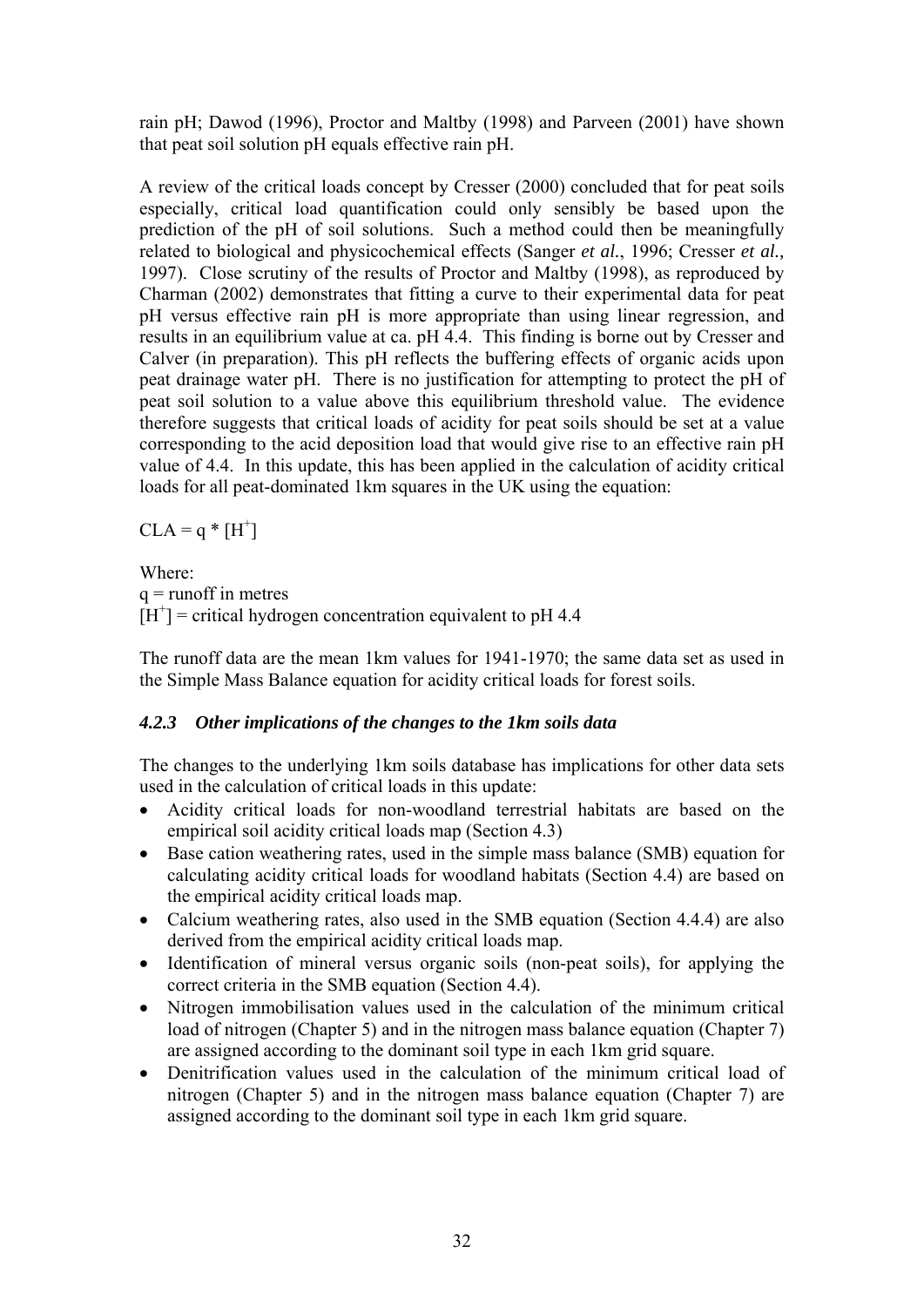rain pH; Dawod (1996), Proctor and Maltby (1998) and Parveen (2001) have shown that peat soil solution pH equals effective rain pH.

A review of the critical loads concept by Cresser (2000) concluded that for peat soils especially, critical load quantification could only sensibly be based upon the prediction of the pH of soil solutions. Such a method could then be meaningfully related to biological and physicochemical effects (Sanger *et al.*, 1996; Cresser *et al.,* 1997). Close scrutiny of the results of Proctor and Maltby (1998), as reproduced by Charman (2002) demonstrates that fitting a curve to their experimental data for peat pH versus effective rain pH is more appropriate than using linear regression, and results in an equilibrium value at ca. pH 4.4. This finding is borne out by Cresser and Calver (in preparation). This pH reflects the buffering effects of organic acids upon peat drainage water pH. There is no justification for attempting to protect the pH of peat soil solution to a value above this equilibrium threshold value. The evidence therefore suggests that critical loads of acidity for peat soils should be set at a value corresponding to the acid deposition load that would give rise to an effective rain pH value of 4.4. In this update, this has been applied in the calculation of acidity critical loads for all peat-dominated 1km squares in the UK using the equation:

$$CLA = q * [H^+]$$

Where:
$q$ = runoff in metres
$[H^+]$ = critical hydrogen concentration equivalent to pH 4.4

The runoff data are the mean 1km values for 1941-1970; the same data set as used in the Simple Mass Balance equation for acidity critical loads for forest soils.

### *4.2.3 Other implications of the changes to the 1km soils data*

The changes to the underlying 1km soils database has implications for other data sets used in the calculation of critical loads in this update:

- Acidity critical loads for non-woodland terrestrial habitats are based on the empirical soil acidity critical loads map (Section 4.3)
- Base cation weathering rates, used in the simple mass balance (SMB) equation for calculating acidity critical loads for woodland habitats (Section 4.4) are based on the empirical acidity critical loads map.
- Calcium weathering rates, also used in the SMB equation (Section 4.4.4) are also derived from the empirical acidity critical loads map.
- Identification of mineral versus organic soils (non-peat soils), for applying the correct criteria in the SMB equation (Section 4.4).
- Nitrogen immobilisation values used in the calculation of the minimum critical load of nitrogen (Chapter 5) and in the nitrogen mass balance equation (Chapter 7) are assigned according to the dominant soil type in each 1km grid square.
- Denitrification values used in the calculation of the minimum critical load of nitrogen (Chapter 5) and in the nitrogen mass balance equation (Chapter 7) are assigned according to the dominant soil type in each 1km grid square.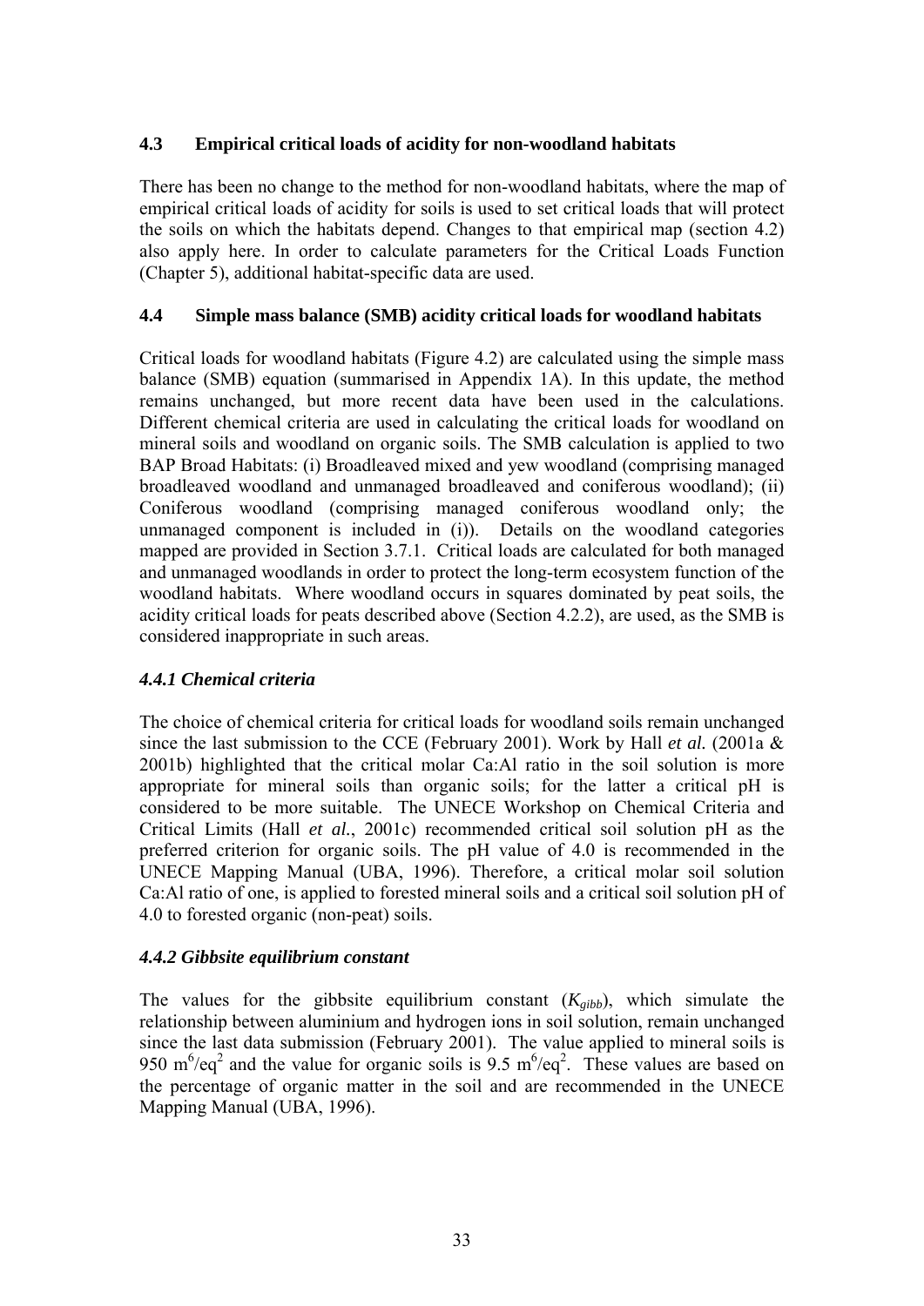## 4.3 Empirical critical loads of acidity for non-woodland habitats

There has been no change to the method for non-woodland habitats, where the map of empirical critical loads of acidity for soils is used to set critical loads that will protect the soils on which the habitats depend. Changes to that empirical map (section 4.2) also apply here. In order to calculate parameters for the Critical Loads Function (Chapter 5), additional habitat-specific data are used.

## 4.4 Simple mass balance (SMB) acidity critical loads for woodland habitats

Critical loads for woodland habitats (Figure 4.2) are calculated using the simple mass balance (SMB) equation (summarised in Appendix 1A). In this update, the method remains unchanged, but more recent data have been used in the calculations. Different chemical criteria are used in calculating the critical loads for woodland on mineral soils and woodland on organic soils. The SMB calculation is applied to two BAP Broad Habitats: (i) Broadleaved mixed and yew woodland (comprising managed broadleaved woodland and unmanaged broadleaved and coniferous woodland); (ii) Coniferous woodland (comprising managed coniferous woodland only; the unmanaged component is included in (i)). Details on the woodland categories mapped are provided in Section 3.7.1. Critical loads are calculated for both managed and unmanaged woodlands in order to protect the long-term ecosystem function of the woodland habitats. Where woodland occurs in squares dominated by peat soils, the acidity critical loads for peats described above (Section 4.2.2), are used, as the SMB is considered inappropriate in such areas.

### *4.4.1 Chemical criteria*

The choice of chemical criteria for critical loads for woodland soils remain unchanged since the last submission to the CCE (February 2001). Work by Hall *et al.* (2001a & 2001b) highlighted that the critical molar Ca:Al ratio in the soil solution is more appropriate for mineral soils than organic soils; for the latter a critical pH is considered to be more suitable. The UNECE Workshop on Chemical Criteria and Critical Limits (Hall *et al.*, 2001c) recommended critical soil solution pH as the preferred criterion for organic soils. The pH value of 4.0 is recommended in the UNECE Mapping Manual (UBA, 1996). Therefore, a critical molar soil solution Ca:Al ratio of one, is applied to forested mineral soils and a critical soil solution pH of 4.0 to forested organic (non-peat) soils.

### *4.4.2 Gibbsite equilibrium constant*

The values for the gibbsite equilibrium constant ($K_{gibb}$), which simulate the relationship between aluminium and hydrogen ions in soil solution, remain unchanged since the last data submission (February 2001). The value applied to mineral soils is 950 $m^6/eq^2$ and the value for organic soils is 9.5 $m^6/eq^2$. These values are based on the percentage of organic matter in the soil and are recommended in the UNECE Mapping Manual (UBA, 1996).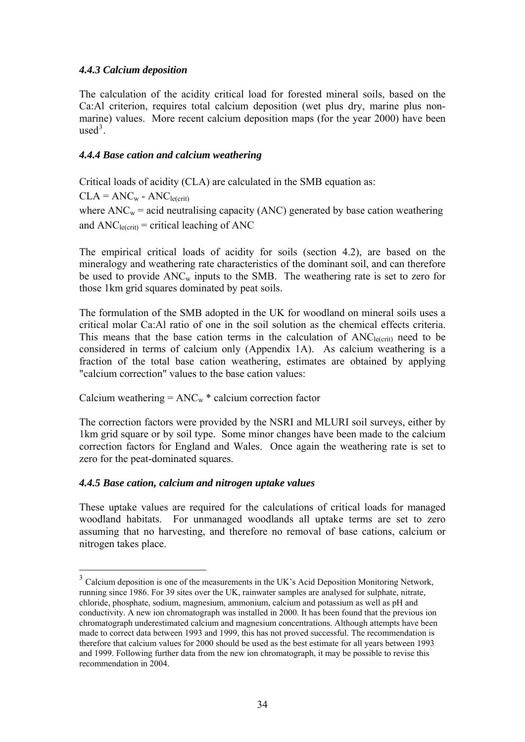#### *4.4.3 Calcium deposition*

The calculation of the acidity critical load for forested mineral soils, based on the Ca:Al criterion, requires total calcium deposition (wet plus dry, marine plus non-marine) values. More recent calcium deposition maps (for the year 2000) have been used[3].

#### *4.4.4 Base cation and calcium weathering*

Critical loads of acidity (CLA) are calculated in the SMB equation as:

$CLA = ANC_w - ANC_{le(crit)}$

where $ANC_w$ = acid neutralising capacity (ANC) generated by base cation weathering and $ANC_{le(crit)}$ = critical leaching of ANC

The empirical critical loads of acidity for soils (section 4.2), are based on the mineralogy and weathering rate characteristics of the dominant soil, and can therefore be used to provide $ANC_w$ inputs to the SMB. The weathering rate is set to zero for those 1km grid squares dominated by peat soils.

The formulation of the SMB adopted in the UK for woodland on mineral soils uses a critical molar Ca:Al ratio of one in the soil solution as the chemical effects criteria. This means that the base cation terms in the calculation of $ANC_{le(crit)}$ need to be considered in terms of calcium only (Appendix 1A). As calcium weathering is a fraction of the total base cation weathering, estimates are obtained by applying "calcium correction" values to the base cation values:

Calcium weathering = $ANC_w$ * calcium correction factor

The correction factors were provided by the NSRI and MLURI soil surveys, either by 1km grid square or by soil type. Some minor changes have been made to the calcium correction factors for England and Wales. Once again the weathering rate is set to zero for the peat-dominated squares.

#### *4.4.5 Base cation, calcium and nitrogen uptake values*

These uptake values are required for the calculations of critical loads for managed woodland habitats. For unmanaged woodlands all uptake terms are set to zero assuming that no harvesting, and therefore no removal of base cations, calcium or nitrogen takes place.

---

[3] Calcium deposition is one of the measurements in the UK's Acid Deposition Monitoring Network, running since 1986. For 39 sites over the UK, rainwater samples are analysed for sulphate, nitrate, chloride, phosphate, sodium, magnesium, ammonium, calcium and potassium as well as pH and conductivity. A new ion chromatograph was installed in 2000. It has been found that the previous ion chromatograph underestimated calcium and magnesium concentrations. Although attempts have been made to correct data between 1993 and 1999, this has not proved successful. The recommendation is therefore that calcium values for 2000 should be used as the best estimate for all years between 1993 and 1999. Following further data from the new ion chromatograph, it may be possible to revise this recommendation in 2004.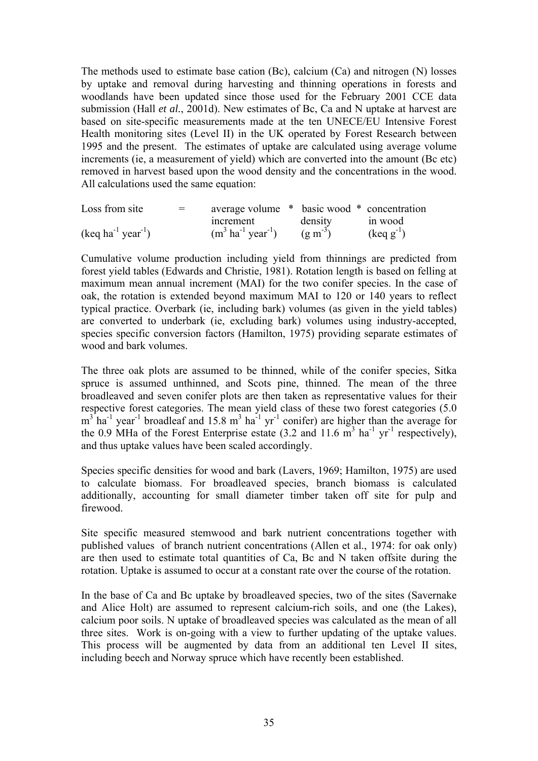The methods used to estimate base cation (Bc), calcium (Ca) and nitrogen (N) losses by uptake and removal during harvesting and thinning operations in forests and woodlands have been updated since those used for the February 2001 CCE data submission (Hall *et al.*, 2001d). New estimates of Bc, Ca and N uptake at harvest are based on site-specific measurements made at the ten UNECE/EU Intensive Forest Health monitoring sites (Level II) in the UK operated by Forest Research between 1995 and the present. The estimates of uptake are calculated using average volume increments (ie, a measurement of yield) which are converted into the amount (Bc etc) removed in harvest based upon the wood density and the concentrations in the wood. All calculations used the same equation:

| Loss from site | = | average volume increment | * | basic wood density | * | concentration in wood |
|---|---|---|---|---|---|---|
| (keq $ha^{-1}$ $year^{-1}$) | | ($m^3$ $ha^{-1}$ $year^{-1}$) | | (g $m^{-3}$) | | (keq $g^{-1}$) |

Cumulative volume production including yield from thinnings are predicted from forest yield tables (Edwards and Christie, 1981). Rotation length is based on felling at maximum mean annual increment (MAI) for the two conifer species. In the case of oak, the rotation is extended beyond maximum MAI to 120 or 140 years to reflect typical practice. Overbark (ie, including bark) volumes (as given in the yield tables) are converted to underbark (ie, excluding bark) volumes using industry-accepted, species specific conversion factors (Hamilton, 1975) providing separate estimates of wood and bark volumes.

The three oak plots are assumed to be thinned, while of the conifer species, Sitka spruce is assumed unthinned, and Scots pine, thinned. The mean of the three broadleaved and seven conifer plots are then taken as representative values for their respective forest categories. The mean yield class of these two forest categories (5.0 $m^3$ $ha^{-1}$ $year^{-1}$ broadleaf and 15.8 $m^3$ $ha^{-1}$ $yr^{-1}$ conifer) are higher than the average for the 0.9 MHa of the Forest Enterprise estate (3.2 and 11.6 $m^3$ $ha^{-1}$ $yr^{-1}$ respectively), and thus uptake values have been scaled accordingly.

Species specific densities for wood and bark (Lavers, 1969; Hamilton, 1975) are used to calculate biomass. For broadleaved species, branch biomass is calculated additionally, accounting for small diameter timber taken off site for pulp and firewood.

Site specific measured stemwood and bark nutrient concentrations together with published values of branch nutrient concentrations (Allen et al., 1974: for oak only) are then used to estimate total quantities of Ca, Bc and N taken offsite during the rotation. Uptake is assumed to occur at a constant rate over the course of the rotation.

In the base of Ca and Bc uptake by broadleaved species, two of the sites (Savernake and Alice Holt) are assumed to represent calcium-rich soils, and one (the Lakes), calcium poor soils. N uptake of broadleaved species was calculated as the mean of all three sites. Work is on-going with a view to further updating of the uptake values. This process will be augmented by data from an additional ten Level II sites, including beech and Norway spruce which have recently been established.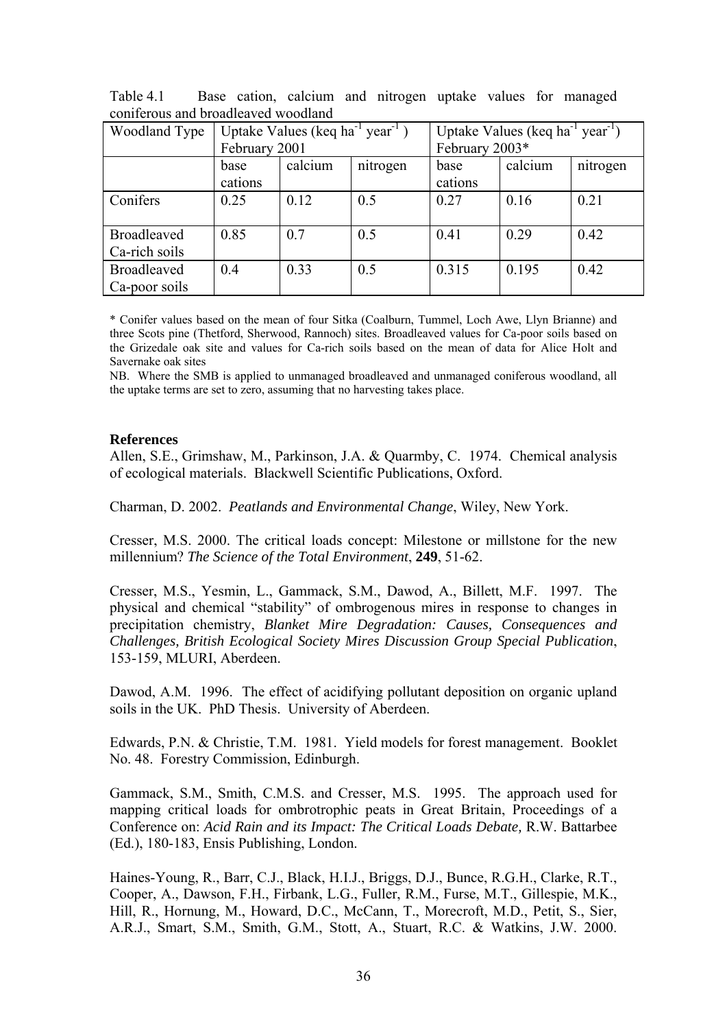Table 4.1 Base cation, calcium and nitrogen uptake values for managed coniferous and broadleaved woodland

| Woodland Type | Uptake Values (keq $ha^{-1}$ $year^{-1}$) February 2001 | | | Uptake Values (keq $ha^{-1}$ $year^{-1}$) February 2003* | | |
|---|---|---|---|---|---|---|
| | base cations | calcium | nitrogen | base cations | calcium | nitrogen |
| Conifers | 0.25 | 0.12 | 0.5 | 0.27 | 0.16 | 0.21 |
| Broadleaved Ca-rich soils | 0.85 | 0.7 | 0.5 | 0.41 | 0.29 | 0.42 |
| Broadleaved Ca-poor soils | 0.4 | 0.33 | 0.5 | 0.315 | 0.195 | 0.42 |

\* Conifer values based on the mean of four Sitka (Coalburn, Tummel, Loch Awe, Llyn Brianne) and three Scots pine (Thetford, Sherwood, Rannoch) sites. Broadleaved values for Ca-poor soils based on the Grizedale oak site and values for Ca-rich soils based on the mean of data for Alice Holt and Savernake oak sites

NB. Where the SMB is applied to unmanaged broadleaved and unmanaged coniferous woodland, all the uptake terms are set to zero, assuming that no harvesting takes place.

**References**

Allen, S.E., Grimshaw, M., Parkinson, J.A. & Quarmby, C. 1974. Chemical analysis of ecological materials. Blackwell Scientific Publications, Oxford.

Charman, D. 2002. *Peatlands and Environmental Change*, Wiley, New York.

Cresser, M.S. 2000. The critical loads concept: Milestone or millstone for the new millennium? *The Science of the Total Environment*, **249**, 51-62.

Cresser, M.S., Yesmin, L., Gammack, S.M., Dawod, A., Billett, M.F. 1997. The physical and chemical "stability" of ombrogenous mires in response to changes in precipitation chemistry, *Blanket Mire Degradation: Causes, Consequences and Challenges, British Ecological Society Mires Discussion Group Special Publication*, 153-159, MLURI, Aberdeen.

Dawod, A.M. 1996. The effect of acidifying pollutant deposition on organic upland soils in the UK. PhD Thesis. University of Aberdeen.

Edwards, P.N. & Christie, T.M. 1981. Yield models for forest management. Booklet No. 48. Forestry Commission, Edinburgh.

Gammack, S.M., Smith, C.M.S. and Cresser, M.S. 1995. The approach used for mapping critical loads for ombrotrophic peats in Great Britain, Proceedings of a Conference on: *Acid Rain and its Impact: The Critical Loads Debate,* R.W. Battarbee (Ed.), 180-183, Ensis Publishing, London.

Haines-Young, R., Barr, C.J., Black, H.I.J., Briggs, D.J., Bunce, R.G.H., Clarke, R.T., Cooper, A., Dawson, F.H., Firbank, L.G., Fuller, R.M., Furse, M.T., Gillespie, M.K., Hill, R., Hornung, M., Howard, D.C., McCann, T., Morecroft, M.D., Petit, S., Sier, A.R.J., Smart, S.M., Smith, G.M., Stott, A., Stuart, R.C. & Watkins, J.W. 2000.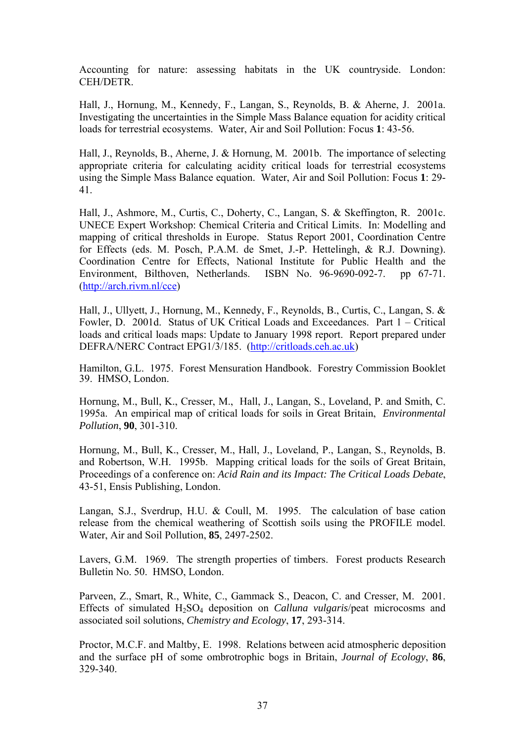Accounting for nature: assessing habitats in the UK countryside. London: CEH/DETR.

Hall, J., Hornung, M., Kennedy, F., Langan, S., Reynolds, B. & Aherne, J. 2001a. Investigating the uncertainties in the Simple Mass Balance equation for acidity critical loads for terrestrial ecosystems. Water, Air and Soil Pollution: Focus **1**: 43-56.

Hall, J., Reynolds, B., Aherne, J. & Hornung, M. 2001b. The importance of selecting appropriate criteria for calculating acidity critical loads for terrestrial ecosystems using the Simple Mass Balance equation. Water, Air and Soil Pollution: Focus **1**: 29-41.

Hall, J., Ashmore, M., Curtis, C., Doherty, C., Langan, S. & Skeffington, R. 2001c. UNECE Expert Workshop: Chemical Criteria and Critical Limits. In: Modelling and mapping of critical thresholds in Europe. Status Report 2001, Coordination Centre for Effects (eds. M. Posch, P.A.M. de Smet, J.-P. Hettelingh, & R.J. Downing). Coordination Centre for Effects, National Institute for Public Health and the Environment, Bilthoven, Netherlands. ISBN No. 96-9690-092-7. pp 67-71. (http://arch.rivm.nl/cce)

Hall, J., Ullyett, J., Hornung, M., Kennedy, F., Reynolds, B., Curtis, C., Langan, S. & Fowler, D. 2001d. Status of UK Critical Loads and Exceedances. Part 1 – Critical loads and critical loads maps: Update to January 1998 report. Report prepared under DEFRA/NERC Contract EPG1/3/185. (http://critloads.ceh.ac.uk)

Hamilton, G.L. 1975. Forest Mensuration Handbook. Forestry Commission Booklet 39. HMSO, London.

Hornung, M., Bull, K., Cresser, M., Hall, J., Langan, S., Loveland, P. and Smith, C. 1995a. An empirical map of critical loads for soils in Great Britain, *Environmental Pollution*, **90**, 301-310.

Hornung, M., Bull, K., Cresser, M., Hall, J., Loveland, P., Langan, S., Reynolds, B. and Robertson, W.H. 1995b. Mapping critical loads for the soils of Great Britain, Proceedings of a conference on: *Acid Rain and its Impact: The Critical Loads Debate*, 43-51, Ensis Publishing, London.

Langan, S.J., Sverdrup, H.U. & Coull, M. 1995. The calculation of base cation release from the chemical weathering of Scottish soils using the PROFILE model. Water, Air and Soil Pollution, **85**, 2497-2502.

Lavers, G.M. 1969. The strength properties of timbers. Forest products Research Bulletin No. 50. HMSO, London.

Parveen, Z., Smart, R., White, C., Gammack S., Deacon, C. and Cresser, M. 2001. Effects of simulated $H_2SO_4$ deposition on *Calluna vulgaris*/peat microcosms and associated soil solutions, *Chemistry and Ecology*, **17**, 293-314.

Proctor, M.C.F. and Maltby, E. 1998. Relations between acid atmospheric deposition and the surface pH of some ombrotrophic bogs in Britain, *Journal of Ecology*, **86**, 329-340.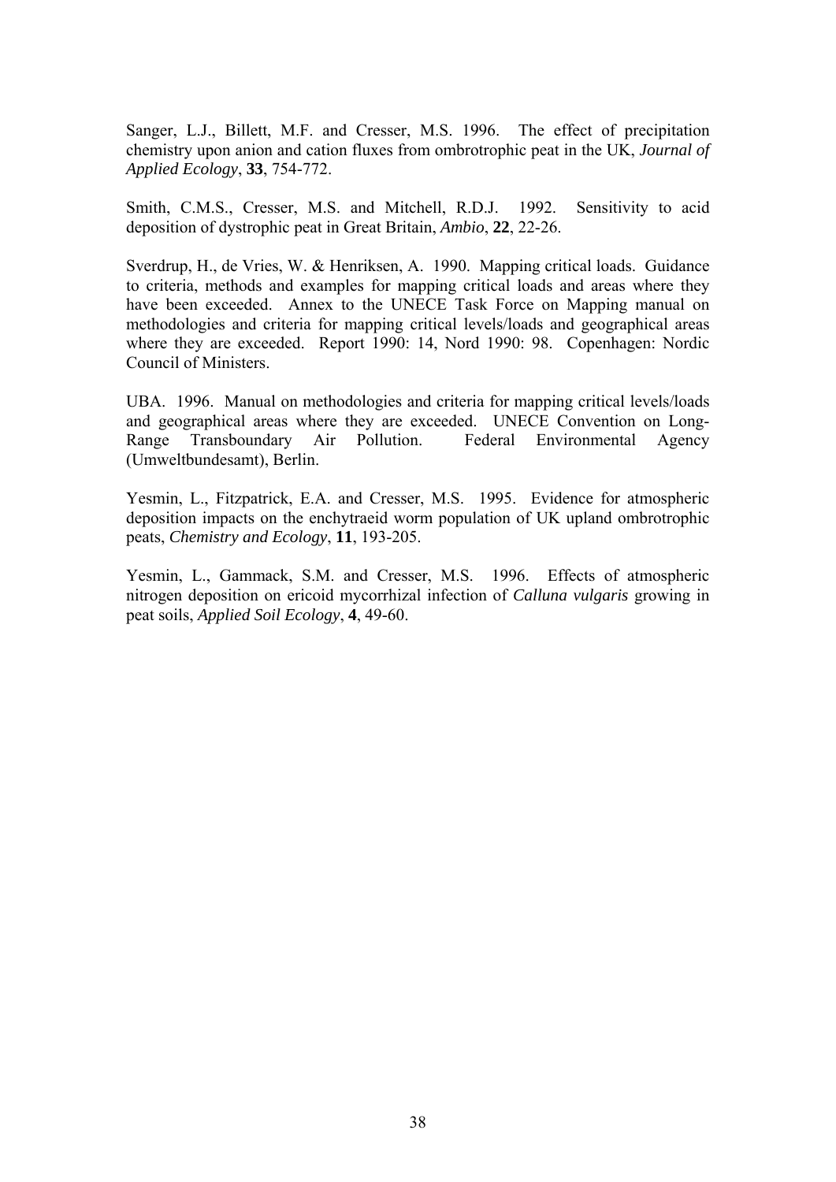Sanger, L.J., Billett, M.F. and Cresser, M.S. 1996. The effect of precipitation chemistry upon anion and cation fluxes from ombrotrophic peat in the UK, *Journal of Applied Ecology*, **33**, 754-772.

Smith, C.M.S., Cresser, M.S. and Mitchell, R.D.J. 1992. Sensitivity to acid deposition of dystrophic peat in Great Britain, *Ambio*, **22**, 22-26.

Sverdrup, H., de Vries, W. & Henriksen, A. 1990. Mapping critical loads. Guidance to criteria, methods and examples for mapping critical loads and areas where they have been exceeded. Annex to the UNECE Task Force on Mapping manual on methodologies and criteria for mapping critical levels/loads and geographical areas where they are exceeded. Report 1990: 14, Nord 1990: 98. Copenhagen: Nordic Council of Ministers.

UBA. 1996. Manual on methodologies and criteria for mapping critical levels/loads and geographical areas where they are exceeded. UNECE Convention on Long-Range Transboundary Air Pollution. Federal Environmental Agency (Umweltbundesamt), Berlin.

Yesmin, L., Fitzpatrick, E.A. and Cresser, M.S. 1995. Evidence for atmospheric deposition impacts on the enchytraeid worm population of UK upland ombrotrophic peats, *Chemistry and Ecology*, **11**, 193-205.

Yesmin, L., Gammack, S.M. and Cresser, M.S. 1996. Effects of atmospheric nitrogen deposition on ericoid mycorrhizal infection of *Calluna vulgaris* growing in peat soils, *Applied Soil Ecology*, **4**, 49-60.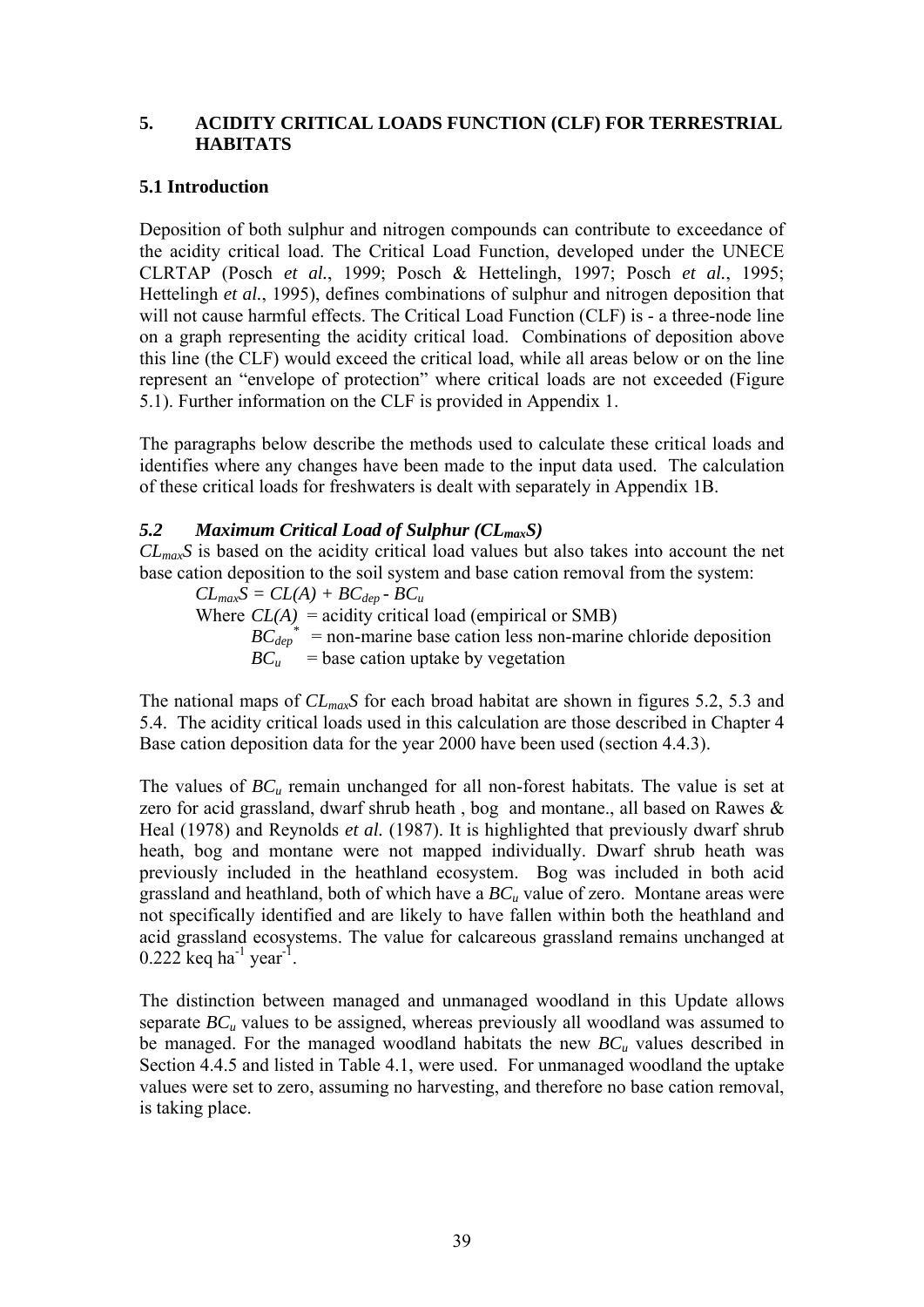# 5. ACIDITY CRITICAL LOADS FUNCTION (CLF) FOR TERRESTRIAL HABITATS

## 5.1 Introduction

Deposition of both sulphur and nitrogen compounds can contribute to exceedance of the acidity critical load. The Critical Load Function, developed under the UNECE CLRTAP (Posch *et al.*, 1999; Posch & Hettelingh, 1997; Posch *et al.*, 1995; Hettelingh *et al.*, 1995), defines combinations of sulphur and nitrogen deposition that will not cause harmful effects. The Critical Load Function (CLF) is - a three-node line on a graph representing the acidity critical load. Combinations of deposition above this line (the CLF) would exceed the critical load, while all areas below or on the line represent an "envelope of protection" where critical loads are not exceeded (Figure 5.1). Further information on the CLF is provided in Appendix 1.

The paragraphs below describe the methods used to calculate these critical loads and identifies where any changes have been made to the input data used. The calculation of these critical loads for freshwaters is dealt with separately in Appendix 1B.

## *5.2 Maximum Critical Load of Sulphur ($CL_{max}S$)*

$CL_{max}S$ is based on the acidity critical load values but also takes into account the net base cation deposition to the soil system and base cation removal from the system:

$$CL_{max}S = CL(A) + BC_{dep} - BC_u$$

Where $CL(A)$ = acidity critical load (empirical or SMB)
$BC_{dep}^{*}$ = non-marine base cation less non-marine chloride deposition
$BC_u$ = base cation uptake by vegetation

The national maps of $CL_{max}S$ for each broad habitat are shown in figures 5.2, 5.3 and 5.4. The acidity critical loads used in this calculation are those described in Chapter 4 Base cation deposition data for the year 2000 have been used (section 4.4.3).

The values of $BC_u$ remain unchanged for all non-forest habitats. The value is set at zero for acid grassland, dwarf shrub heath , bog and montane., all based on Rawes & Heal (1978) and Reynolds *et al.* (1987). It is highlighted that previously dwarf shrub heath, bog and montane were not mapped individually. Dwarf shrub heath was previously included in the heathland ecosystem. Bog was included in both acid grassland and heathland, both of which have a $BC_u$ value of zero. Montane areas were not specifically identified and are likely to have fallen within both the heathland and acid grassland ecosystems. The value for calcareous grassland remains unchanged at 0.222 keq $ha^{-1}$ $year^{-1}$.

The distinction between managed and unmanaged woodland in this Update allows separate $BC_u$ values to be assigned, whereas previously all woodland was assumed to be managed. For the managed woodland habitats the new $BC_u$ values described in Section 4.4.5 and listed in Table 4.1, were used. For unmanaged woodland the uptake values were set to zero, assuming no harvesting, and therefore no base cation removal, is taking place.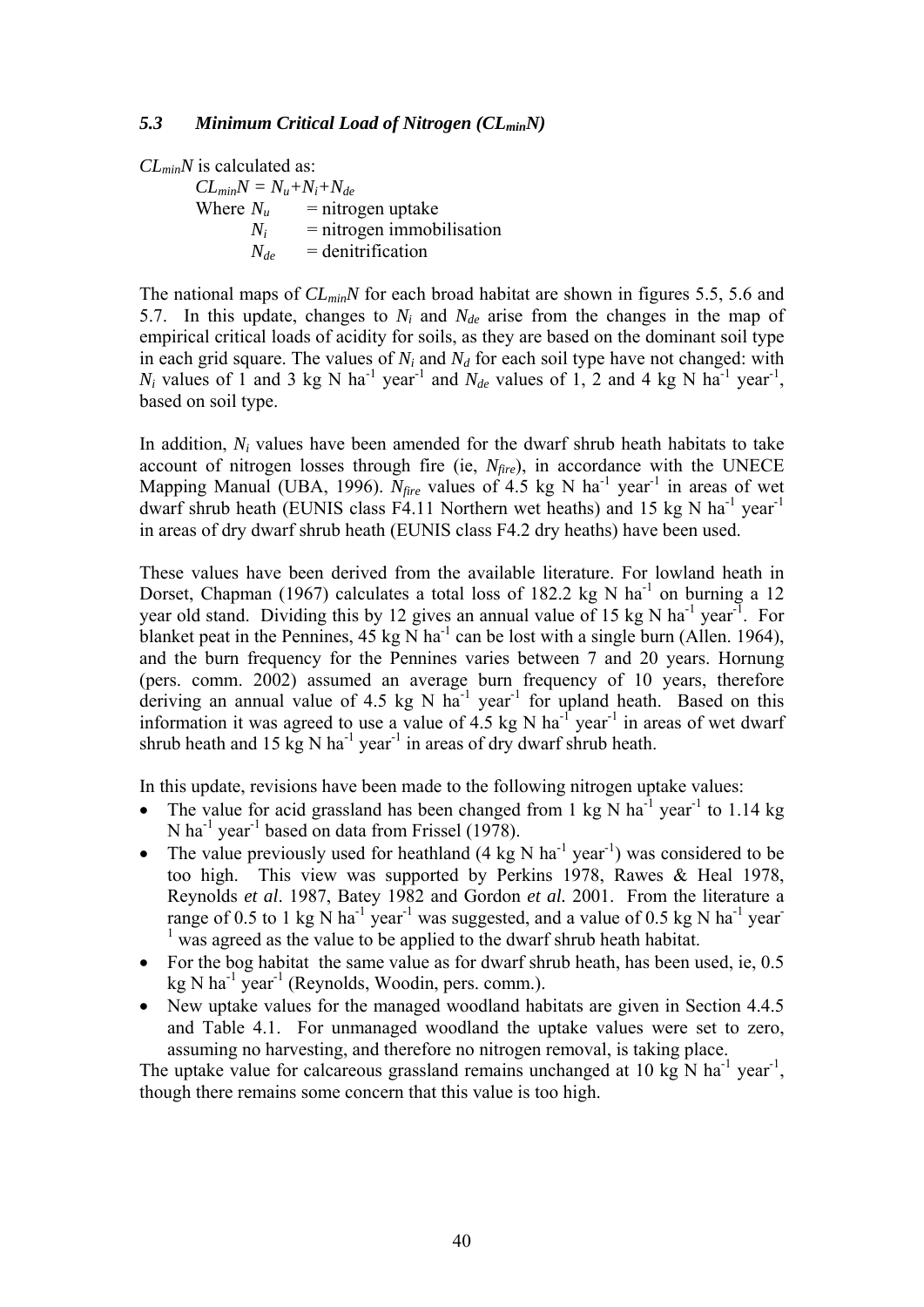### *5.3 Minimum Critical Load of Nitrogen ($CL_{min}N$)*

$CL_{min}N$ is calculated as:

$CL_{min}N = N_u + N_i + N_{de}$

Where $N_u$ = nitrogen uptake
$N_i$ = nitrogen immobilisation
$N_{de}$ = denitrification

The national maps of $CL_{min}N$ for each broad habitat are shown in figures 5.5, 5.6 and 5.7. In this update, changes to $N_i$ and $N_{de}$ arise from the changes in the map of empirical critical loads of acidity for soils, as they are based on the dominant soil type in each grid square. The values of $N_i$ and $N_d$ for each soil type have not changed: with $N_i$ values of 1 and 3 kg N ha$^{-1}$ year$^{-1}$ and $N_{de}$ values of 1, 2 and 4 kg N ha$^{-1}$ year$^{-1}$, based on soil type.

In addition, $N_i$ values have been amended for the dwarf shrub heath habitats to take account of nitrogen losses through fire (ie, $N_{fire}$), in accordance with the UNECE Mapping Manual (UBA, 1996). $N_{fire}$ values of 4.5 kg N ha$^{-1}$ year$^{-1}$ in areas of wet dwarf shrub heath (EUNIS class F4.11 Northern wet heaths) and 15 kg N ha$^{-1}$ year$^{-1}$ in areas of dry dwarf shrub heath (EUNIS class F4.2 dry heaths) have been used.

These values have been derived from the available literature. For lowland heath in Dorset, Chapman (1967) calculates a total loss of 182.2 kg N ha$^{-1}$ on burning a 12 year old stand. Dividing this by 12 gives an annual value of 15 kg N ha$^{-1}$ year$^{-1}$. For blanket peat in the Pennines, 45 kg N ha$^{-1}$ can be lost with a single burn (Allen. 1964), and the burn frequency for the Pennines varies between 7 and 20 years. Hornung (pers. comm. 2002) assumed an average burn frequency of 10 years, therefore deriving an annual value of 4.5 kg N ha$^{-1}$ year$^{-1}$ for upland heath. Based on this information it was agreed to use a value of 4.5 kg N ha$^{-1}$ year$^{-1}$ in areas of wet dwarf shrub heath and 15 kg N ha$^{-1}$ year$^{-1}$ in areas of dry dwarf shrub heath.

In this update, revisions have been made to the following nitrogen uptake values:

- The value for acid grassland has been changed from 1 kg N ha$^{-1}$ year$^{-1}$ to 1.14 kg N ha$^{-1}$ year$^{-1}$ based on data from Frissel (1978).
- The value previously used for heathland (4 kg N ha$^{-1}$ year$^{-1}$) was considered to be too high. This view was supported by Perkins 1978, Rawes & Heal 1978, Reynolds *et al*. 1987, Batey 1982 and Gordon *et al.* 2001. From the literature a range of 0.5 to 1 kg N ha$^{-1}$ year$^{-1}$ was suggested, and a value of 0.5 kg N ha$^{-1}$ year$^{-1}$ was agreed as the value to be applied to the dwarf shrub heath habitat.
- For the bog habitat the same value as for dwarf shrub heath, has been used, ie, 0.5 kg N ha$^{-1}$ year$^{-1}$ (Reynolds, Woodin, pers. comm.).
- New uptake values for the managed woodland habitats are given in Section 4.4.5 and Table 4.1. For unmanaged woodland the uptake values were set to zero, assuming no harvesting, and therefore no nitrogen removal, is taking place.

The uptake value for calcareous grassland remains unchanged at 10 kg N ha$^{-1}$ year$^{-1}$, though there remains some concern that this value is too high.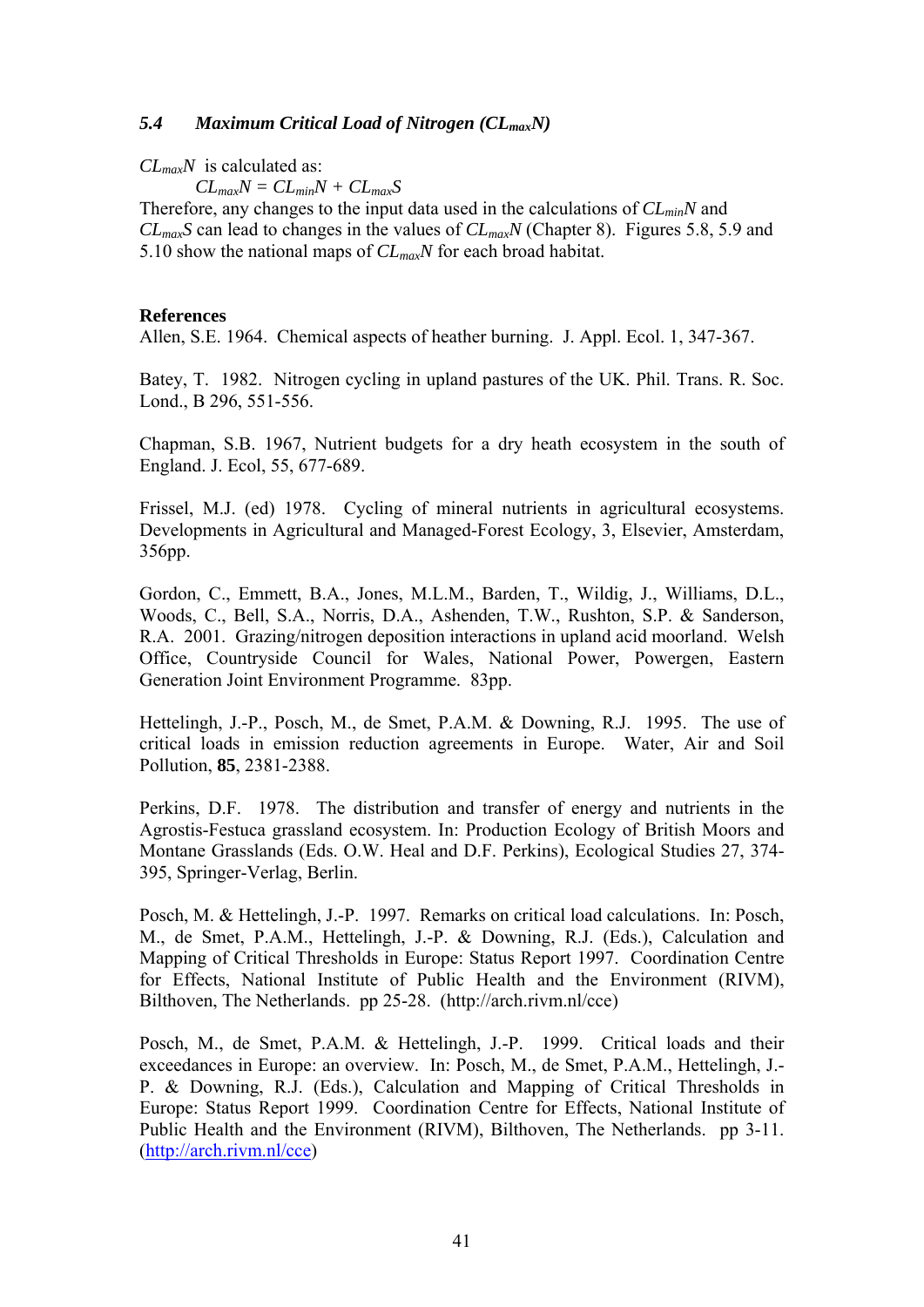### 5.4 *Maximum Critical Load of Nitrogen ($CL_{max}N$)*

$CL_{max}N$ is calculated as:

$$CL_{max}N = CL_{min}N + CL_{max}S$$

Therefore, any changes to the input data used in the calculations of $CL_{min}N$ and $CL_{max}S$ can lead to changes in the values of $CL_{max}N$ (Chapter 8). Figures 5.8, 5.9 and 5.10 show the national maps of $CL_{max}N$ for each broad habitat.

**References**

Allen, S.E. 1964. Chemical aspects of heather burning. J. Appl. Ecol. 1, 347-367.

Batey, T. 1982. Nitrogen cycling in upland pastures of the UK. Phil. Trans. R. Soc. Lond., B 296, 551-556.

Chapman, S.B. 1967, Nutrient budgets for a dry heath ecosystem in the south of England. J. Ecol, 55, 677-689.

Frissel, M.J. (ed) 1978. Cycling of mineral nutrients in agricultural ecosystems. Developments in Agricultural and Managed-Forest Ecology, 3, Elsevier, Amsterdam, 356pp.

Gordon, C., Emmett, B.A., Jones, M.L.M., Barden, T., Wildig, J., Williams, D.L., Woods, C., Bell, S.A., Norris, D.A., Ashenden, T.W., Rushton, S.P. & Sanderson, R.A. 2001. Grazing/nitrogen deposition interactions in upland acid moorland. Welsh Office, Countryside Council for Wales, National Power, Powergen, Eastern Generation Joint Environment Programme. 83pp.

Hettelingh, J.-P., Posch, M., de Smet, P.A.M. & Downing, R.J. 1995. The use of critical loads in emission reduction agreements in Europe. Water, Air and Soil Pollution, **85**, 2381-2388.

Perkins, D.F. 1978. The distribution and transfer of energy and nutrients in the Agrostis-Festuca grassland ecosystem. In: Production Ecology of British Moors and Montane Grasslands (Eds. O.W. Heal and D.F. Perkins), Ecological Studies 27, 374-395, Springer-Verlag, Berlin.

Posch, M. & Hettelingh, J.-P. 1997. Remarks on critical load calculations. In: Posch, M., de Smet, P.A.M., Hettelingh, J.-P. & Downing, R.J. (Eds.), Calculation and Mapping of Critical Thresholds in Europe: Status Report 1997. Coordination Centre for Effects, National Institute of Public Health and the Environment (RIVM), Bilthoven, The Netherlands. pp 25-28. (http://arch.rivm.nl/cce)

Posch, M., de Smet, P.A.M. & Hettelingh, J.-P. 1999. Critical loads and their exceedances in Europe: an overview. In: Posch, M., de Smet, P.A.M., Hettelingh, J.-P. & Downing, R.J. (Eds.), Calculation and Mapping of Critical Thresholds in Europe: Status Report 1999. Coordination Centre for Effects, National Institute of Public Health and the Environment (RIVM), Bilthoven, The Netherlands. pp 3-11. (http://arch.rivm.nl/cce)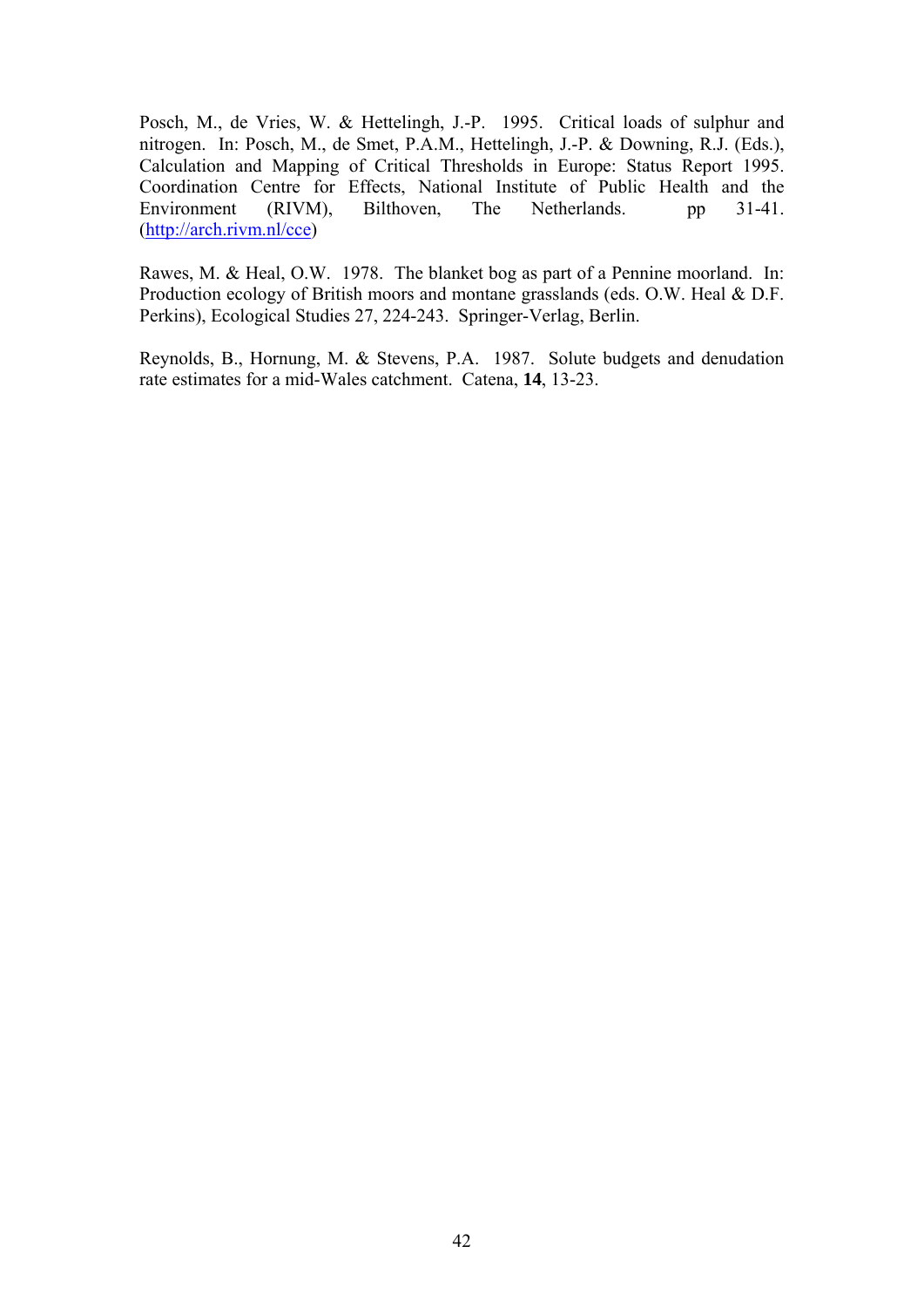Posch, M., de Vries, W. & Hettelingh, J.-P. 1995. Critical loads of sulphur and nitrogen. In: Posch, M., de Smet, P.A.M., Hettelingh, J.-P. & Downing, R.J. (Eds.), Calculation and Mapping of Critical Thresholds in Europe: Status Report 1995. Coordination Centre for Effects, National Institute of Public Health and the Environment (RIVM), Bilthoven, The Netherlands. pp 31-41. (http://arch.rivm.nl/cce)

Rawes, M. & Heal, O.W. 1978. The blanket bog as part of a Pennine moorland. In: Production ecology of British moors and montane grasslands (eds. O.W. Heal & D.F. Perkins), Ecological Studies 27, 224-243. Springer-Verlag, Berlin.

Reynolds, B., Hornung, M. & Stevens, P.A. 1987. Solute budgets and denudation rate estimates for a mid-Wales catchment. Catena, **14**, 13-23.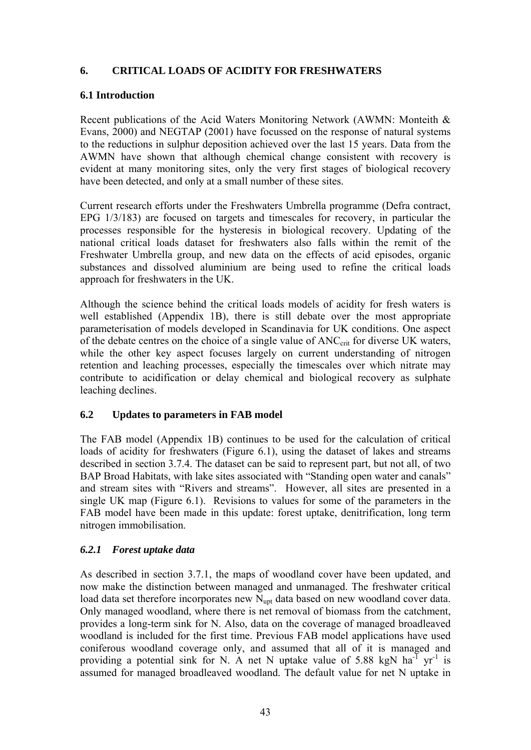## 6. CRITICAL LOADS OF ACIDITY FOR FRESHWATERS

### 6.1 Introduction

Recent publications of the Acid Waters Monitoring Network (AWMN: Monteith & Evans, 2000) and NEGTAP (2001) have focussed on the response of natural systems to the reductions in sulphur deposition achieved over the last 15 years. Data from the AWMN have shown that although chemical change consistent with recovery is evident at many monitoring sites, only the very first stages of biological recovery have been detected, and only at a small number of these sites.

Current research efforts under the Freshwaters Umbrella programme (Defra contract, EPG 1/3/183) are focused on targets and timescales for recovery, in particular the processes responsible for the hysteresis in biological recovery. Updating of the national critical loads dataset for freshwaters also falls within the remit of the Freshwater Umbrella group, and new data on the effects of acid episodes, organic substances and dissolved aluminium are being used to refine the critical loads approach for freshwaters in the UK.

Although the science behind the critical loads models of acidity for fresh waters is well established (Appendix 1B), there is still debate over the most appropriate parameterisation of models developed in Scandinavia for UK conditions. One aspect of the debate centres on the choice of a single value of $ANC_{crit}$ for diverse UK waters, while the other key aspect focuses largely on current understanding of nitrogen retention and leaching processes, especially the timescales over which nitrate may contribute to acidification or delay chemical and biological recovery as sulphate leaching declines.

### 6.2 Updates to parameters in FAB model

The FAB model (Appendix 1B) continues to be used for the calculation of critical loads of acidity for freshwaters (Figure 6.1), using the dataset of lakes and streams described in section 3.7.4. The dataset can be said to represent part, but not all, of two BAP Broad Habitats, with lake sites associated with "Standing open water and canals" and stream sites with "Rivers and streams". However, all sites are presented in a single UK map (Figure 6.1). Revisions to values for some of the parameters in the FAB model have been made in this update: forest uptake, denitrification, long term nitrogen immobilisation.

#### *6.2.1 Forest uptake data*

As described in section 3.7.1, the maps of woodland cover have been updated, and now make the distinction between managed and unmanaged. The freshwater critical load data set therefore incorporates new $N_{upt}$ data based on new woodland cover data. Only managed woodland, where there is net removal of biomass from the catchment, provides a long-term sink for N. Also, data on the coverage of managed broadleaved woodland is included for the first time. Previous FAB model applications have used coniferous woodland coverage only, and assumed that all of it is managed and providing a potential sink for N. A net N uptake value of 5.88 kgN $ha^{-1}$ $yr^{-1}$ is assumed for managed broadleaved woodland. The default value for net N uptake in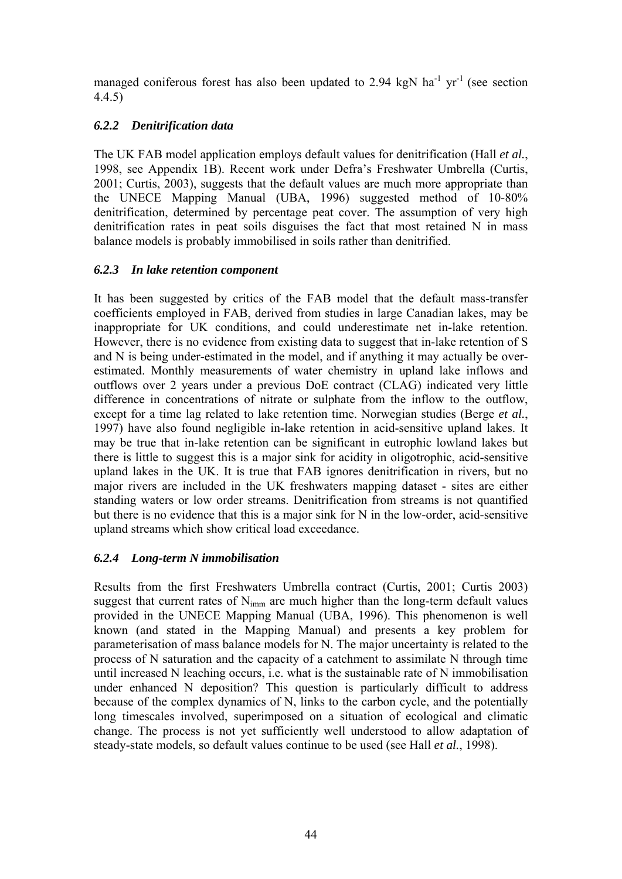managed coniferous forest has also been updated to 2.94 kgN $ha^{-1}$ $yr^{-1}$ (see section 4.4.5)

### *6.2.2 Denitrification data*

The UK FAB model application employs default values for denitrification (Hall *et al.*, 1998, see Appendix 1B). Recent work under Defra's Freshwater Umbrella (Curtis, 2001; Curtis, 2003), suggests that the default values are much more appropriate than the UNECE Mapping Manual (UBA, 1996) suggested method of 10-80% denitrification, determined by percentage peat cover. The assumption of very high denitrification rates in peat soils disguises the fact that most retained N in mass balance models is probably immobilised in soils rather than denitrified.

### *6.2.3 In lake retention component*

It has been suggested by critics of the FAB model that the default mass-transfer coefficients employed in FAB, derived from studies in large Canadian lakes, may be inappropriate for UK conditions, and could underestimate net in-lake retention. However, there is no evidence from existing data to suggest that in-lake retention of S and N is being under-estimated in the model, and if anything it may actually be over-estimated. Monthly measurements of water chemistry in upland lake inflows and outflows over 2 years under a previous DoE contract (CLAG) indicated very little difference in concentrations of nitrate or sulphate from the inflow to the outflow, except for a time lag related to lake retention time. Norwegian studies (Berge *et al.*, 1997) have also found negligible in-lake retention in acid-sensitive upland lakes. It may be true that in-lake retention can be significant in eutrophic lowland lakes but there is little to suggest this is a major sink for acidity in oligotrophic, acid-sensitive upland lakes in the UK. It is true that FAB ignores denitrification in rivers, but no major rivers are included in the UK freshwaters mapping dataset - sites are either standing waters or low order streams. Denitrification from streams is not quantified but there is no evidence that this is a major sink for N in the low-order, acid-sensitive upland streams which show critical load exceedance.

### *6.2.4 Long-term N immobilisation*

Results from the first Freshwaters Umbrella contract (Curtis, 2001; Curtis 2003) suggest that current rates of $N_{imm}$ are much higher than the long-term default values provided in the UNECE Mapping Manual (UBA, 1996). This phenomenon is well known (and stated in the Mapping Manual) and presents a key problem for parameterisation of mass balance models for N. The major uncertainty is related to the process of N saturation and the capacity of a catchment to assimilate N through time until increased N leaching occurs, i.e. what is the sustainable rate of N immobilisation under enhanced N deposition? This question is particularly difficult to address because of the complex dynamics of N, links to the carbon cycle, and the potentially long timescales involved, superimposed on a situation of ecological and climatic change. The process is not yet sufficiently well understood to allow adaptation of steady-state models, so default values continue to be used (see Hall *et al.*, 1998).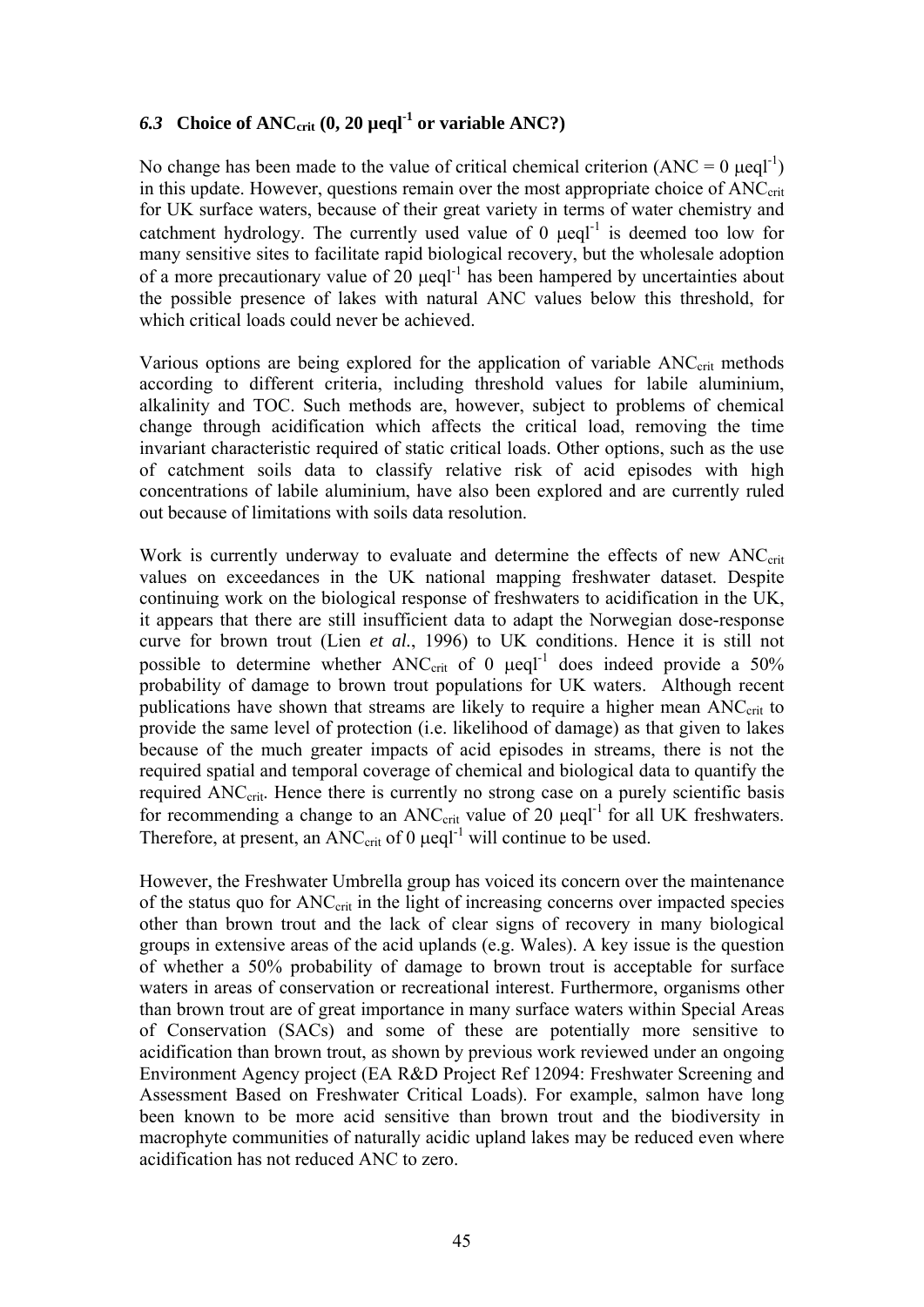### *6.3* Choice of $ANC_{crit}$ (0, 20 $\mu eql^{-1}$ or variable ANC?)

No change has been made to the value of critical chemical criterion (ANC = 0 $\mu eql^{-1}$) in this update. However, questions remain over the most appropriate choice of $ANC_{crit}$ for UK surface waters, because of their great variety in terms of water chemistry and catchment hydrology. The currently used value of 0 $\mu eql^{-1}$ is deemed too low for many sensitive sites to facilitate rapid biological recovery, but the wholesale adoption of a more precautionary value of 20 $\mu eql^{-1}$ has been hampered by uncertainties about the possible presence of lakes with natural ANC values below this threshold, for which critical loads could never be achieved.

Various options are being explored for the application of variable $ANC_{crit}$ methods according to different criteria, including threshold values for labile aluminium, alkalinity and TOC. Such methods are, however, subject to problems of chemical change through acidification which affects the critical load, removing the time invariant characteristic required of static critical loads. Other options, such as the use of catchment soils data to classify relative risk of acid episodes with high concentrations of labile aluminium, have also been explored and are currently ruled out because of limitations with soils data resolution.

Work is currently underway to evaluate and determine the effects of new $ANC_{crit}$ values on exceedances in the UK national mapping freshwater dataset. Despite continuing work on the biological response of freshwaters to acidification in the UK, it appears that there are still insufficient data to adapt the Norwegian dose-response curve for brown trout (Lien *et al.*, 1996) to UK conditions. Hence it is still not possible to determine whether $ANC_{crit}$ of 0 $\mu eql^{-1}$ does indeed provide a 50% probability of damage to brown trout populations for UK waters. Although recent publications have shown that streams are likely to require a higher mean $ANC_{crit}$ to provide the same level of protection (i.e. likelihood of damage) as that given to lakes because of the much greater impacts of acid episodes in streams, there is not the required spatial and temporal coverage of chemical and biological data to quantify the required $ANC_{crit}$. Hence there is currently no strong case on a purely scientific basis for recommending a change to an $ANC_{crit}$ value of 20 $\mu eql^{-1}$ for all UK freshwaters. Therefore, at present, an $ANC_{crit}$ of 0 $\mu eql^{-1}$ will continue to be used.

However, the Freshwater Umbrella group has voiced its concern over the maintenance of the status quo for $ANC_{crit}$ in the light of increasing concerns over impacted species other than brown trout and the lack of clear signs of recovery in many biological groups in extensive areas of the acid uplands (e.g. Wales). A key issue is the question of whether a 50% probability of damage to brown trout is acceptable for surface waters in areas of conservation or recreational interest. Furthermore, organisms other than brown trout are of great importance in many surface waters within Special Areas of Conservation (SACs) and some of these are potentially more sensitive to acidification than brown trout, as shown by previous work reviewed under an ongoing Environment Agency project (EA R&D Project Ref 12094: Freshwater Screening and Assessment Based on Freshwater Critical Loads). For example, salmon have long been known to be more acid sensitive than brown trout and the biodiversity in macrophyte communities of naturally acidic upland lakes may be reduced even where acidification has not reduced ANC to zero.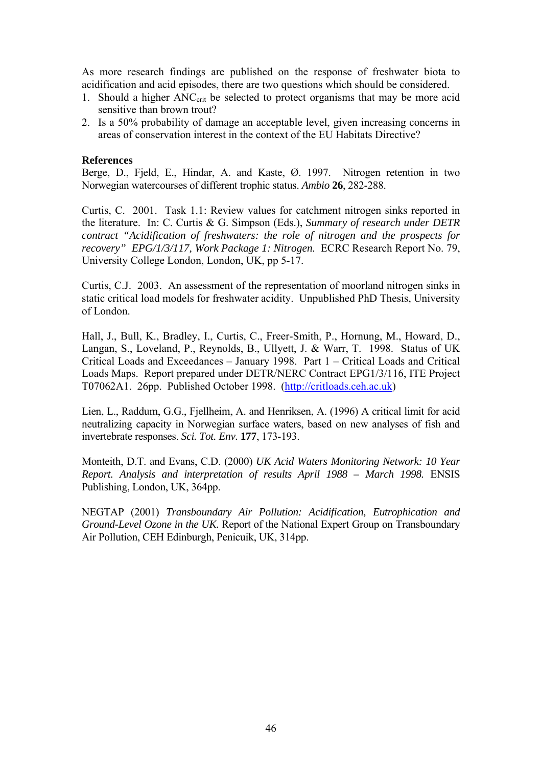As more research findings are published on the response of freshwater biota to acidification and acid episodes, there are two questions which should be considered.

1. Should a higher $ANC_{crit}$ be selected to protect organisms that may be more acid sensitive than brown trout?
2. Is a 50% probability of damage an acceptable level, given increasing concerns in areas of conservation interest in the context of the EU Habitats Directive?

**References**

Berge, D., Fjeld, E., Hindar, A. and Kaste, Ø. 1997. Nitrogen retention in two Norwegian watercourses of different trophic status. *Ambio* **26**, 282-288.

Curtis, C. 2001. Task 1.1: Review values for catchment nitrogen sinks reported in the literature. In: C. Curtis & G. Simpson (Eds.), *Summary of research under DETR contract "Acidification of freshwaters: the role of nitrogen and the prospects for recovery" EPG/1/3/117, Work Package 1: Nitrogen.* ECRC Research Report No. 79, University College London, London, UK, pp 5-17.

Curtis, C.J. 2003. An assessment of the representation of moorland nitrogen sinks in static critical load models for freshwater acidity. Unpublished PhD Thesis, University of London.

Hall, J., Bull, K., Bradley, I., Curtis, C., Freer-Smith, P., Hornung, M., Howard, D., Langan, S., Loveland, P., Reynolds, B., Ullyett, J. & Warr, T. 1998. Status of UK Critical Loads and Exceedances – January 1998. Part 1 – Critical Loads and Critical Loads Maps. Report prepared under DETR/NERC Contract EPG1/3/116, ITE Project T07062A1. 26pp. Published October 1998. (http://critloads.ceh.ac.uk)

Lien, L., Raddum, G.G., Fjellheim, A. and Henriksen, A. (1996) A critical limit for acid neutralizing capacity in Norwegian surface waters, based on new analyses of fish and invertebrate responses. *Sci. Tot. Env.* **177**, 173-193.

Monteith, D.T. and Evans, C.D. (2000) *UK Acid Waters Monitoring Network: 10 Year Report. Analysis and interpretation of results April 1988 – March 1998.* ENSIS Publishing, London, UK, 364pp.

NEGTAP (2001) *Transboundary Air Pollution: Acidification, Eutrophication and Ground-Level Ozone in the UK.* Report of the National Expert Group on Transboundary Air Pollution, CEH Edinburgh, Penicuik, UK, 314pp.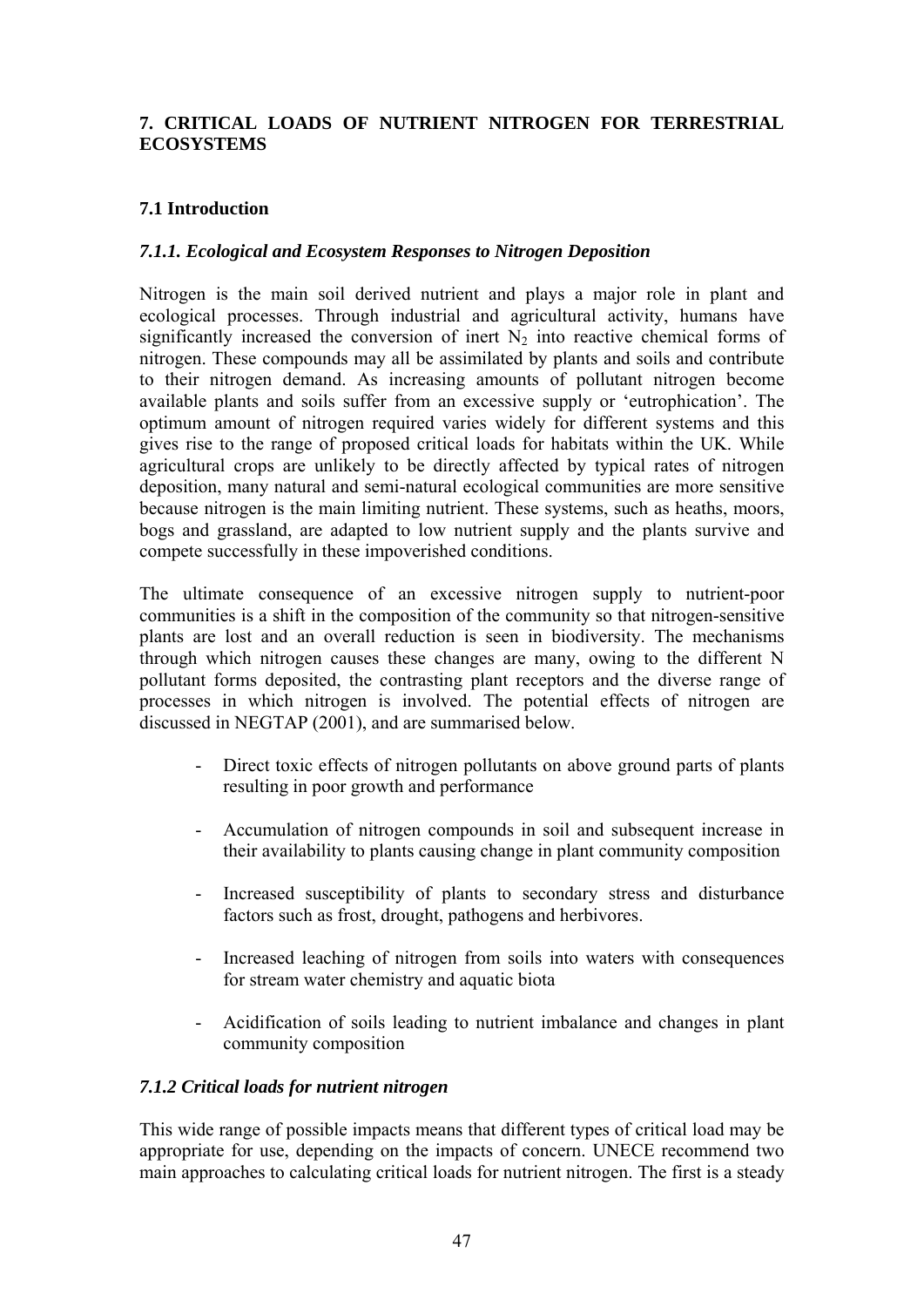## 7. CRITICAL LOADS OF NUTRIENT NITROGEN FOR TERRESTRIAL ECOSYSTEMS

### 7.1 Introduction

#### *7.1.1. Ecological and Ecosystem Responses to Nitrogen Deposition*

Nitrogen is the main soil derived nutrient and plays a major role in plant and ecological processes. Through industrial and agricultural activity, humans have significantly increased the conversion of inert $N_2$ into reactive chemical forms of nitrogen. These compounds may all be assimilated by plants and soils and contribute to their nitrogen demand. As increasing amounts of pollutant nitrogen become available plants and soils suffer from an excessive supply or 'eutrophication'. The optimum amount of nitrogen required varies widely for different systems and this gives rise to the range of proposed critical loads for habitats within the UK. While agricultural crops are unlikely to be directly affected by typical rates of nitrogen deposition, many natural and semi-natural ecological communities are more sensitive because nitrogen is the main limiting nutrient. These systems, such as heaths, moors, bogs and grassland, are adapted to low nutrient supply and the plants survive and compete successfully in these impoverished conditions.

The ultimate consequence of an excessive nitrogen supply to nutrient-poor communities is a shift in the composition of the community so that nitrogen-sensitive plants are lost and an overall reduction is seen in biodiversity. The mechanisms through which nitrogen causes these changes are many, owing to the different N pollutant forms deposited, the contrasting plant receptors and the diverse range of processes in which nitrogen is involved. The potential effects of nitrogen are discussed in NEGTAP (2001), and are summarised below.

- Direct toxic effects of nitrogen pollutants on above ground parts of plants resulting in poor growth and performance
- Accumulation of nitrogen compounds in soil and subsequent increase in their availability to plants causing change in plant community composition
- Increased susceptibility of plants to secondary stress and disturbance factors such as frost, drought, pathogens and herbivores.
- Increased leaching of nitrogen from soils into waters with consequences for stream water chemistry and aquatic biota
- Acidification of soils leading to nutrient imbalance and changes in plant community composition

#### *7.1.2 Critical loads for nutrient nitrogen*

This wide range of possible impacts means that different types of critical load may be appropriate for use, depending on the impacts of concern. UNECE recommend two main approaches to calculating critical loads for nutrient nitrogen. The first is a steady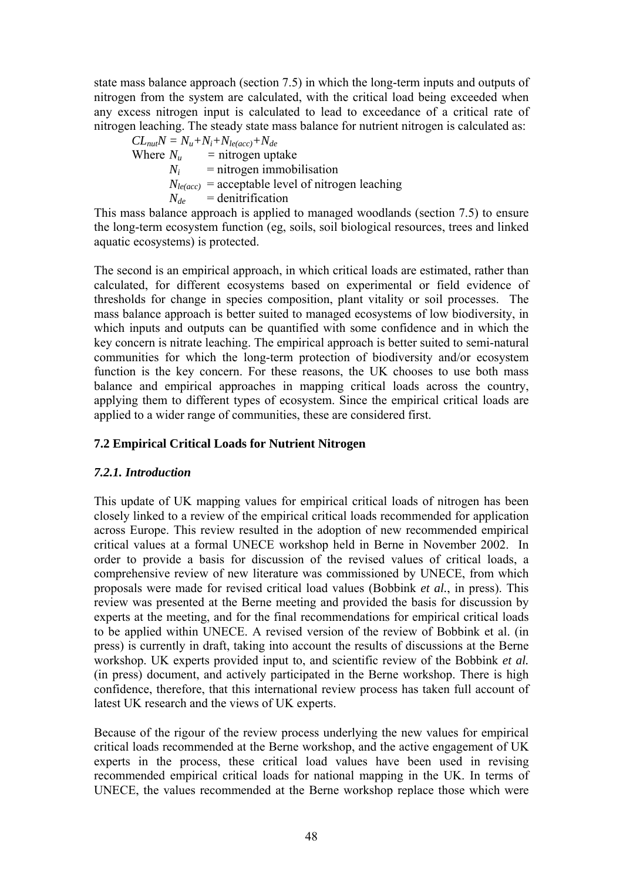state mass balance approach (section 7.5) in which the long-term inputs and outputs of nitrogen from the system are calculated, with the critical load being exceeded when any excess nitrogen input is calculated to lead to exceedance of a critical rate of nitrogen leaching. The steady state mass balance for nutrient nitrogen is calculated as:

$$CL_{nut}N = N_u + N_i + N_{le(acc)} + N_{de}$$

Where $N_u$ = nitrogen uptake
$N_i$ = nitrogen immobilisation
$N_{le(acc)}$ = acceptable level of nitrogen leaching
$N_{de}$ = denitrification

This mass balance approach is applied to managed woodlands (section 7.5) to ensure the long-term ecosystem function (eg, soils, soil biological resources, trees and linked aquatic ecosystems) is protected.

The second is an empirical approach, in which critical loads are estimated, rather than calculated, for different ecosystems based on experimental or field evidence of thresholds for change in species composition, plant vitality or soil processes. The mass balance approach is better suited to managed ecosystems of low biodiversity, in which inputs and outputs can be quantified with some confidence and in which the key concern is nitrate leaching. The empirical approach is better suited to semi-natural communities for which the long-term protection of biodiversity and/or ecosystem function is the key concern. For these reasons, the UK chooses to use both mass balance and empirical approaches in mapping critical loads across the country, applying them to different types of ecosystem. Since the empirical critical loads are applied to a wider range of communities, these are considered first.

## 7.2 Empirical Critical Loads for Nutrient Nitrogen

### *7.2.1. Introduction*

This update of UK mapping values for empirical critical loads of nitrogen has been closely linked to a review of the empirical critical loads recommended for application across Europe. This review resulted in the adoption of new recommended empirical critical values at a formal UNECE workshop held in Berne in November 2002. In order to provide a basis for discussion of the revised values of critical loads, a comprehensive review of new literature was commissioned by UNECE, from which proposals were made for revised critical load values (Bobbink *et al.*, in press). This review was presented at the Berne meeting and provided the basis for discussion by experts at the meeting, and for the final recommendations for empirical critical loads to be applied within UNECE. A revised version of the review of Bobbink et al. (in press) is currently in draft, taking into account the results of discussions at the Berne workshop. UK experts provided input to, and scientific review of the Bobbink *et al.* (in press) document, and actively participated in the Berne workshop. There is high confidence, therefore, that this international review process has taken full account of latest UK research and the views of UK experts.

Because of the rigour of the review process underlying the new values for empirical critical loads recommended at the Berne workshop, and the active engagement of UK experts in the process, these critical load values have been used in revising recommended empirical critical loads for national mapping in the UK. In terms of UNECE, the values recommended at the Berne workshop replace those which were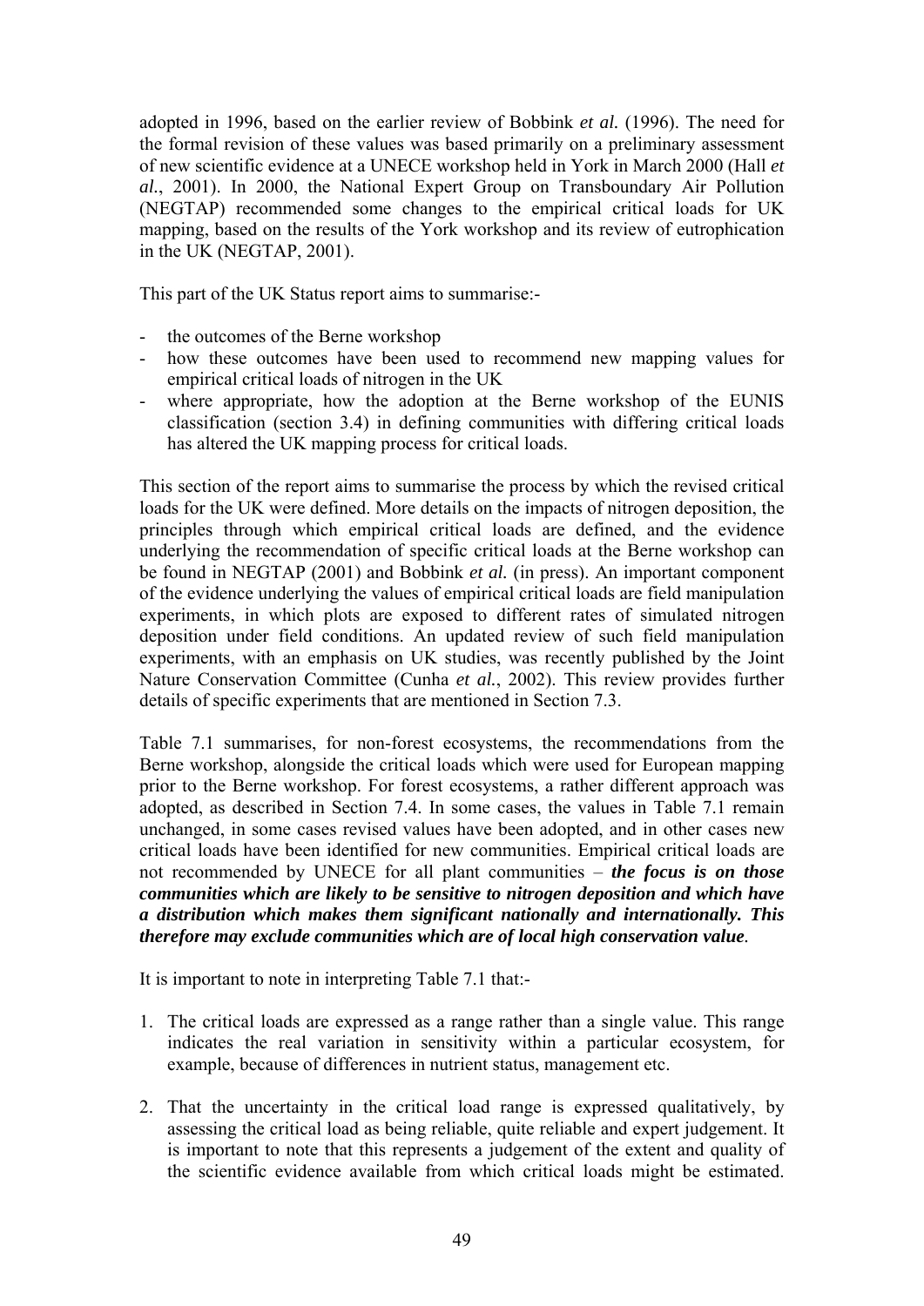adopted in 1996, based on the earlier review of Bobbink *et al.* (1996). The need for the formal revision of these values was based primarily on a preliminary assessment of new scientific evidence at a UNECE workshop held in York in March 2000 (Hall *et al.*, 2001). In 2000, the National Expert Group on Transboundary Air Pollution (NEGTAP) recommended some changes to the empirical critical loads for UK mapping, based on the results of the York workshop and its review of eutrophication in the UK (NEGTAP, 2001).

This part of the UK Status report aims to summarise:-

- the outcomes of the Berne workshop
- how these outcomes have been used to recommend new mapping values for empirical critical loads of nitrogen in the UK
- where appropriate, how the adoption at the Berne workshop of the EUNIS classification (section 3.4) in defining communities with differing critical loads has altered the UK mapping process for critical loads.

This section of the report aims to summarise the process by which the revised critical loads for the UK were defined. More details on the impacts of nitrogen deposition, the principles through which empirical critical loads are defined, and the evidence underlying the recommendation of specific critical loads at the Berne workshop can be found in NEGTAP (2001) and Bobbink *et al.* (in press). An important component of the evidence underlying the values of empirical critical loads are field manipulation experiments, in which plots are exposed to different rates of simulated nitrogen deposition under field conditions. An updated review of such field manipulation experiments, with an emphasis on UK studies, was recently published by the Joint Nature Conservation Committee (Cunha *et al.*, 2002). This review provides further details of specific experiments that are mentioned in Section 7.3.

Table 7.1 summarises, for non-forest ecosystems, the recommendations from the Berne workshop, alongside the critical loads which were used for European mapping prior to the Berne workshop. For forest ecosystems, a rather different approach was adopted, as described in Section 7.4. In some cases, the values in Table 7.1 remain unchanged, in some cases revised values have been adopted, and in other cases new critical loads have been identified for new communities. Empirical critical loads are not recommended by UNECE for all plant communities – ***the focus is on those communities which are likely to be sensitive to nitrogen deposition and which have a distribution which makes them significant nationally and internationally. This therefore may exclude communities which are of local high conservation value***.

It is important to note in interpreting Table 7.1 that:-

1. The critical loads are expressed as a range rather than a single value. This range indicates the real variation in sensitivity within a particular ecosystem, for example, because of differences in nutrient status, management etc.

2. That the uncertainty in the critical load range is expressed qualitatively, by assessing the critical load as being reliable, quite reliable and expert judgement. It is important to note that this represents a judgement of the extent and quality of the scientific evidence available from which critical loads might be estimated.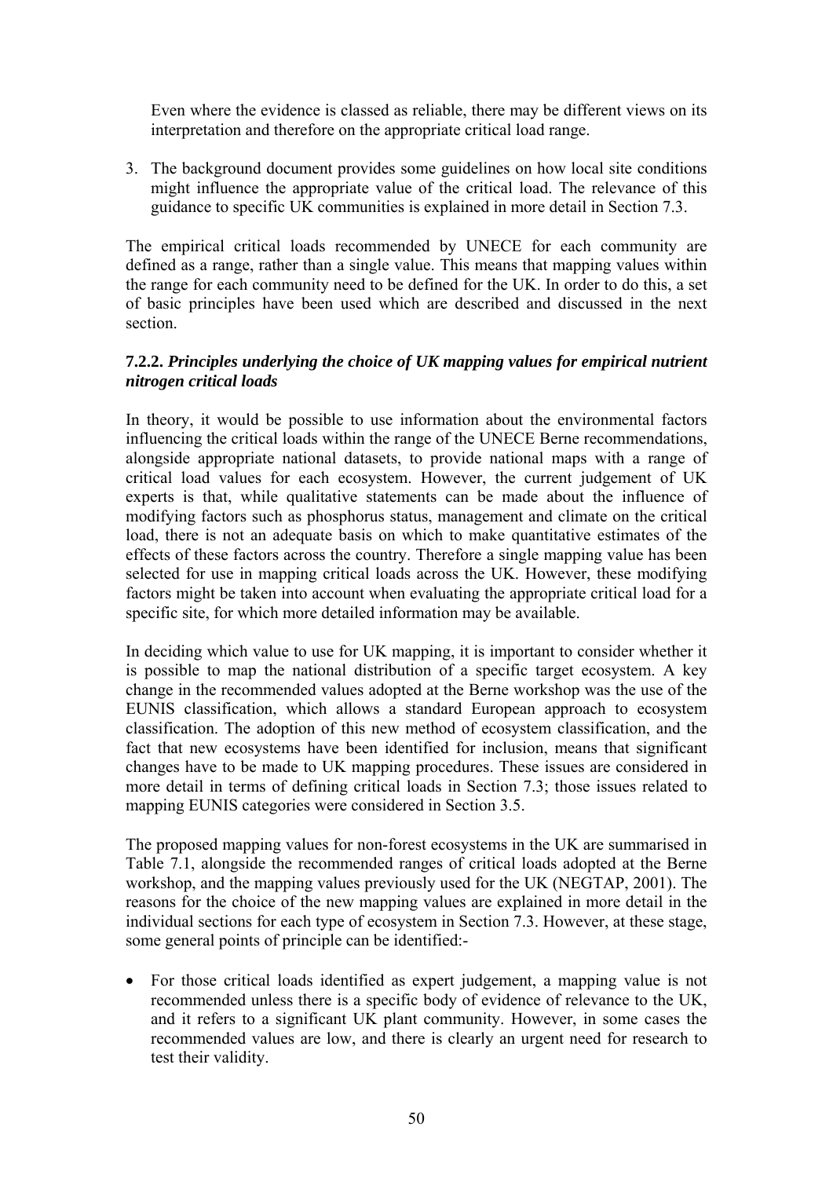Even where the evidence is classed as reliable, there may be different views on its interpretation and therefore on the appropriate critical load range.

3. The background document provides some guidelines on how local site conditions might influence the appropriate value of the critical load. The relevance of this guidance to specific UK communities is explained in more detail in Section 7.3.

The empirical critical loads recommended by UNECE for each community are defined as a range, rather than a single value. This means that mapping values within the range for each community need to be defined for the UK. In order to do this, a set of basic principles have been used which are described and discussed in the next section.

### 7.2.2. *Principles underlying the choice of UK mapping values for empirical nutrient nitrogen critical loads*

In theory, it would be possible to use information about the environmental factors influencing the critical loads within the range of the UNECE Berne recommendations, alongside appropriate national datasets, to provide national maps with a range of critical load values for each ecosystem. However, the current judgement of UK experts is that, while qualitative statements can be made about the influence of modifying factors such as phosphorus status, management and climate on the critical load, there is not an adequate basis on which to make quantitative estimates of the effects of these factors across the country. Therefore a single mapping value has been selected for use in mapping critical loads across the UK. However, these modifying factors might be taken into account when evaluating the appropriate critical load for a specific site, for which more detailed information may be available.

In deciding which value to use for UK mapping, it is important to consider whether it is possible to map the national distribution of a specific target ecosystem. A key change in the recommended values adopted at the Berne workshop was the use of the EUNIS classification, which allows a standard European approach to ecosystem classification. The adoption of this new method of ecosystem classification, and the fact that new ecosystems have been identified for inclusion, means that significant changes have to be made to UK mapping procedures. These issues are considered in more detail in terms of defining critical loads in Section 7.3; those issues related to mapping EUNIS categories were considered in Section 3.5.

The proposed mapping values for non-forest ecosystems in the UK are summarised in Table 7.1, alongside the recommended ranges of critical loads adopted at the Berne workshop, and the mapping values previously used for the UK (NEGTAP, 2001). The reasons for the choice of the new mapping values are explained in more detail in the individual sections for each type of ecosystem in Section 7.3. However, at these stage, some general points of principle can be identified:-

- For those critical loads identified as expert judgement, a mapping value is not recommended unless there is a specific body of evidence of relevance to the UK, and it refers to a significant UK plant community. However, in some cases the recommended values are low, and there is clearly an urgent need for research to test their validity.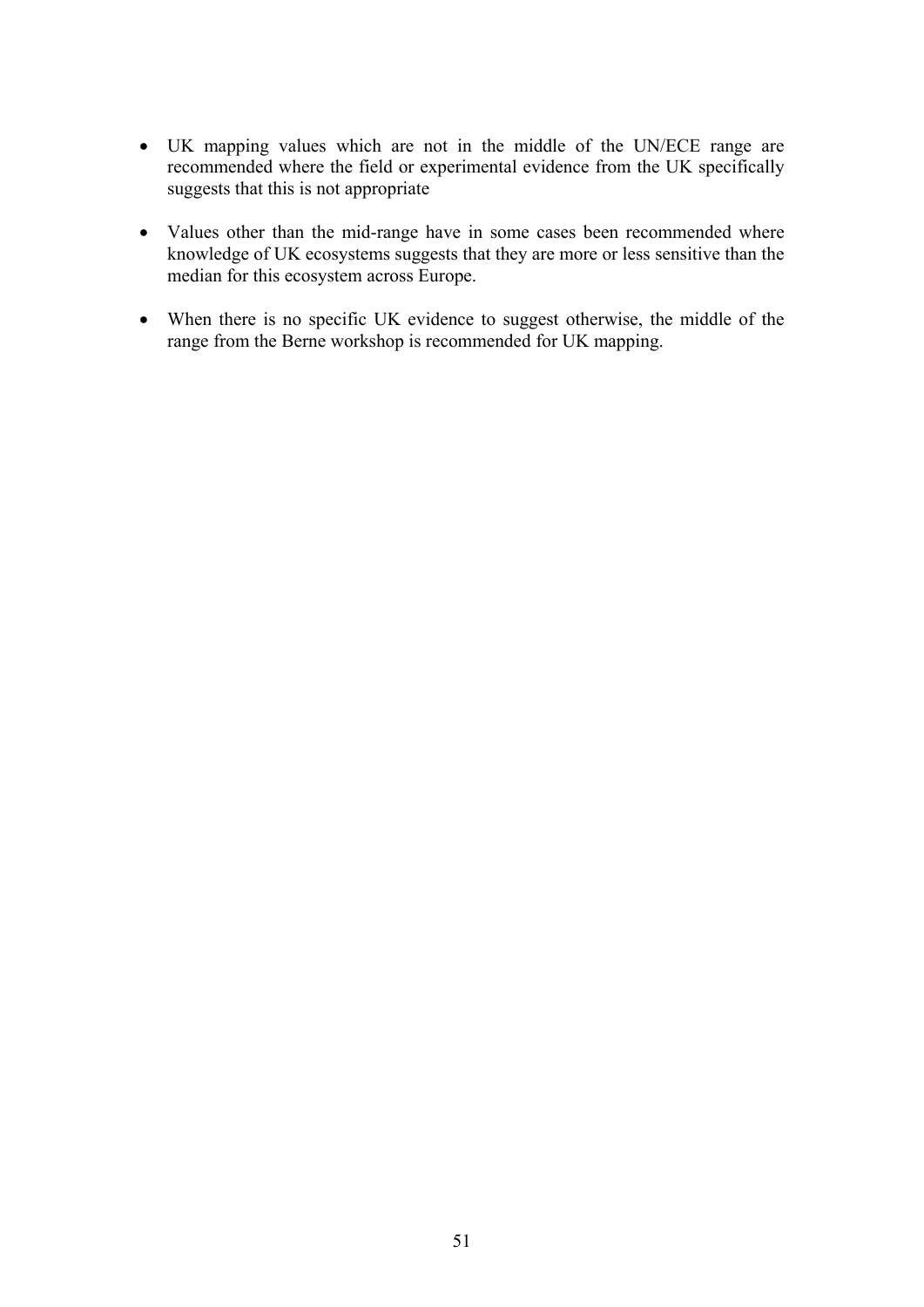- UK mapping values which are not in the middle of the UN/ECE range are recommended where the field or experimental evidence from the UK specifically suggests that this is not appropriate

- Values other than the mid-range have in some cases been recommended where knowledge of UK ecosystems suggests that they are more or less sensitive than the median for this ecosystem across Europe.

- When there is no specific UK evidence to suggest otherwise, the middle of the range from the Berne workshop is recommended for UK mapping.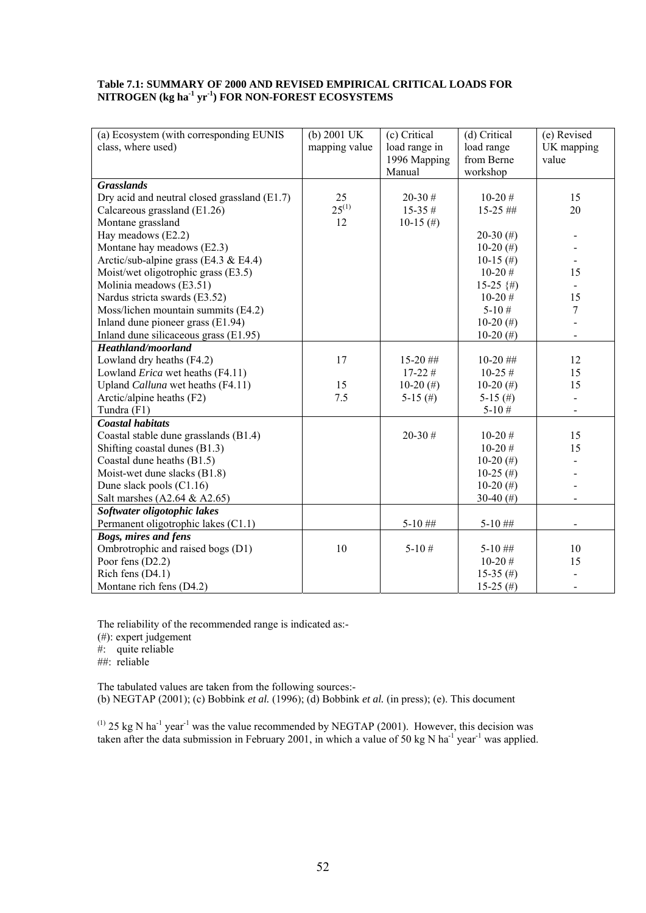**Table 7.1: SUMMARY OF 2000 AND REVISED EMPIRICAL CRITICAL LOADS FOR NITROGEN (kg ha$^{-1}$ yr$^{-1}$) FOR NON-FOREST ECOSYSTEMS**

| (a) Ecosystem (with corresponding EUNIS class, where used) | (b) 2001 UK mapping value | (c) Critical load range in 1996 Mapping Manual | (d) Critical load range from Berne workshop | (e) Revised UK mapping value |
|---|---|---|---|---|
| ***Grasslands*** | | | | |
| Dry acid and neutral closed grassland (E1.7) | 25 | 20-30 # | 10-20 # | 15 |
| Calcareous grassland (E1.26) | 25[(1)] | 15-35 # | 15-25 ## | 20 |
| Montane grassland | 12 | 10-15 (#) | | |
| Hay meadows (E2.2) | | | 20-30 (#) | - |
| Montane hay meadows (E2.3) | | | 10-20 (#) | - |
| Arctic/sub-alpine grass (E4.3 & E4.4) | | | 10-15 (#) | - |
| Moist/wet oligotrophic grass (E3.5) | | | 10-20 # | 15 |
| Molinia meadows (E3.51) | | | 15-25 {#) | - |
| Nardus stricta swards (E3.52) | | | 10-20 # | 15 |
| Moss/lichen mountain summits (E4.2) | | | 5-10 # | 7 |
| Inland dune pioneer grass (E1.94) | | | 10-20 (#) | - |
| Inland dune silicaceous grass (E1.95) | | | 10-20 (#) | - |
| ***Heathland/moorland*** | | | | |
| Lowland dry heaths (F4.2) | 17 | 15-20 ## | 10-20 ## | 12 |
| Lowland *Erica* wet heaths (F4.11) | | 17-22 # | 10-25 # | 15 |
| Upland *Calluna* wet heaths (F4.11) | 15 | 10-20 (#) | 10-20 (#) | 15 |
| Arctic/alpine heaths (F2) | 7.5 | 5-15 (#) | 5-15 (#) | - |
| Tundra (F1) | | | 5-10 # | - |
| ***Coastal habitats*** | | | | |
| Coastal stable dune grasslands (B1.4) | | 20-30 # | 10-20 # | 15 |
| Shifting coastal dunes (B1.3) | | | 10-20 # | 15 |
| Coastal dune heaths (B1.5) | | | 10-20 (#) | - |
| Moist-wet dune slacks (B1.8) | | | 10-25 (#) | - |
| Dune slack pools (C1.16) | | | 10-20 (#) | - |
| Salt marshes (A2.64 & A2.65) | | | 30-40 (#) | - |
| ***Softwater oligotophic lakes*** | | | | |
| Permanent oligotrophic lakes (C1.1) | | 5-10 ## | 5-10 ## | - |
| ***Bogs, mires and fens*** | | | | |
| Ombrotrophic and raised bogs (D1) | 10 | 5-10 # | 5-10 ## | 10 |
| Poor fens (D2.2) | | | 10-20 # | 15 |
| Rich fens (D4.1) | | | 15-35 (#) | - |
| Montane rich fens (D4.2) | | | 15-25 (#) | - |

The reliability of the recommended range is indicated as:-

(#): expert judgement

#: quite reliable

##: reliable

The tabulated values are taken from the following sources:-

(b) NEGTAP (2001); (c) Bobbink *et al.* (1996); (d) Bobbink *et al.* (in press); (e). This document

(1) 25 kg N ha$^{-1}$ year$^{-1}$ was the value recommended by NEGTAP (2001). However, this decision was taken after the data submission in February 2001, in which a value of 50 kg N ha$^{-1}$ year$^{-1}$ was applied.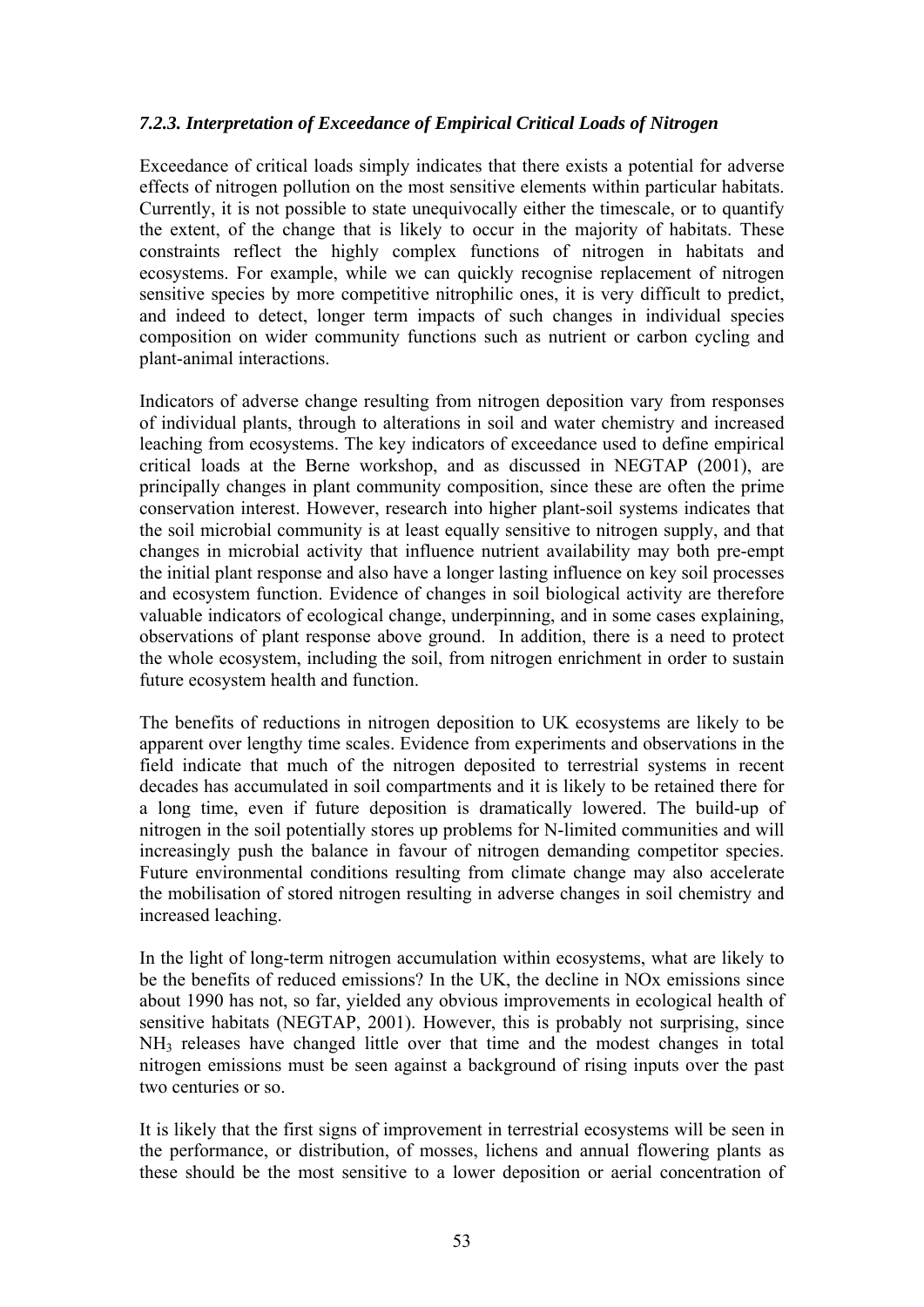### *7.2.3. Interpretation of Exceedance of Empirical Critical Loads of Nitrogen*

Exceedance of critical loads simply indicates that there exists a potential for adverse effects of nitrogen pollution on the most sensitive elements within particular habitats. Currently, it is not possible to state unequivocally either the timescale, or to quantify the extent, of the change that is likely to occur in the majority of habitats. These constraints reflect the highly complex functions of nitrogen in habitats and ecosystems. For example, while we can quickly recognise replacement of nitrogen sensitive species by more competitive nitrophilic ones, it is very difficult to predict, and indeed to detect, longer term impacts of such changes in individual species composition on wider community functions such as nutrient or carbon cycling and plant-animal interactions.

Indicators of adverse change resulting from nitrogen deposition vary from responses of individual plants, through to alterations in soil and water chemistry and increased leaching from ecosystems. The key indicators of exceedance used to define empirical critical loads at the Berne workshop, and as discussed in NEGTAP (2001), are principally changes in plant community composition, since these are often the prime conservation interest. However, research into higher plant-soil systems indicates that the soil microbial community is at least equally sensitive to nitrogen supply, and that changes in microbial activity that influence nutrient availability may both pre-empt the initial plant response and also have a longer lasting influence on key soil processes and ecosystem function. Evidence of changes in soil biological activity are therefore valuable indicators of ecological change, underpinning, and in some cases explaining, observations of plant response above ground. In addition, there is a need to protect the whole ecosystem, including the soil, from nitrogen enrichment in order to sustain future ecosystem health and function.

The benefits of reductions in nitrogen deposition to UK ecosystems are likely to be apparent over lengthy time scales. Evidence from experiments and observations in the field indicate that much of the nitrogen deposited to terrestrial systems in recent decades has accumulated in soil compartments and it is likely to be retained there for a long time, even if future deposition is dramatically lowered. The build-up of nitrogen in the soil potentially stores up problems for N-limited communities and will increasingly push the balance in favour of nitrogen demanding competitor species. Future environmental conditions resulting from climate change may also accelerate the mobilisation of stored nitrogen resulting in adverse changes in soil chemistry and increased leaching.

In the light of long-term nitrogen accumulation within ecosystems, what are likely to be the benefits of reduced emissions? In the UK, the decline in NOx emissions since about 1990 has not, so far, yielded any obvious improvements in ecological health of sensitive habitats (NEGTAP, 2001). However, this is probably not surprising, since $NH_3$ releases have changed little over that time and the modest changes in total nitrogen emissions must be seen against a background of rising inputs over the past two centuries or so.

It is likely that the first signs of improvement in terrestrial ecosystems will be seen in the performance, or distribution, of mosses, lichens and annual flowering plants as these should be the most sensitive to a lower deposition or aerial concentration of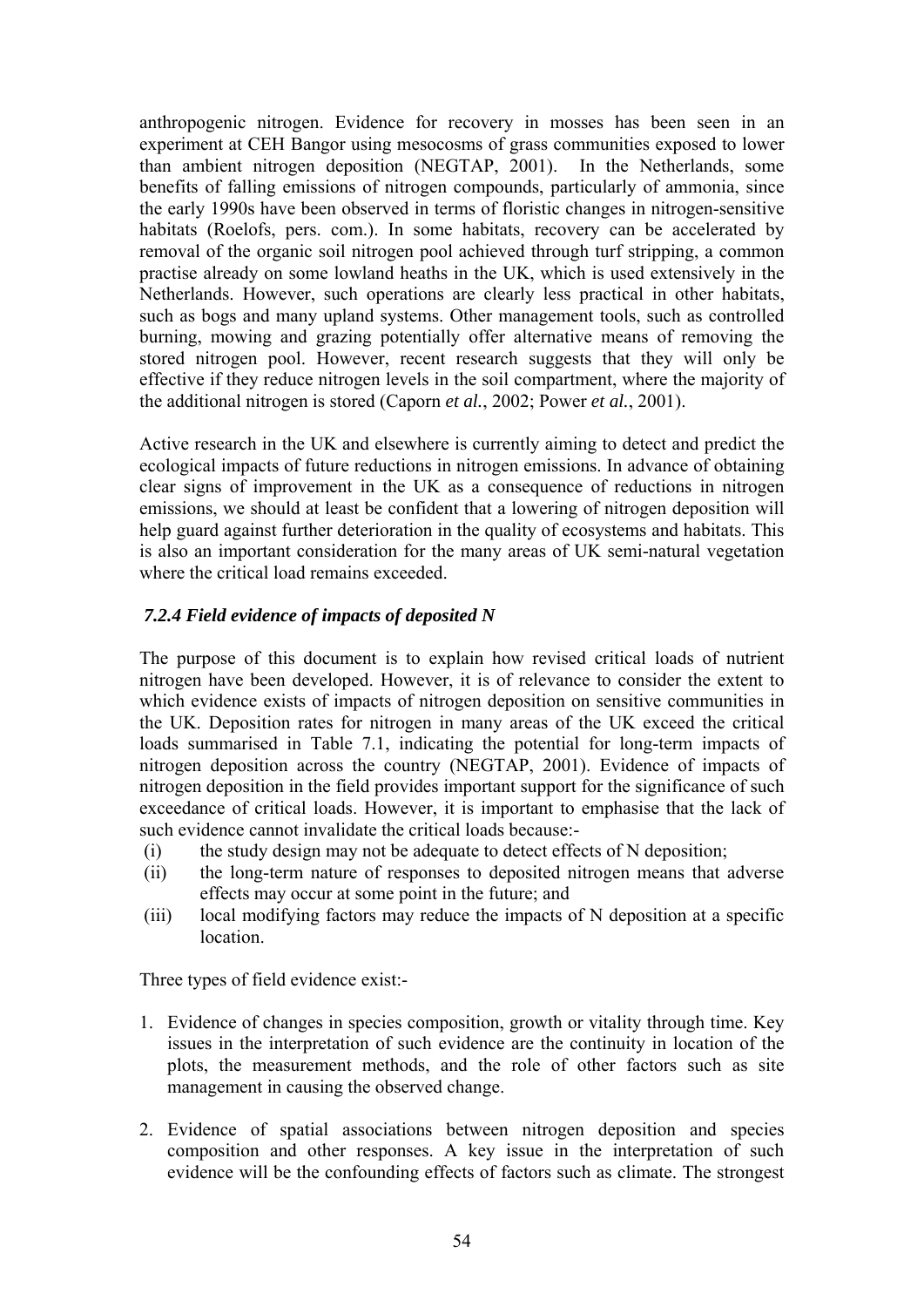anthropogenic nitrogen. Evidence for recovery in mosses has been seen in an experiment at CEH Bangor using mesocosms of grass communities exposed to lower than ambient nitrogen deposition (NEGTAP, 2001). In the Netherlands, some benefits of falling emissions of nitrogen compounds, particularly of ammonia, since the early 1990s have been observed in terms of floristic changes in nitrogen-sensitive habitats (Roelofs, pers. com.). In some habitats, recovery can be accelerated by removal of the organic soil nitrogen pool achieved through turf stripping, a common practise already on some lowland heaths in the UK, which is used extensively in the Netherlands. However, such operations are clearly less practical in other habitats, such as bogs and many upland systems. Other management tools, such as controlled burning, mowing and grazing potentially offer alternative means of removing the stored nitrogen pool. However, recent research suggests that they will only be effective if they reduce nitrogen levels in the soil compartment, where the majority of the additional nitrogen is stored (Caporn *et al.*, 2002; Power *et al.*, 2001).

Active research in the UK and elsewhere is currently aiming to detect and predict the ecological impacts of future reductions in nitrogen emissions. In advance of obtaining clear signs of improvement in the UK as a consequence of reductions in nitrogen emissions, we should at least be confident that a lowering of nitrogen deposition will help guard against further deterioration in the quality of ecosystems and habitats. This is also an important consideration for the many areas of UK semi-natural vegetation where the critical load remains exceeded.

### *7.2.4 Field evidence of impacts of deposited N*

The purpose of this document is to explain how revised critical loads of nutrient nitrogen have been developed. However, it is of relevance to consider the extent to which evidence exists of impacts of nitrogen deposition on sensitive communities in the UK. Deposition rates for nitrogen in many areas of the UK exceed the critical loads summarised in Table 7.1, indicating the potential for long-term impacts of nitrogen deposition across the country (NEGTAP, 2001). Evidence of impacts of nitrogen deposition in the field provides important support for the significance of such exceedance of critical loads. However, it is important to emphasise that the lack of such evidence cannot invalidate the critical loads because:-

(i) the study design may not be adequate to detect effects of N deposition;
(ii) the long-term nature of responses to deposited nitrogen means that adverse effects may occur at some point in the future; and
(iii) local modifying factors may reduce the impacts of N deposition at a specific location.

Three types of field evidence exist:-

1. Evidence of changes in species composition, growth or vitality through time. Key issues in the interpretation of such evidence are the continuity in location of the plots, the measurement methods, and the role of other factors such as site management in causing the observed change.

2. Evidence of spatial associations between nitrogen deposition and species composition and other responses. A key issue in the interpretation of such evidence will be the confounding effects of factors such as climate. The strongest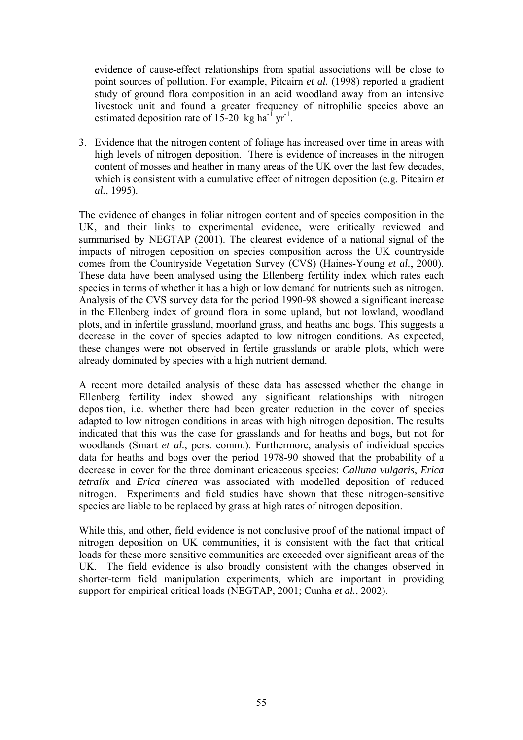evidence of cause-effect relationships from spatial associations will be close to point sources of pollution. For example, Pitcairn *et al.* (1998) reported a gradient study of ground flora composition in an acid woodland away from an intensive livestock unit and found a greater frequency of nitrophilic species above an estimated deposition rate of 15-20 kg $ha^{-1}$ $yr^{-1}$.

3. Evidence that the nitrogen content of foliage has increased over time in areas with high levels of nitrogen deposition. There is evidence of increases in the nitrogen content of mosses and heather in many areas of the UK over the last few decades, which is consistent with a cumulative effect of nitrogen deposition (e.g. Pitcairn *et al.*, 1995).

The evidence of changes in foliar nitrogen content and of species composition in the UK, and their links to experimental evidence, were critically reviewed and summarised by NEGTAP (2001). The clearest evidence of a national signal of the impacts of nitrogen deposition on species composition across the UK countryside comes from the Countryside Vegetation Survey (CVS) (Haines-Young *et al.*, 2000). These data have been analysed using the Ellenberg fertility index which rates each species in terms of whether it has a high or low demand for nutrients such as nitrogen. Analysis of the CVS survey data for the period 1990-98 showed a significant increase in the Ellenberg index of ground flora in some upland, but not lowland, woodland plots, and in infertile grassland, moorland grass, and heaths and bogs. This suggests a decrease in the cover of species adapted to low nitrogen conditions. As expected, these changes were not observed in fertile grasslands or arable plots, which were already dominated by species with a high nutrient demand.

A recent more detailed analysis of these data has assessed whether the change in Ellenberg fertility index showed any significant relationships with nitrogen deposition, i.e. whether there had been greater reduction in the cover of species adapted to low nitrogen conditions in areas with high nitrogen deposition. The results indicated that this was the case for grasslands and for heaths and bogs, but not for woodlands (Smart *et al.*, pers. comm.). Furthermore, analysis of individual species data for heaths and bogs over the period 1978-90 showed that the probability of a decrease in cover for the three dominant ericaceous species: *Calluna vulgaris*, *Erica tetralix* and *Erica cinerea* was associated with modelled deposition of reduced nitrogen. Experiments and field studies have shown that these nitrogen-sensitive species are liable to be replaced by grass at high rates of nitrogen deposition.

While this, and other, field evidence is not conclusive proof of the national impact of nitrogen deposition on UK communities, it is consistent with the fact that critical loads for these more sensitive communities are exceeded over significant areas of the UK. The field evidence is also broadly consistent with the changes observed in shorter-term field manipulation experiments, which are important in providing support for empirical critical loads (NEGTAP, 2001; Cunha *et al.*, 2002).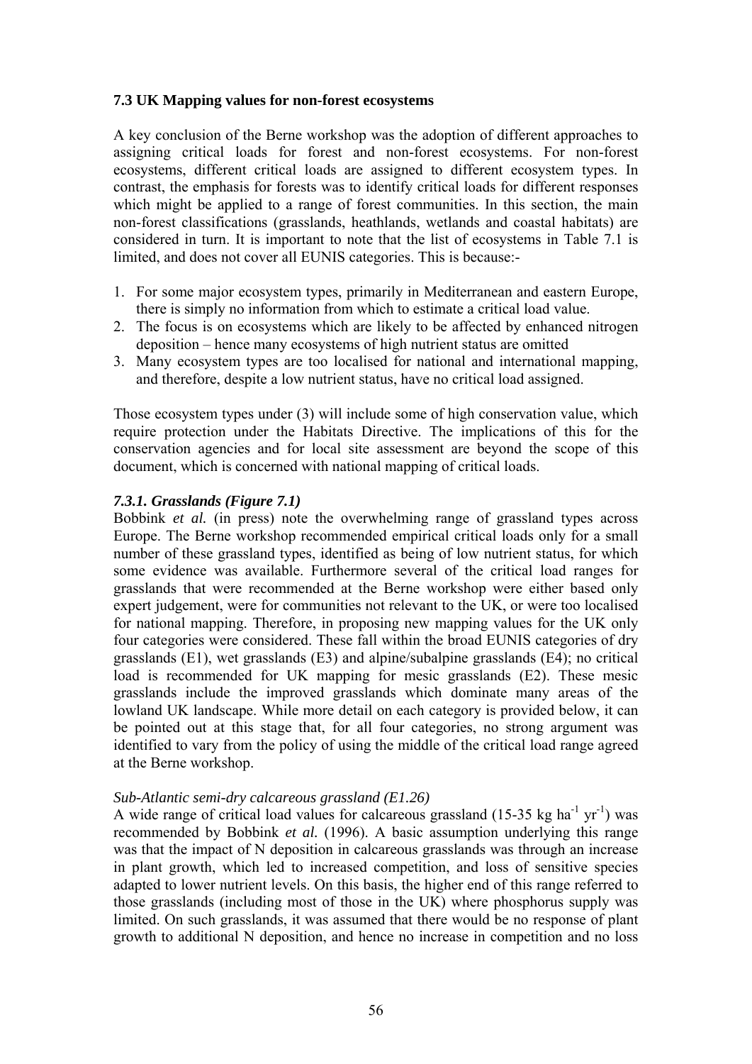## 7.3 UK Mapping values for non-forest ecosystems

A key conclusion of the Berne workshop was the adoption of different approaches to assigning critical loads for forest and non-forest ecosystems. For non-forest ecosystems, different critical loads are assigned to different ecosystem types. In contrast, the emphasis for forests was to identify critical loads for different responses which might be applied to a range of forest communities. In this section, the main non-forest classifications (grasslands, heathlands, wetlands and coastal habitats) are considered in turn. It is important to note that the list of ecosystems in Table 7.1 is limited, and does not cover all EUNIS categories. This is because:-

1. For some major ecosystem types, primarily in Mediterranean and eastern Europe, there is simply no information from which to estimate a critical load value.
2. The focus is on ecosystems which are likely to be affected by enhanced nitrogen deposition – hence many ecosystems of high nutrient status are omitted
3. Many ecosystem types are too localised for national and international mapping, and therefore, despite a low nutrient status, have no critical load assigned.

Those ecosystem types under (3) will include some of high conservation value, which require protection under the Habitats Directive. The implications of this for the conservation agencies and for local site assessment are beyond the scope of this document, which is concerned with national mapping of critical loads.

### *7.3.1. Grasslands (Figure 7.1)*

Bobbink *et al.* (in press) note the overwhelming range of grassland types across Europe. The Berne workshop recommended empirical critical loads only for a small number of these grassland types, identified as being of low nutrient status, for which some evidence was available. Furthermore several of the critical load ranges for grasslands that were recommended at the Berne workshop were either based only expert judgement, were for communities not relevant to the UK, or were too localised for national mapping. Therefore, in proposing new mapping values for the UK only four categories were considered. These fall within the broad EUNIS categories of dry grasslands (E1), wet grasslands (E3) and alpine/subalpine grasslands (E4); no critical load is recommended for UK mapping for mesic grasslands (E2). These mesic grasslands include the improved grasslands which dominate many areas of the lowland UK landscape. While more detail on each category is provided below, it can be pointed out at this stage that, for all four categories, no strong argument was identified to vary from the policy of using the middle of the critical load range agreed at the Berne workshop.

*Sub-Atlantic semi-dry calcareous grassland (E1.26)*

A wide range of critical load values for calcareous grassland (15-35 kg ha$^{-1}$ yr$^{-1}$) was recommended by Bobbink *et al.* (1996). A basic assumption underlying this range was that the impact of N deposition in calcareous grasslands was through an increase in plant growth, which led to increased competition, and loss of sensitive species adapted to lower nutrient levels. On this basis, the higher end of this range referred to those grasslands (including most of those in the UK) where phosphorus supply was limited. On such grasslands, it was assumed that there would be no response of plant growth to additional N deposition, and hence no increase in competition and no loss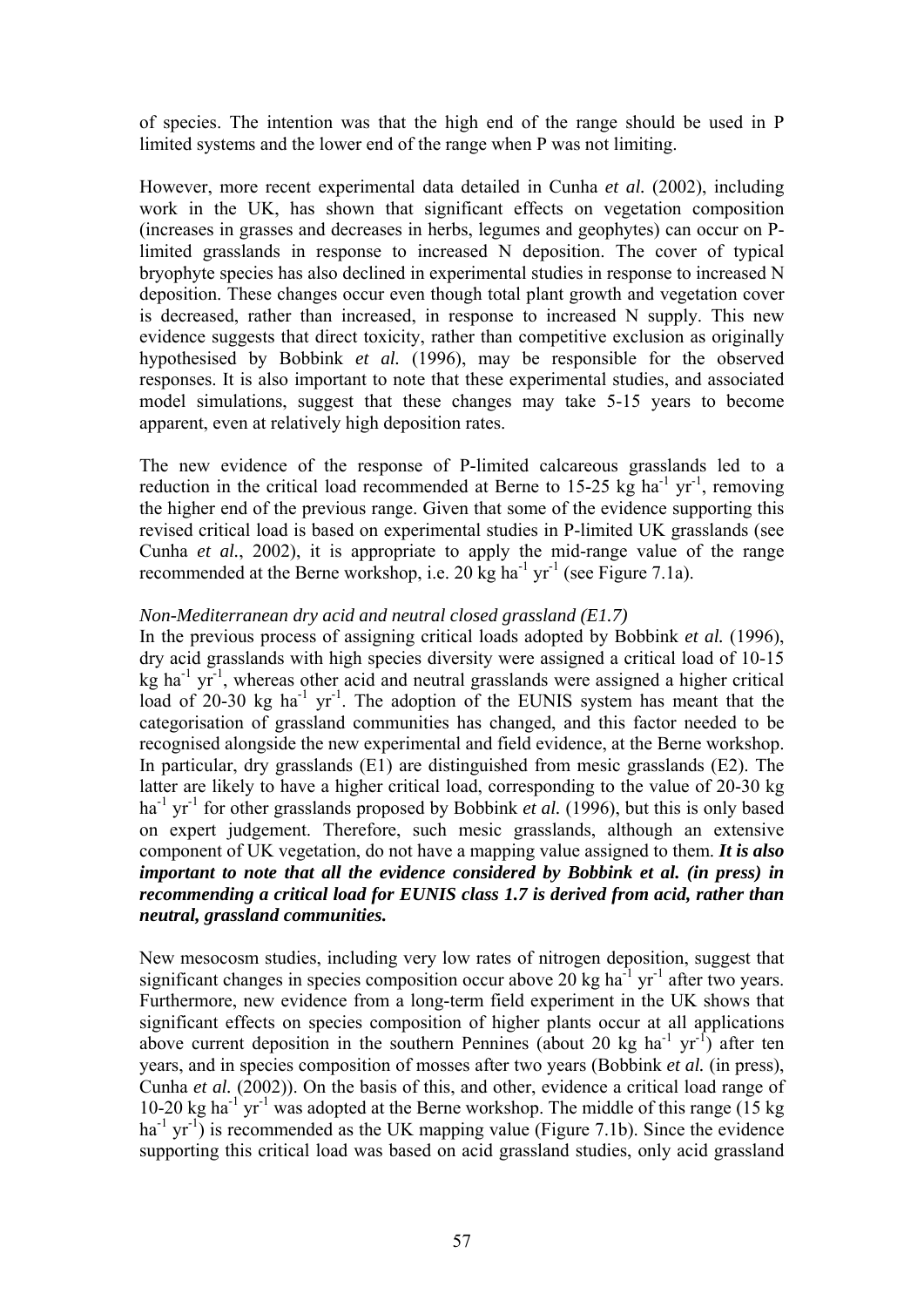of species. The intention was that the high end of the range should be used in P limited systems and the lower end of the range when P was not limiting.

However, more recent experimental data detailed in Cunha *et al.* (2002), including work in the UK, has shown that significant effects on vegetation composition (increases in grasses and decreases in herbs, legumes and geophytes) can occur on P-limited grasslands in response to increased N deposition. The cover of typical bryophyte species has also declined in experimental studies in response to increased N deposition. These changes occur even though total plant growth and vegetation cover is decreased, rather than increased, in response to increased N supply. This new evidence suggests that direct toxicity, rather than competitive exclusion as originally hypothesised by Bobbink *et al.* (1996), may be responsible for the observed responses. It is also important to note that these experimental studies, and associated model simulations, suggest that these changes may take 5-15 years to become apparent, even at relatively high deposition rates.

The new evidence of the response of P-limited calcareous grasslands led to a reduction in the critical load recommended at Berne to 15-25 kg $ha^{-1}$ $yr^{-1}$, removing the higher end of the previous range. Given that some of the evidence supporting this revised critical load is based on experimental studies in P-limited UK grasslands (see Cunha *et al.*, 2002), it is appropriate to apply the mid-range value of the range recommended at the Berne workshop, i.e. 20 kg $ha^{-1}$ $yr^{-1}$ (see Figure 7.1a).

*Non-Mediterranean dry acid and neutral closed grassland (E1.7)*

In the previous process of assigning critical loads adopted by Bobbink *et al.* (1996), dry acid grasslands with high species diversity were assigned a critical load of 10-15 kg $ha^{-1}$ $yr^{-1}$, whereas other acid and neutral grasslands were assigned a higher critical load of 20-30 kg $ha^{-1}$ $yr^{-1}$. The adoption of the EUNIS system has meant that the categorisation of grassland communities has changed, and this factor needed to be recognised alongside the new experimental and field evidence, at the Berne workshop. In particular, dry grasslands (E1) are distinguished from mesic grasslands (E2). The latter are likely to have a higher critical load, corresponding to the value of 20-30 kg $ha^{-1}$ $yr^{-1}$ for other grasslands proposed by Bobbink *et al.* (1996), but this is only based on expert judgement. Therefore, such mesic grasslands, although an extensive component of UK vegetation, do not have a mapping value assigned to them. ***It is also important to note that all the evidence considered by Bobbink et al. (in press) in recommending a critical load for EUNIS class 1.7 is derived from acid, rather than neutral, grassland communities.***

New mesocosm studies, including very low rates of nitrogen deposition, suggest that significant changes in species composition occur above 20 kg $ha^{-1}$ $yr^{-1}$ after two years. Furthermore, new evidence from a long-term field experiment in the UK shows that significant effects on species composition of higher plants occur at all applications above current deposition in the southern Pennines (about 20 kg $ha^{-1}$ $yr^{-1}$) after ten years, and in species composition of mosses after two years (Bobbink *et al.* (in press), Cunha *et al.* (2002)). On the basis of this, and other, evidence a critical load range of 10-20 kg $ha^{-1}$ $yr^{-1}$ was adopted at the Berne workshop. The middle of this range (15 kg $ha^{-1}$ $yr^{-1}$) is recommended as the UK mapping value (Figure 7.1b). Since the evidence supporting this critical load was based on acid grassland studies, only acid grassland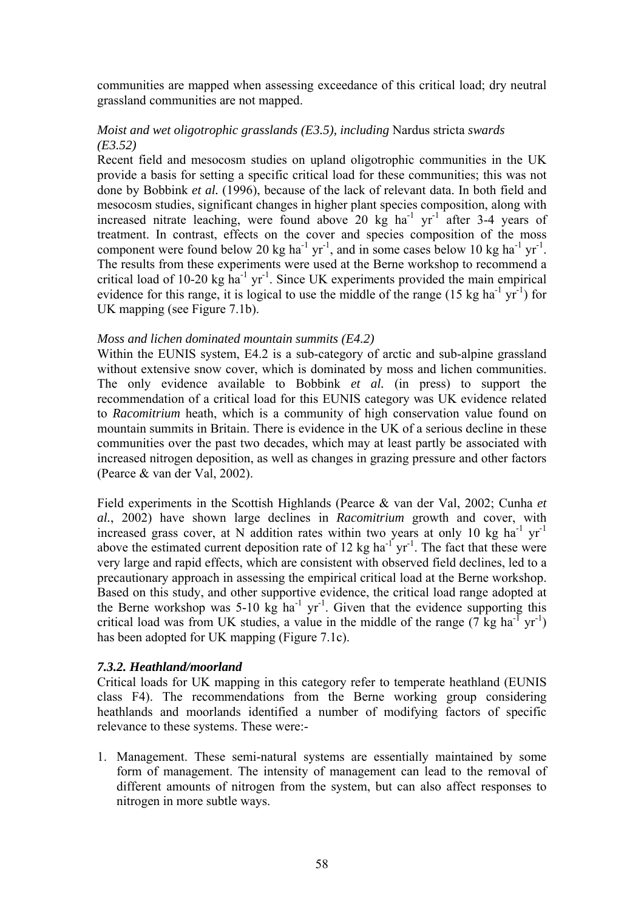communities are mapped when assessing exceedance of this critical load; dry neutral grassland communities are not mapped.

*Moist and wet oligotrophic grasslands (E3.5), including* Nardus stricta *swards (E3.52)*

Recent field and mesocosm studies on upland oligotrophic communities in the UK provide a basis for setting a specific critical load for these communities; this was not done by Bobbink *et al.* (1996), because of the lack of relevant data. In both field and mesocosm studies, significant changes in higher plant species composition, along with increased nitrate leaching, were found above 20 kg $ha^{-1}$ $yr^{-1}$ after 3-4 years of treatment. In contrast, effects on the cover and species composition of the moss component were found below 20 kg $ha^{-1}$ $yr^{-1}$, and in some cases below 10 kg $ha^{-1}$ $yr^{-1}$. The results from these experiments were used at the Berne workshop to recommend a critical load of 10-20 kg $ha^{-1}$ $yr^{-1}$. Since UK experiments provided the main empirical evidence for this range, it is logical to use the middle of the range (15 kg $ha^{-1}$ $yr^{-1}$) for UK mapping (see Figure 7.1b).

*Moss and lichen dominated mountain summits (E4.2)*

Within the EUNIS system, E4.2 is a sub-category of arctic and sub-alpine grassland without extensive snow cover, which is dominated by moss and lichen communities. The only evidence available to Bobbink *et al.* (in press) to support the recommendation of a critical load for this EUNIS category was UK evidence related to *Racomitrium* heath, which is a community of high conservation value found on mountain summits in Britain. There is evidence in the UK of a serious decline in these communities over the past two decades, which may at least partly be associated with increased nitrogen deposition, as well as changes in grazing pressure and other factors (Pearce & van der Val, 2002).

Field experiments in the Scottish Highlands (Pearce & van der Val, 2002; Cunha *et al.*, 2002) have shown large declines in *Racomitrium* growth and cover, with increased grass cover, at N addition rates within two years at only 10 kg $ha^{-1}$ $yr^{-1}$ above the estimated current deposition rate of 12 kg $ha^{-1}$ $yr^{-1}$. The fact that these were very large and rapid effects, which are consistent with observed field declines, led to a precautionary approach in assessing the empirical critical load at the Berne workshop. Based on this study, and other supportive evidence, the critical load range adopted at the Berne workshop was 5-10 kg $ha^{-1}$ $yr^{-1}$. Given that the evidence supporting this critical load was from UK studies, a value in the middle of the range (7 kg $ha^{-1}$ $yr^{-1}$) has been adopted for UK mapping (Figure 7.1c).

### *7.3.2. Heathland/moorland*

Critical loads for UK mapping in this category refer to temperate heathland (EUNIS class F4). The recommendations from the Berne working group considering heathlands and moorlands identified a number of modifying factors of specific relevance to these systems. These were:-

1. Management. These semi-natural systems are essentially maintained by some form of management. The intensity of management can lead to the removal of different amounts of nitrogen from the system, but can also affect responses to nitrogen in more subtle ways.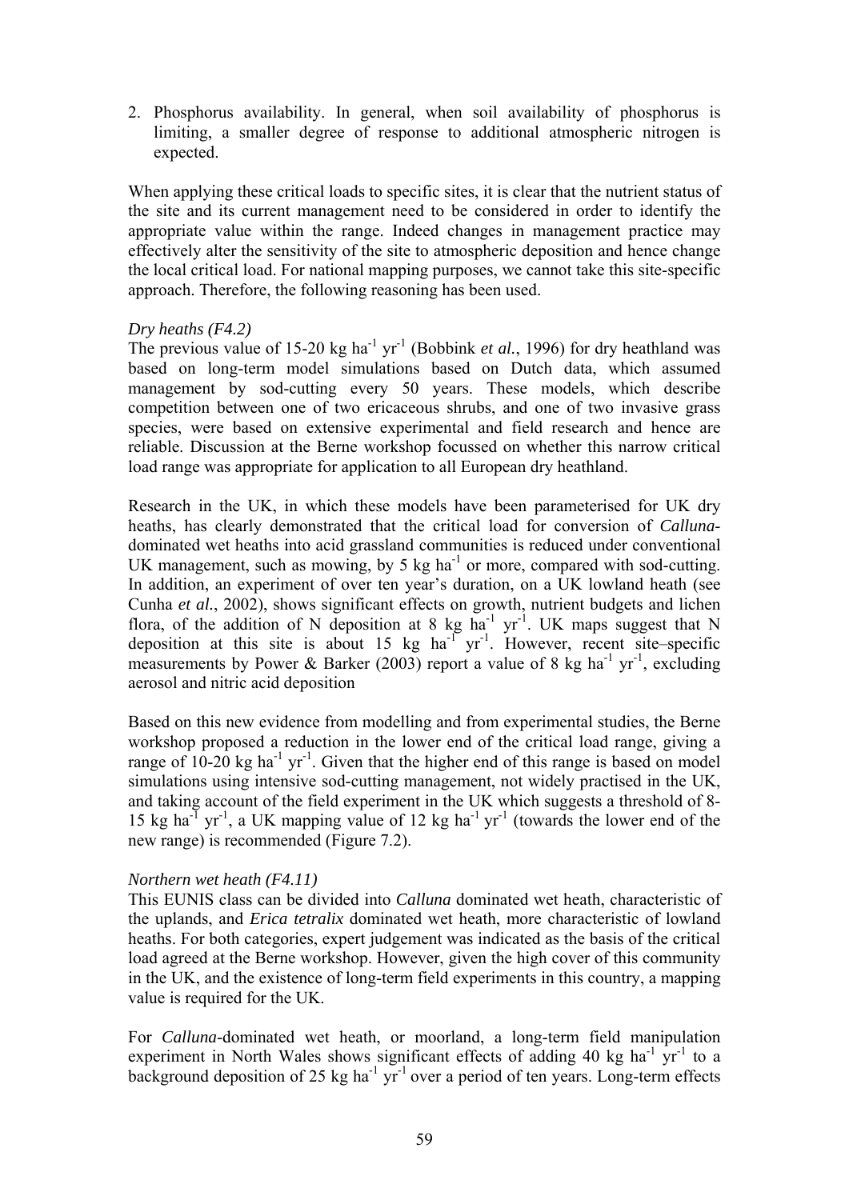2. Phosphorus availability. In general, when soil availability of phosphorus is limiting, a smaller degree of response to additional atmospheric nitrogen is expected.

When applying these critical loads to specific sites, it is clear that the nutrient status of the site and its current management need to be considered in order to identify the appropriate value within the range. Indeed changes in management practice may effectively alter the sensitivity of the site to atmospheric deposition and hence change the local critical load. For national mapping purposes, we cannot take this site-specific approach. Therefore, the following reasoning has been used.

*Dry heaths (F4.2)*

The previous value of 15-20 kg $ha^{-1}$ $yr^{-1}$ (Bobbink *et al.*, 1996) for dry heathland was based on long-term model simulations based on Dutch data, which assumed management by sod-cutting every 50 years. These models, which describe competition between one of two ericaceous shrubs, and one of two invasive grass species, were based on extensive experimental and field research and hence are reliable. Discussion at the Berne workshop focussed on whether this narrow critical load range was appropriate for application to all European dry heathland.

Research in the UK, in which these models have been parameterised for UK dry heaths, has clearly demonstrated that the critical load for conversion of *Calluna*-dominated wet heaths into acid grassland communities is reduced under conventional UK management, such as mowing, by 5 kg $ha^{-1}$ or more, compared with sod-cutting. In addition, an experiment of over ten year's duration, on a UK lowland heath (see Cunha *et al.*, 2002), shows significant effects on growth, nutrient budgets and lichen flora, of the addition of N deposition at 8 kg $ha^{-1}$ $yr^{-1}$. UK maps suggest that N deposition at this site is about 15 kg $ha^{-1}$ $yr^{-1}$. However, recent site–specific measurements by Power & Barker (2003) report a value of 8 kg $ha^{-1}$ $yr^{-1}$, excluding aerosol and nitric acid deposition

Based on this new evidence from modelling and from experimental studies, the Berne workshop proposed a reduction in the lower end of the critical load range, giving a range of 10-20 kg $ha^{-1}$ $yr^{-1}$. Given that the higher end of this range is based on model simulations using intensive sod-cutting management, not widely practised in the UK, and taking account of the field experiment in the UK which suggests a threshold of 8-15 kg $ha^{-1}$ $yr^{-1}$, a UK mapping value of 12 kg $ha^{-1}$ $yr^{-1}$ (towards the lower end of the new range) is recommended (Figure 7.2).

*Northern wet heath (F4.11)*

This EUNIS class can be divided into *Calluna* dominated wet heath, characteristic of the uplands, and *Erica tetralix* dominated wet heath, more characteristic of lowland heaths. For both categories, expert judgement was indicated as the basis of the critical load agreed at the Berne workshop. However, given the high cover of this community in the UK, and the existence of long-term field experiments in this country, a mapping value is required for the UK.

For *Calluna*-dominated wet heath, or moorland, a long-term field manipulation experiment in North Wales shows significant effects of adding 40 kg $ha^{-1}$ $yr^{-1}$ to a background deposition of 25 kg $ha^{-1}$ $yr^{-1}$ over a period of ten years. Long-term effects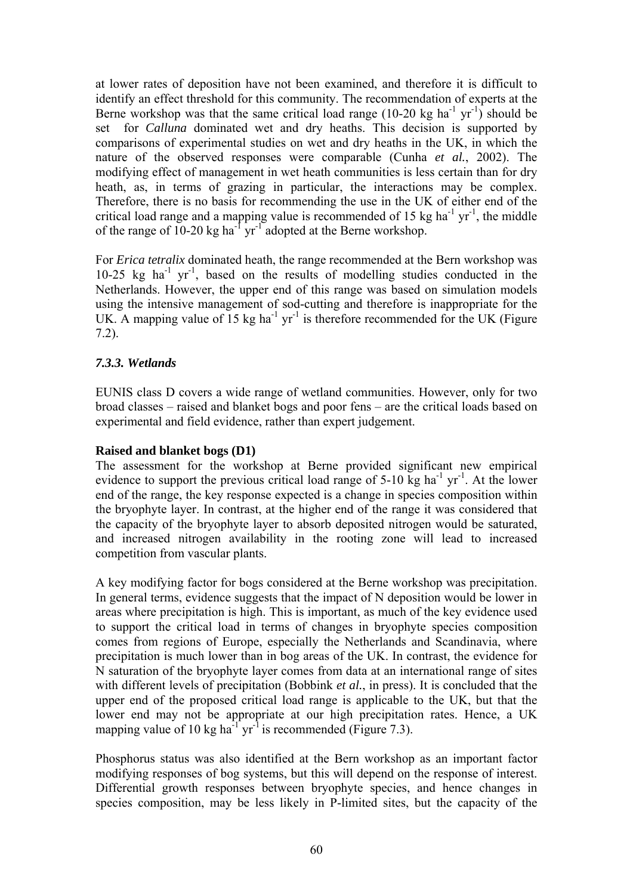at lower rates of deposition have not been examined, and therefore it is difficult to identify an effect threshold for this community. The recommendation of experts at the Berne workshop was that the same critical load range (10-20 kg ha$^{-1}$ yr$^{-1}$) should be set for *Calluna* dominated wet and dry heaths. This decision is supported by comparisons of experimental studies on wet and dry heaths in the UK, in which the nature of the observed responses were comparable (Cunha *et al.*, 2002). The modifying effect of management in wet heath communities is less certain than for dry heath, as, in terms of grazing in particular, the interactions may be complex. Therefore, there is no basis for recommending the use in the UK of either end of the critical load range and a mapping value is recommended of 15 kg ha$^{-1}$ yr$^{-1}$, the middle of the range of 10-20 kg ha$^{-1}$ yr$^{-1}$ adopted at the Berne workshop.

For *Erica tetralix* dominated heath, the range recommended at the Bern workshop was 10-25 kg ha$^{-1}$ yr$^{-1}$, based on the results of modelling studies conducted in the Netherlands. However, the upper end of this range was based on simulation models using the intensive management of sod-cutting and therefore is inappropriate for the UK. A mapping value of 15 kg ha$^{-1}$ yr$^{-1}$ is therefore recommended for the UK (Figure 7.2).

### *7.3.3. Wetlands*

EUNIS class D covers a wide range of wetland communities. However, only for two broad classes – raised and blanket bogs and poor fens – are the critical loads based on experimental and field evidence, rather than expert judgement.

**Raised and blanket bogs (D1)**

The assessment for the workshop at Berne provided significant new empirical evidence to support the previous critical load range of 5-10 kg ha$^{-1}$ yr$^{-1}$. At the lower end of the range, the key response expected is a change in species composition within the bryophyte layer. In contrast, at the higher end of the range it was considered that the capacity of the bryophyte layer to absorb deposited nitrogen would be saturated, and increased nitrogen availability in the rooting zone will lead to increased competition from vascular plants.

A key modifying factor for bogs considered at the Berne workshop was precipitation. In general terms, evidence suggests that the impact of N deposition would be lower in areas where precipitation is high. This is important, as much of the key evidence used to support the critical load in terms of changes in bryophyte species composition comes from regions of Europe, especially the Netherlands and Scandinavia, where precipitation is much lower than in bog areas of the UK. In contrast, the evidence for N saturation of the bryophyte layer comes from data at an international range of sites with different levels of precipitation (Bobbink *et al.*, in press). It is concluded that the upper end of the proposed critical load range is applicable to the UK, but that the lower end may not be appropriate at our high precipitation rates. Hence, a UK mapping value of 10 kg ha$^{-1}$ yr$^{-1}$ is recommended (Figure 7.3).

Phosphorus status was also identified at the Bern workshop as an important factor modifying responses of bog systems, but this will depend on the response of interest. Differential growth responses between bryophyte species, and hence changes in species composition, may be less likely in P-limited sites, but the capacity of the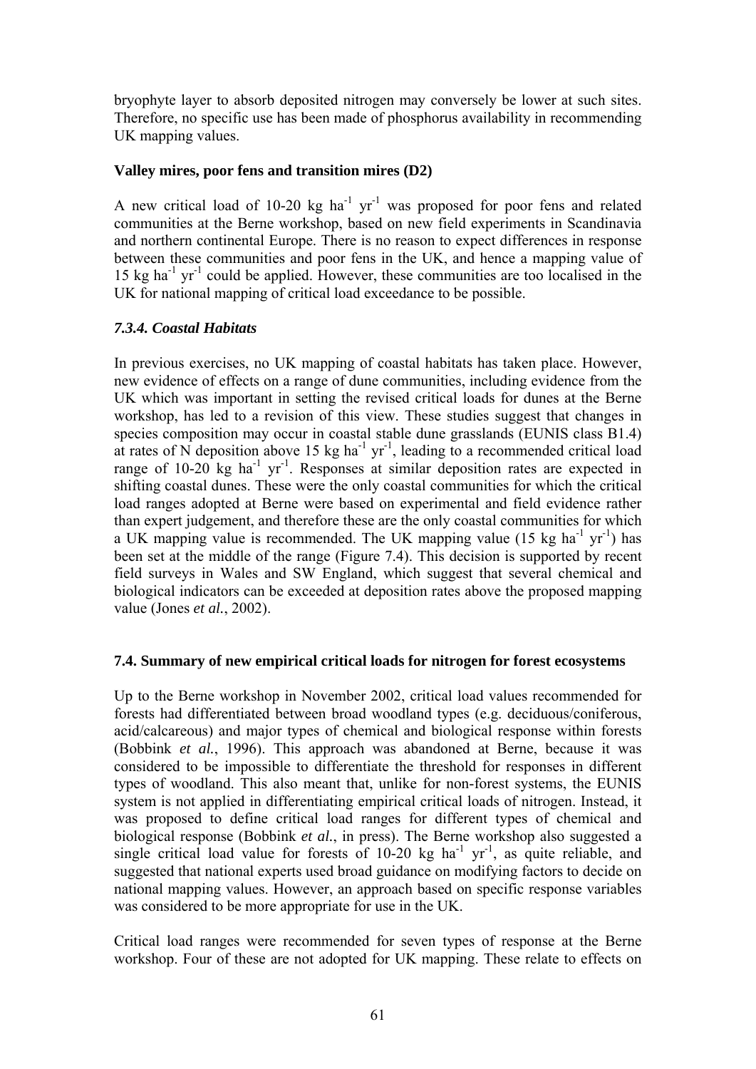bryophyte layer to absorb deposited nitrogen may conversely be lower at such sites. Therefore, no specific use has been made of phosphorus availability in recommending UK mapping values.

**Valley mires, poor fens and transition mires (D2)**

A new critical load of 10-20 kg $ha^{-1}$ $yr^{-1}$ was proposed for poor fens and related communities at the Berne workshop, based on new field experiments in Scandinavia and northern continental Europe. There is no reason to expect differences in response between these communities and poor fens in the UK, and hence a mapping value of 15 kg $ha^{-1}$ $yr^{-1}$ could be applied. However, these communities are too localised in the UK for national mapping of critical load exceedance to be possible.

### *7.3.4. Coastal Habitats*

In previous exercises, no UK mapping of coastal habitats has taken place. However, new evidence of effects on a range of dune communities, including evidence from the UK which was important in setting the revised critical loads for dunes at the Berne workshop, has led to a revision of this view. These studies suggest that changes in species composition may occur in coastal stable dune grasslands (EUNIS class B1.4) at rates of N deposition above 15 kg $ha^{-1}$ $yr^{-1}$, leading to a recommended critical load range of 10-20 kg $ha^{-1}$ $yr^{-1}$. Responses at similar deposition rates are expected in shifting coastal dunes. These were the only coastal communities for which the critical load ranges adopted at Berne were based on experimental and field evidence rather than expert judgement, and therefore these are the only coastal communities for which a UK mapping value is recommended. The UK mapping value (15 kg $ha^{-1}$ $yr^{-1}$) has been set at the middle of the range (Figure 7.4). This decision is supported by recent field surveys in Wales and SW England, which suggest that several chemical and biological indicators can be exceeded at deposition rates above the proposed mapping value (Jones *et al.*, 2002).

## 7.4. Summary of new empirical critical loads for nitrogen for forest ecosystems

Up to the Berne workshop in November 2002, critical load values recommended for forests had differentiated between broad woodland types (e.g. deciduous/coniferous, acid/calcareous) and major types of chemical and biological response within forests (Bobbink *et al.*, 1996). This approach was abandoned at Berne, because it was considered to be impossible to differentiate the threshold for responses in different types of woodland. This also meant that, unlike for non-forest systems, the EUNIS system is not applied in differentiating empirical critical loads of nitrogen. Instead, it was proposed to define critical load ranges for different types of chemical and biological response (Bobbink *et al.*, in press). The Berne workshop also suggested a single critical load value for forests of 10-20 kg $ha^{-1}$ $yr^{-1}$, as quite reliable, and suggested that national experts used broad guidance on modifying factors to decide on national mapping values. However, an approach based on specific response variables was considered to be more appropriate for use in the UK.

Critical load ranges were recommended for seven types of response at the Berne workshop. Four of these are not adopted for UK mapping. These relate to effects on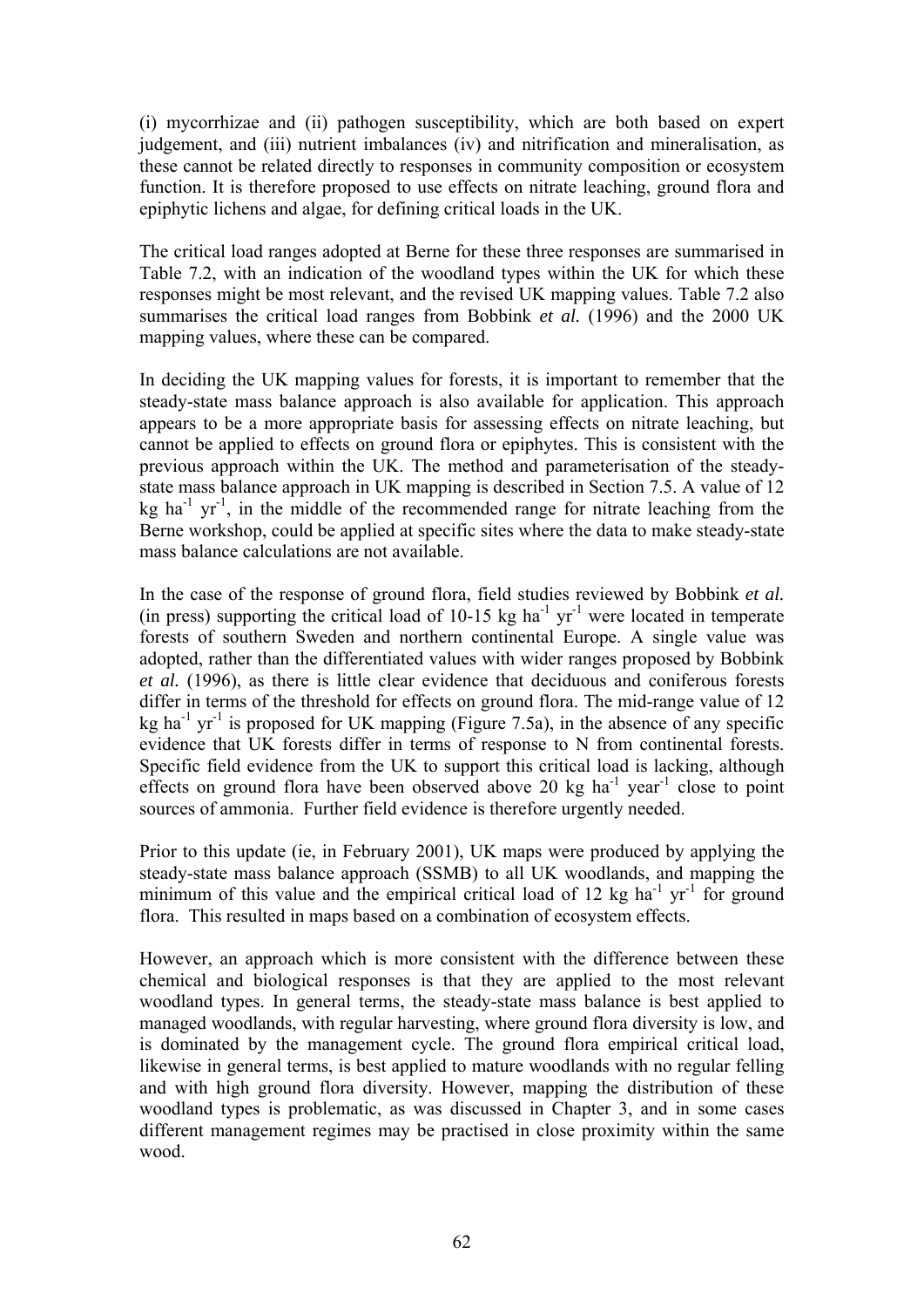(i) mycorrhizae and (ii) pathogen susceptibility, which are both based on expert judgement, and (iii) nutrient imbalances (iv) and nitrification and mineralisation, as these cannot be related directly to responses in community composition or ecosystem function. It is therefore proposed to use effects on nitrate leaching, ground flora and epiphytic lichens and algae, for defining critical loads in the UK.

The critical load ranges adopted at Berne for these three responses are summarised in Table 7.2, with an indication of the woodland types within the UK for which these responses might be most relevant, and the revised UK mapping values. Table 7.2 also summarises the critical load ranges from Bobbink *et al.* (1996) and the 2000 UK mapping values, where these can be compared.

In deciding the UK mapping values for forests, it is important to remember that the steady-state mass balance approach is also available for application. This approach appears to be a more appropriate basis for assessing effects on nitrate leaching, but cannot be applied to effects on ground flora or epiphytes. This is consistent with the previous approach within the UK. The method and parameterisation of the steady-state mass balance approach in UK mapping is described in Section 7.5. A value of 12 kg $ha^{-1}$ $yr^{-1}$, in the middle of the recommended range for nitrate leaching from the Berne workshop, could be applied at specific sites where the data to make steady-state mass balance calculations are not available.

In the case of the response of ground flora, field studies reviewed by Bobbink *et al.* (in press) supporting the critical load of 10-15 kg $ha^{-1}$ $yr^{-1}$ were located in temperate forests of southern Sweden and northern continental Europe. A single value was adopted, rather than the differentiated values with wider ranges proposed by Bobbink *et al.* (1996), as there is little clear evidence that deciduous and coniferous forests differ in terms of the threshold for effects on ground flora. The mid-range value of 12 kg $ha^{-1}$ $yr^{-1}$ is proposed for UK mapping (Figure 7.5a), in the absence of any specific evidence that UK forests differ in terms of response to N from continental forests. Specific field evidence from the UK to support this critical load is lacking, although effects on ground flora have been observed above 20 kg $ha^{-1}$ $year^{-1}$ close to point sources of ammonia. Further field evidence is therefore urgently needed.

Prior to this update (ie, in February 2001), UK maps were produced by applying the steady-state mass balance approach (SSMB) to all UK woodlands, and mapping the minimum of this value and the empirical critical load of 12 kg $ha^{-1}$ $yr^{-1}$ for ground flora. This resulted in maps based on a combination of ecosystem effects.

However, an approach which is more consistent with the difference between these chemical and biological responses is that they are applied to the most relevant woodland types. In general terms, the steady-state mass balance is best applied to managed woodlands, with regular harvesting, where ground flora diversity is low, and is dominated by the management cycle. The ground flora empirical critical load, likewise in general terms, is best applied to mature woodlands with no regular felling and with high ground flora diversity. However, mapping the distribution of these woodland types is problematic, as was discussed in Chapter 3, and in some cases different management regimes may be practised in close proximity within the same wood.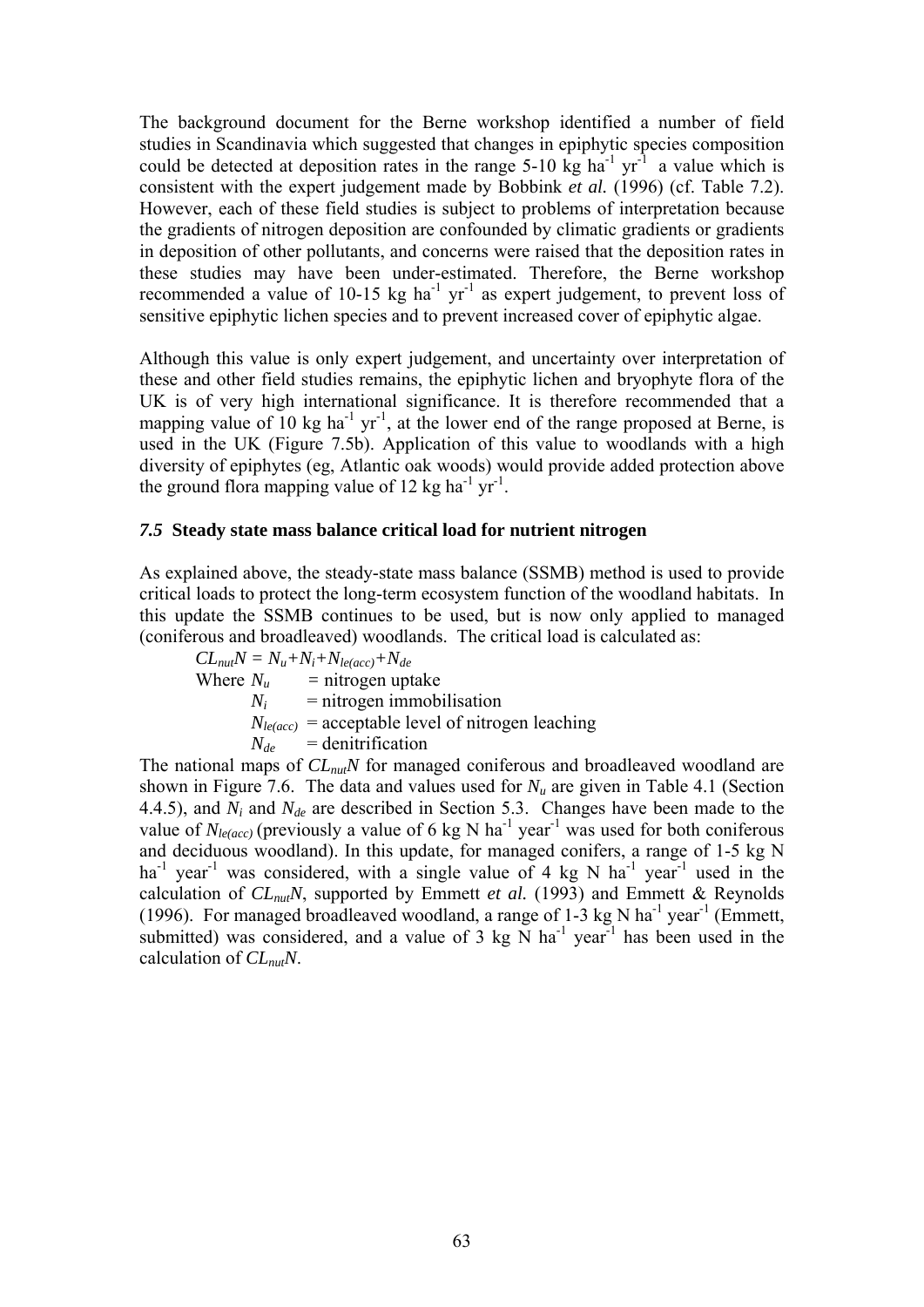The background document for the Berne workshop identified a number of field studies in Scandinavia which suggested that changes in epiphytic species composition could be detected at deposition rates in the range 5-10 kg $ha^{-1}$ $yr^{-1}$ a value which is consistent with the expert judgement made by Bobbink *et al.* (1996) (cf. Table 7.2). However, each of these field studies is subject to problems of interpretation because the gradients of nitrogen deposition are confounded by climatic gradients or gradients in deposition of other pollutants, and concerns were raised that the deposition rates in these studies may have been under-estimated. Therefore, the Berne workshop recommended a value of 10-15 kg $ha^{-1}$ $yr^{-1}$ as expert judgement, to prevent loss of sensitive epiphytic lichen species and to prevent increased cover of epiphytic algae.

Although this value is only expert judgement, and uncertainty over interpretation of these and other field studies remains, the epiphytic lichen and bryophyte flora of the UK is of very high international significance. It is therefore recommended that a mapping value of 10 kg $ha^{-1}$ $yr^{-1}$, at the lower end of the range proposed at Berne, is used in the UK (Figure 7.5b). Application of this value to woodlands with a high diversity of epiphytes (eg, Atlantic oak woods) would provide added protection above the ground flora mapping value of 12 kg $ha^{-1}$ $yr^{-1}$.

### *7.5* Steady state mass balance critical load for nutrient nitrogen

As explained above, the steady-state mass balance (SSMB) method is used to provide critical loads to protect the long-term ecosystem function of the woodland habitats. In this update the SSMB continues to be used, but is now only applied to managed (coniferous and broadleaved) woodlands. The critical load is calculated as:

$$CL_{nut}N = N_u + N_i + N_{le(acc)} + N_{de}$$

Where $N_u$ = nitrogen uptake
$N_i$ = nitrogen immobilisation
$N_{le(acc)}$ = acceptable level of nitrogen leaching
$N_{de}$ = denitrification

The national maps of $CL_{nut}N$ for managed coniferous and broadleaved woodland are shown in Figure 7.6. The data and values used for $N_u$ are given in Table 4.1 (Section 4.4.5), and $N_i$ and $N_{de}$ are described in Section 5.3. Changes have been made to the value of $N_{le(acc)}$ (previously a value of 6 kg N $ha^{-1}$ $year^{-1}$ was used for both coniferous and deciduous woodland). In this update, for managed conifers, a range of 1-5 kg N $ha^{-1}$ $year^{-1}$ was considered, with a single value of 4 kg N $ha^{-1}$ $year^{-1}$ used in the calculation of $CL_{nut}N$, supported by Emmett *et al.* (1993) and Emmett & Reynolds (1996). For managed broadleaved woodland, a range of 1-3 kg N $ha^{-1}$ $year^{-1}$ (Emmett, submitted) was considered, and a value of 3 kg N $ha^{-1}$ $year^{-1}$ has been used in the calculation of $CL_{nut}N$.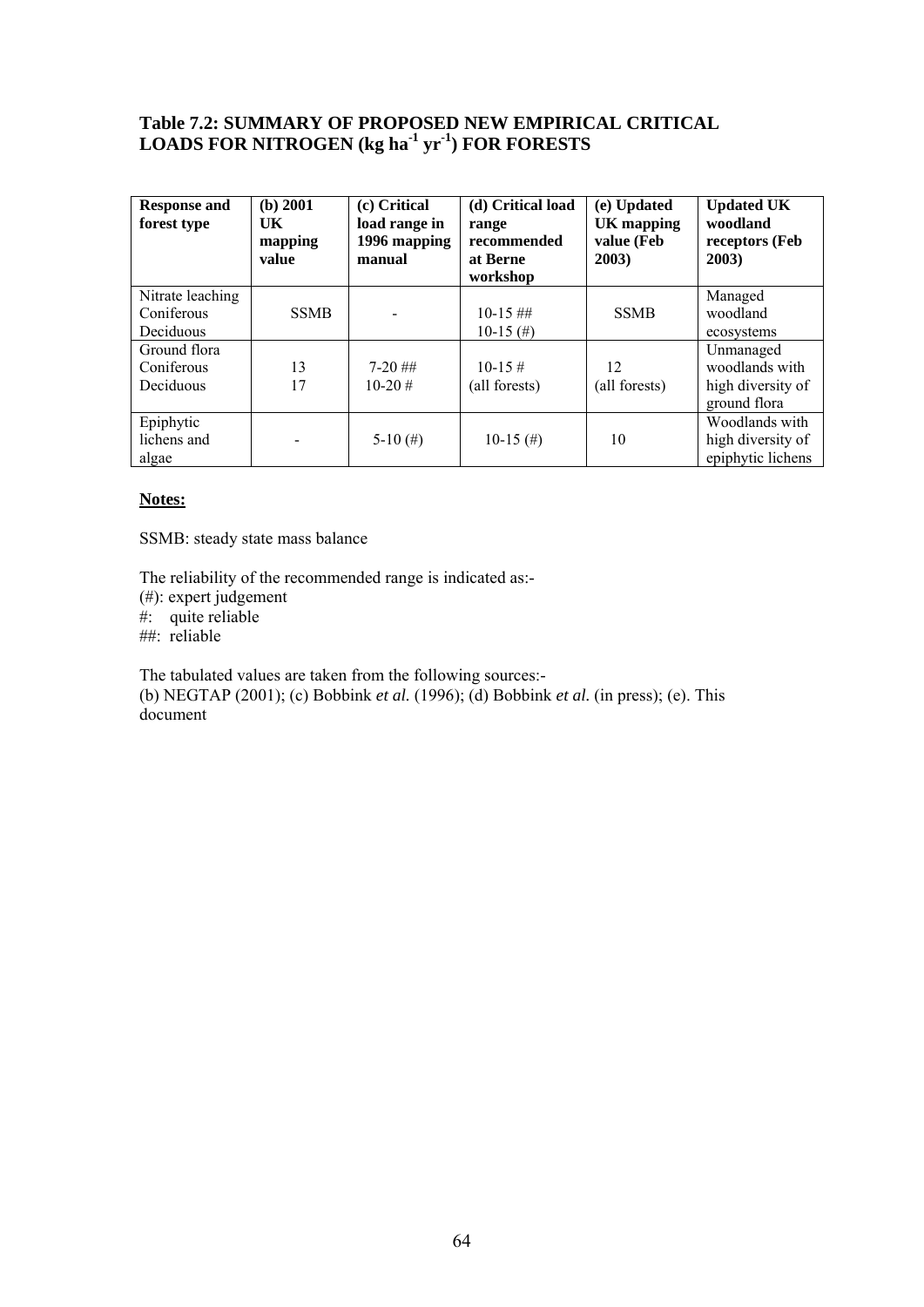### Table 7.2: SUMMARY OF PROPOSED NEW EMPIRICAL CRITICAL LOADS FOR NITROGEN (kg ha$^{-1}$ yr$^{-1}$) FOR FORESTS

| Response and forest type | (b) 2001 UK mapping value | (c) Critical load range in 1996 mapping manual | (d) Critical load range recommended at Berne workshop | (e) Updated UK mapping value (Feb 2003) | Updated UK woodland receptors (Feb 2003) |
|---|---|---|---|---|---|
| Nitrate leaching<br>Coniferous<br>Deciduous | SSMB | - | 10-15 ##<br>10-15 (#) | SSMB | Managed woodland ecosystems |
| Ground flora<br>Coniferous<br>Deciduous | 13<br>17 | 7-20 ##<br>10-20 # | 10-15 #<br>(all forests) | 12<br>(all forests) | Unmanaged woodlands with high diversity of ground flora |
| Epiphytic lichens and algae | - | 5-10 (#) | 10-15 (#) | 10 | Woodlands with high diversity of epiphytic lichens |

**Notes:**

SSMB: steady state mass balance

The reliability of the recommended range is indicated as:-
(#): expert judgement
#: quite reliable
##: reliable

The tabulated values are taken from the following sources:-
(b) NEGTAP (2001); (c) Bobbink *et al.* (1996); (d) Bobbink *et al.* (in press); (e). This document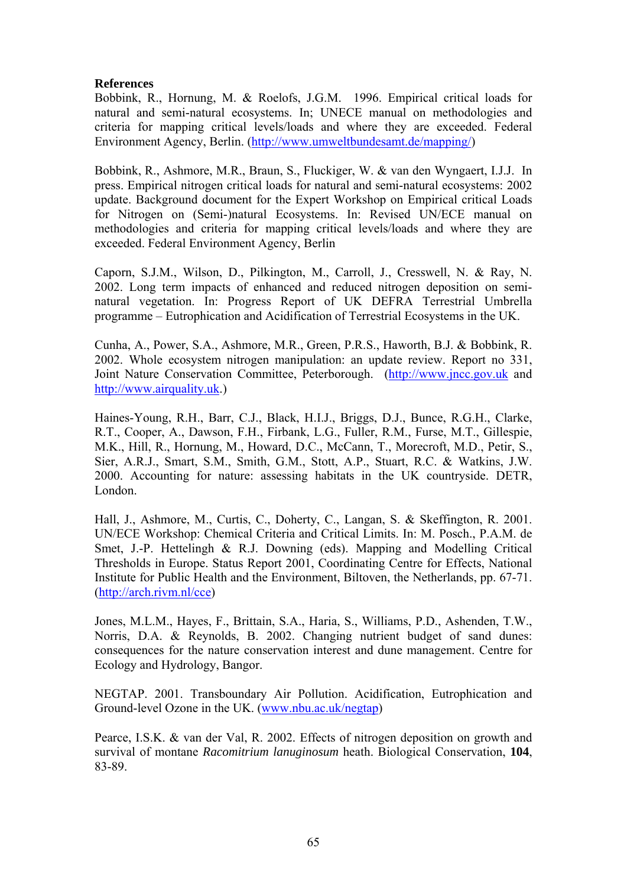**References**

Bobbink, R., Hornung, M. & Roelofs, J.G.M. 1996. Empirical critical loads for natural and semi-natural ecosystems. In; UNECE manual on methodologies and criteria for mapping critical levels/loads and where they are exceeded. Federal Environment Agency, Berlin. (http://www.umweltbundesamt.de/mapping/)

Bobbink, R., Ashmore, M.R., Braun, S., Fluckiger, W. & van den Wyngaert, I.J.J. In press. Empirical nitrogen critical loads for natural and semi-natural ecosystems: 2002 update. Background document for the Expert Workshop on Empirical critical Loads for Nitrogen on (Semi-)natural Ecosystems. In: Revised UN/ECE manual on methodologies and criteria for mapping critical levels/loads and where they are exceeded. Federal Environment Agency, Berlin

Caporn, S.J.M., Wilson, D., Pilkington, M., Carroll, J., Cresswell, N. & Ray, N. 2002. Long term impacts of enhanced and reduced nitrogen deposition on semi-natural vegetation. In: Progress Report of UK DEFRA Terrestrial Umbrella programme – Eutrophication and Acidification of Terrestrial Ecosystems in the UK.

Cunha, A., Power, S.A., Ashmore, M.R., Green, P.R.S., Haworth, B.J. & Bobbink, R. 2002. Whole ecosystem nitrogen manipulation: an update review. Report no 331, Joint Nature Conservation Committee, Peterborough. (http://www.jncc.gov.uk and http://www.airquality.uk.)

Haines-Young, R.H., Barr, C.J., Black, H.I.J., Briggs, D.J., Bunce, R.G.H., Clarke, R.T., Cooper, A., Dawson, F.H., Firbank, L.G., Fuller, R.M., Furse, M.T., Gillespie, M.K., Hill, R., Hornung, M., Howard, D.C., McCann, T., Morecroft, M.D., Petir, S., Sier, A.R.J., Smart, S.M., Smith, G.M., Stott, A.P., Stuart, R.C. & Watkins, J.W. 2000. Accounting for nature: assessing habitats in the UK countryside. DETR, London.

Hall, J., Ashmore, M., Curtis, C., Doherty, C., Langan, S. & Skeffington, R. 2001. UN/ECE Workshop: Chemical Criteria and Critical Limits. In: M. Posch., P.A.M. de Smet, J.-P. Hettelingh & R.J. Downing (eds). Mapping and Modelling Critical Thresholds in Europe. Status Report 2001, Coordinating Centre for Effects, National Institute for Public Health and the Environment, Biltoven, the Netherlands, pp. 67-71. (http://arch.rivm.nl/cce)

Jones, M.L.M., Hayes, F., Brittain, S.A., Haria, S., Williams, P.D., Ashenden, T.W., Norris, D.A. & Reynolds, B. 2002. Changing nutrient budget of sand dunes: consequences for the nature conservation interest and dune management. Centre for Ecology and Hydrology, Bangor.

NEGTAP. 2001. Transboundary Air Pollution. Acidification, Eutrophication and Ground-level Ozone in the UK. (www.nbu.ac.uk/negtap)

Pearce, I.S.K. & van der Val, R. 2002. Effects of nitrogen deposition on growth and survival of montane *Racomitrium lanuginosum* heath. Biological Conservation, **104**, 83-89.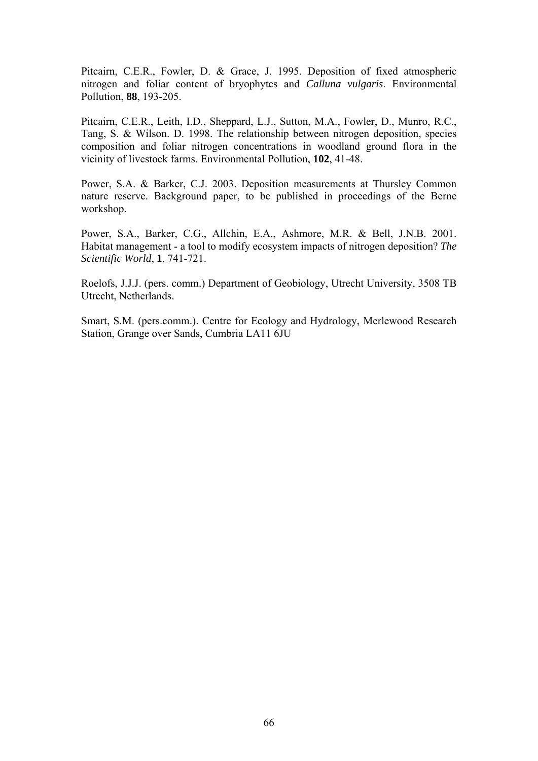Pitcairn, C.E.R., Fowler, D. & Grace, J. 1995. Deposition of fixed atmospheric nitrogen and foliar content of bryophytes and *Calluna vulgaris*. Environmental Pollution, **88**, 193-205.

Pitcairn, C.E.R., Leith, I.D., Sheppard, L.J., Sutton, M.A., Fowler, D., Munro, R.C., Tang, S. & Wilson. D. 1998. The relationship between nitrogen deposition, species composition and foliar nitrogen concentrations in woodland ground flora in the vicinity of livestock farms. Environmental Pollution, **102**, 41-48.

Power, S.A. & Barker, C.J. 2003. Deposition measurements at Thursley Common nature reserve. Background paper, to be published in proceedings of the Berne workshop.

Power, S.A., Barker, C.G., Allchin, E.A., Ashmore, M.R. & Bell, J.N.B. 2001. Habitat management - a tool to modify ecosystem impacts of nitrogen deposition? *The Scientific World*, **1**, 741-721.

Roelofs, J.J.J. (pers. comm.) Department of Geobiology, Utrecht University, 3508 TB Utrecht, Netherlands.

Smart, S.M. (pers.comm.). Centre for Ecology and Hydrology, Merlewood Research Station, Grange over Sands, Cumbria LA11 6JU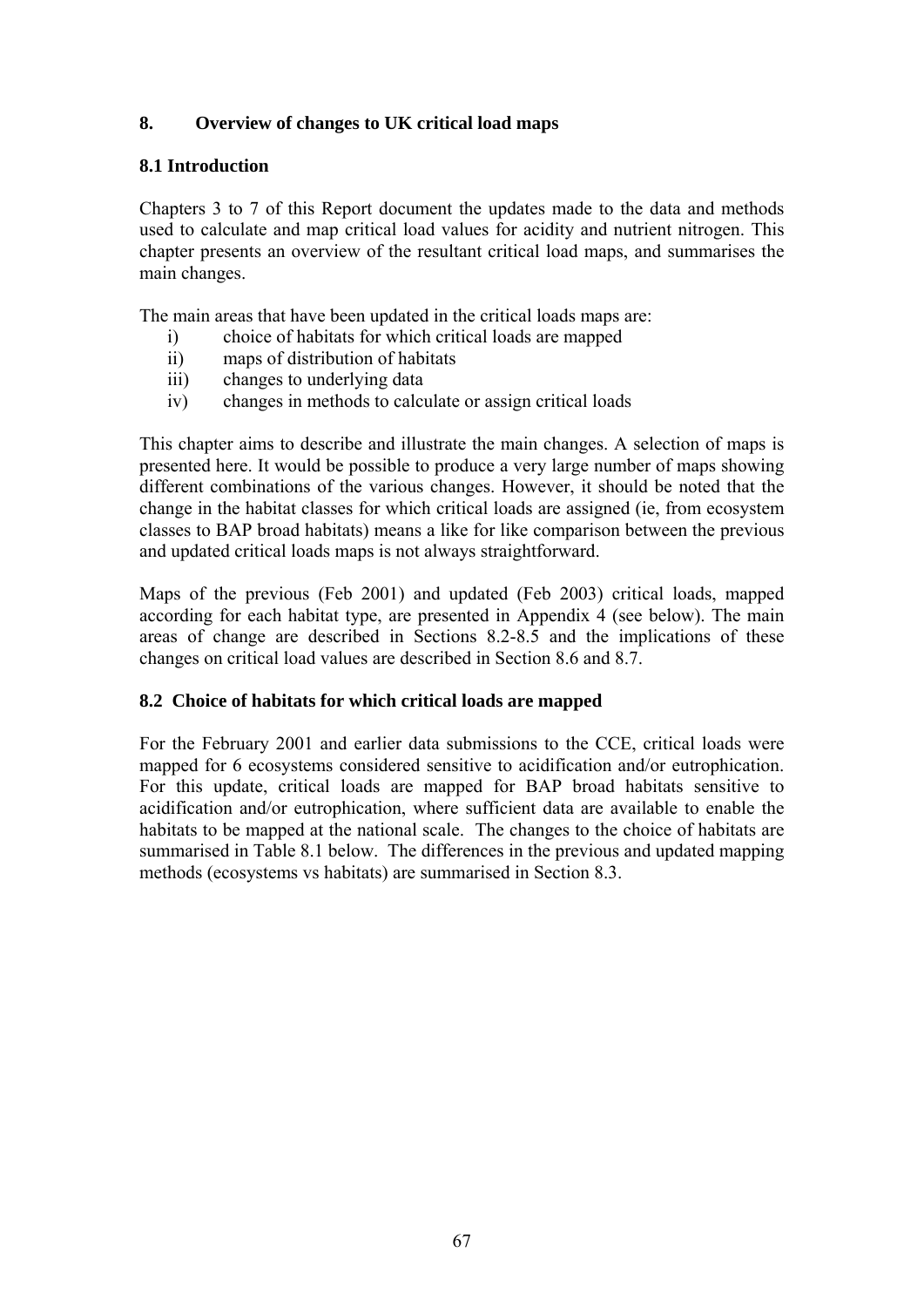# 8. Overview of changes to UK critical load maps

## 8.1 Introduction

Chapters 3 to 7 of this Report document the updates made to the data and methods used to calculate and map critical load values for acidity and nutrient nitrogen. This chapter presents an overview of the resultant critical load maps, and summarises the main changes.

The main areas that have been updated in the critical loads maps are:

i) choice of habitats for which critical loads are mapped
ii) maps of distribution of habitats
iii) changes to underlying data
iv) changes in methods to calculate or assign critical loads

This chapter aims to describe and illustrate the main changes. A selection of maps is presented here. It would be possible to produce a very large number of maps showing different combinations of the various changes. However, it should be noted that the change in the habitat classes for which critical loads are assigned (ie, from ecosystem classes to BAP broad habitats) means a like for like comparison between the previous and updated critical loads maps is not always straightforward.

Maps of the previous (Feb 2001) and updated (Feb 2003) critical loads, mapped according for each habitat type, are presented in Appendix 4 (see below). The main areas of change are described in Sections 8.2-8.5 and the implications of these changes on critical load values are described in Section 8.6 and 8.7.

## 8.2 Choice of habitats for which critical loads are mapped

For the February 2001 and earlier data submissions to the CCE, critical loads were mapped for 6 ecosystems considered sensitive to acidification and/or eutrophication. For this update, critical loads are mapped for BAP broad habitats sensitive to acidification and/or eutrophication, where sufficient data are available to enable the habitats to be mapped at the national scale. The changes to the choice of habitats are summarised in Table 8.1 below. The differences in the previous and updated mapping methods (ecosystems vs habitats) are summarised in Section 8.3.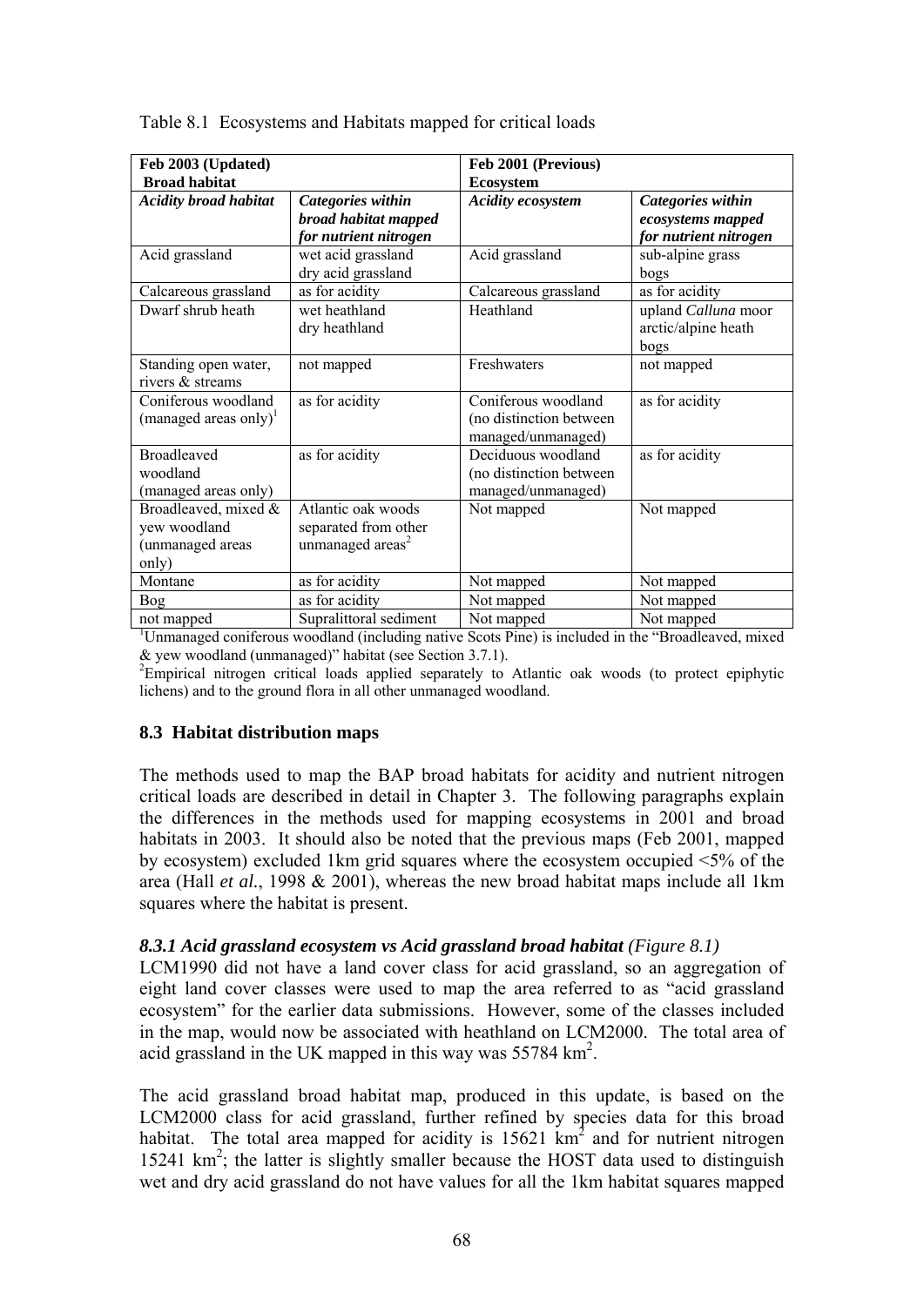Table 8.1 Ecosystems and Habitats mapped for critical loads

| **Feb 2003 (Updated) Broad habitat** | | **Feb 2001 (Previous) Ecosystem** | |
|---|---|---|---|
| ***Acidity broad habitat*** | ***Categories within broad habitat mapped for nutrient nitrogen*** | ***Acidity ecosystem*** | ***Categories within ecosystems mapped for nutrient nitrogen*** |
| Acid grassland | wet acid grassland<br>dry acid grassland | Acid grassland | sub-alpine grass<br>bogs |
| Calcareous grassland | as for acidity | Calcareous grassland | as for acidity |
| Dwarf shrub heath | wet heathland<br>dry heathland | Heathland | upland *Calluna* moor<br>arctic/alpine heath<br>bogs |
| Standing open water, rivers & streams | not mapped | Freshwaters | not mapped |
| Coniferous woodland (managed areas only)[1] | as for acidity | Coniferous woodland (no distinction between managed/unmanaged) | as for acidity |
| Broadleaved woodland (managed areas only) | as for acidity | Deciduous woodland (no distinction between managed/unmanaged) | as for acidity |
| Broadleaved, mixed & yew woodland (unmanaged areas only) | Atlantic oak woods separated from other unmanaged areas[2] | Not mapped | Not mapped |
| Montane | as for acidity | Not mapped | Not mapped |
| Bog | as for acidity | Not mapped | Not mapped |
| not mapped | Supralittoral sediment | Not mapped | Not mapped |

[1]Unmanaged coniferous woodland (including native Scots Pine) is included in the "Broadleaved, mixed & yew woodland (unmanaged)" habitat (see Section 3.7.1).

[2]Empirical nitrogen critical loads applied separately to Atlantic oak woods (to protect epiphytic lichens) and to the ground flora in all other unmanaged woodland.

## 8.3 Habitat distribution maps

The methods used to map the BAP broad habitats for acidity and nutrient nitrogen critical loads are described in detail in Chapter 3. The following paragraphs explain the differences in the methods used for mapping ecosystems in 2001 and broad habitats in 2003. It should also be noted that the previous maps (Feb 2001, mapped by ecosystem) excluded 1km grid squares where the ecosystem occupied <5% of the area (Hall *et al.*, 1998 & 2001), whereas the new broad habitat maps include all 1km squares where the habitat is present.

### *8.3.1 Acid grassland ecosystem vs Acid grassland broad habitat (Figure 8.1)*

LCM1990 did not have a land cover class for acid grassland, so an aggregation of eight land cover classes were used to map the area referred to as "acid grassland ecosystem" for the earlier data submissions. However, some of the classes included in the map, would now be associated with heathland on LCM2000. The total area of acid grassland in the UK mapped in this way was 55784 $km^2$.

The acid grassland broad habitat map, produced in this update, is based on the LCM2000 class for acid grassland, further refined by species data for this broad habitat. The total area mapped for acidity is 15621 $km^2$ and for nutrient nitrogen 15241 $km^2$; the latter is slightly smaller because the HOST data used to distinguish wet and dry acid grassland do not have values for all the 1km habitat squares mapped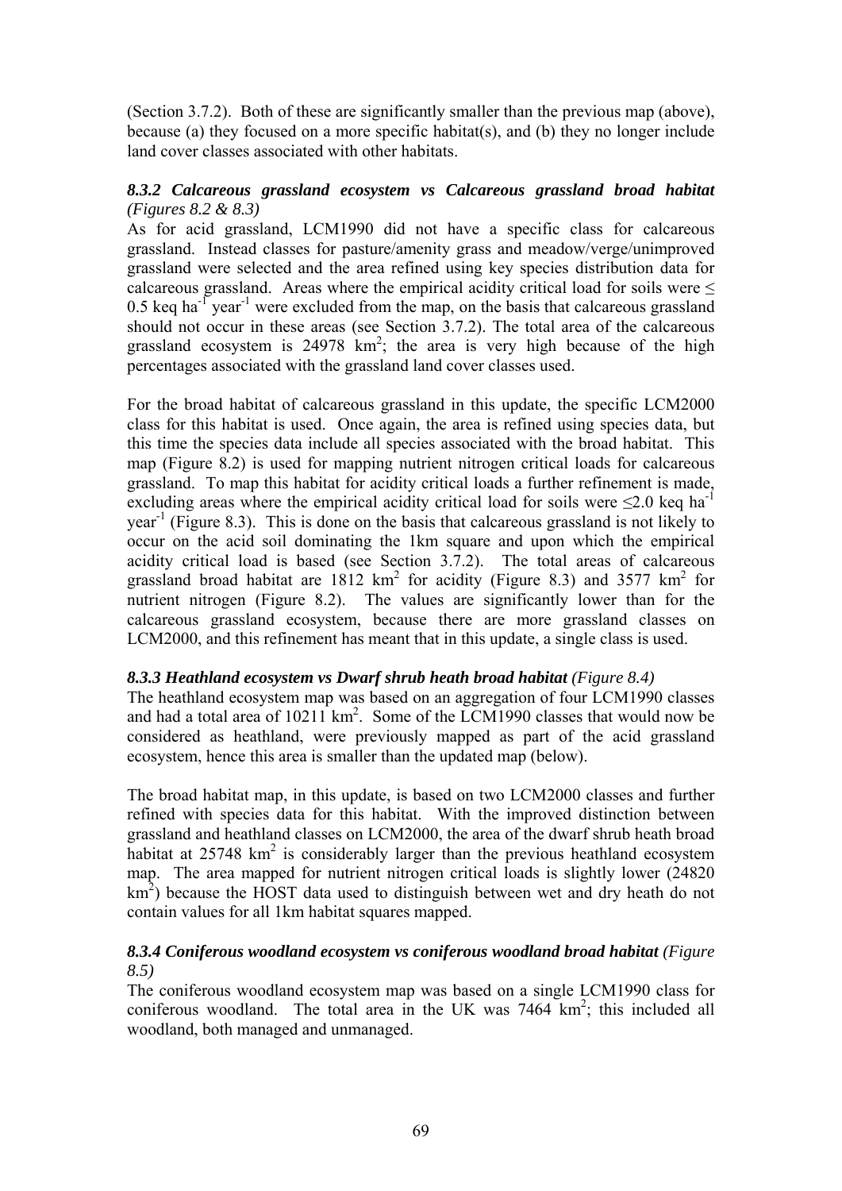(Section 3.7.2). Both of these are significantly smaller than the previous map (above), because (a) they focused on a more specific habitat(s), and (b) they no longer include land cover classes associated with other habitats.

### *8.3.2 Calcareous grassland ecosystem vs Calcareous grassland broad habitat (Figures 8.2 & 8.3)*

As for acid grassland, LCM1990 did not have a specific class for calcareous grassland. Instead classes for pasture/amenity grass and meadow/verge/unimproved grassland were selected and the area refined using key species distribution data for calcareous grassland. Areas where the empirical acidity critical load for soils were ≤ 0.5 keq $ha^{-1}$ $year^{-1}$ were excluded from the map, on the basis that calcareous grassland should not occur in these areas (see Section 3.7.2). The total area of the calcareous grassland ecosystem is 24978 $km^2$; the area is very high because of the high percentages associated with the grassland land cover classes used.

For the broad habitat of calcareous grassland in this update, the specific LCM2000 class for this habitat is used. Once again, the area is refined using species data, but this time the species data include all species associated with the broad habitat. This map (Figure 8.2) is used for mapping nutrient nitrogen critical loads for calcareous grassland. To map this habitat for acidity critical loads a further refinement is made, excluding areas where the empirical acidity critical load for soils were ≤2.0 keq $ha^{-1}$ $year^{-1}$ (Figure 8.3). This is done on the basis that calcareous grassland is not likely to occur on the acid soil dominating the 1km square and upon which the empirical acidity critical load is based (see Section 3.7.2). The total areas of calcareous grassland broad habitat are 1812 $km^2$ for acidity (Figure 8.3) and 3577 $km^2$ for nutrient nitrogen (Figure 8.2). The values are significantly lower than for the calcareous grassland ecosystem, because there are more grassland classes on LCM2000, and this refinement has meant that in this update, a single class is used.

### *8.3.3 Heathland ecosystem vs Dwarf shrub heath broad habitat (Figure 8.4)*

The heathland ecosystem map was based on an aggregation of four LCM1990 classes and had a total area of 10211 $km^2$. Some of the LCM1990 classes that would now be considered as heathland, were previously mapped as part of the acid grassland ecosystem, hence this area is smaller than the updated map (below).

The broad habitat map, in this update, is based on two LCM2000 classes and further refined with species data for this habitat. With the improved distinction between grassland and heathland classes on LCM2000, the area of the dwarf shrub heath broad habitat at 25748 $km^2$ is considerably larger than the previous heathland ecosystem map. The area mapped for nutrient nitrogen critical loads is slightly lower (24820 $km^2$) because the HOST data used to distinguish between wet and dry heath do not contain values for all 1km habitat squares mapped.

### *8.3.4 Coniferous woodland ecosystem vs coniferous woodland broad habitat (Figure 8.5)*

The coniferous woodland ecosystem map was based on a single LCM1990 class for coniferous woodland. The total area in the UK was 7464 $km^2$; this included all woodland, both managed and unmanaged.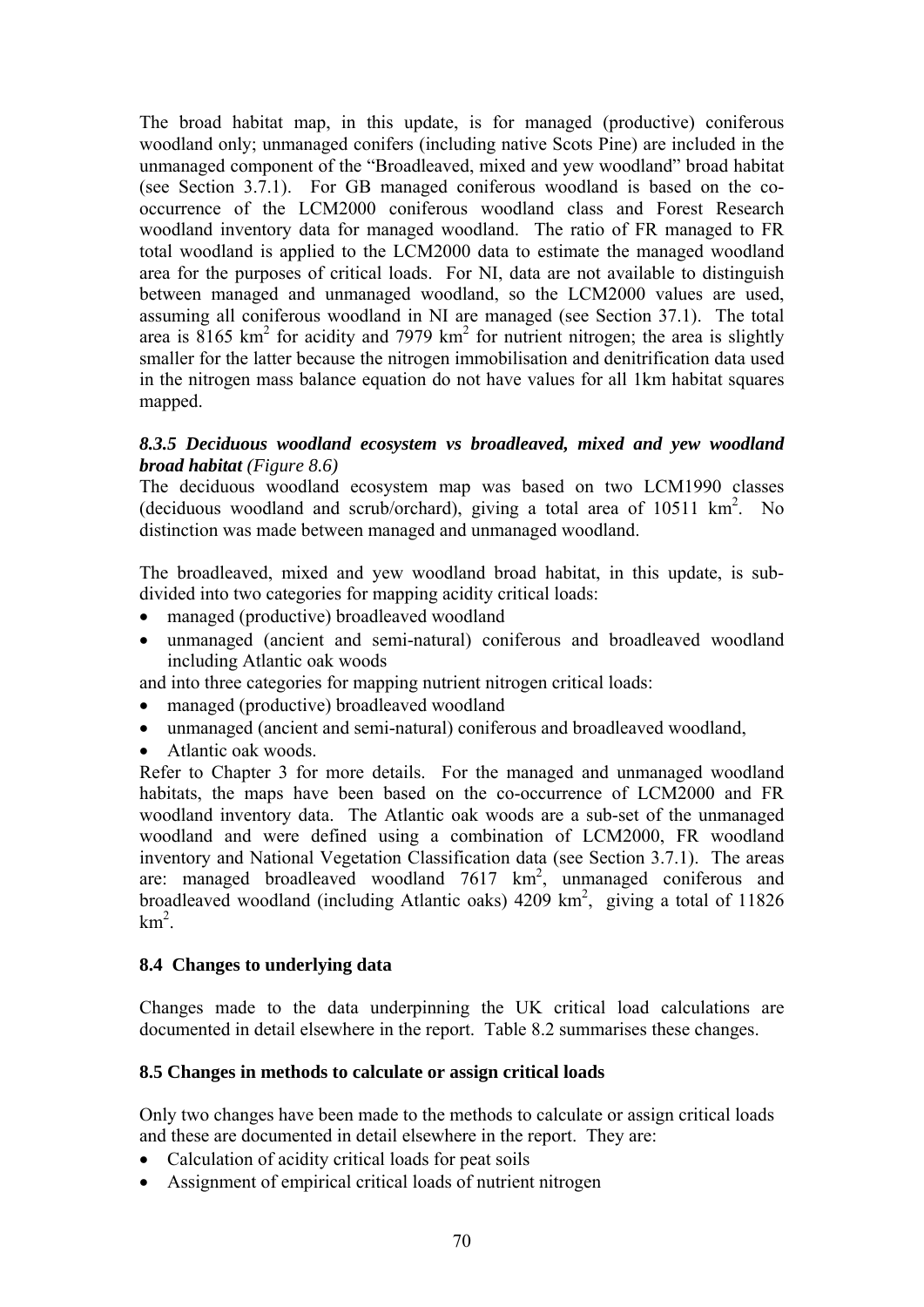The broad habitat map, in this update, is for managed (productive) coniferous woodland only; unmanaged conifers (including native Scots Pine) are included in the unmanaged component of the "Broadleaved, mixed and yew woodland" broad habitat (see Section 3.7.1). For GB managed coniferous woodland is based on the co-occurrence of the LCM2000 coniferous woodland class and Forest Research woodland inventory data for managed woodland. The ratio of FR managed to FR total woodland is applied to the LCM2000 data to estimate the managed woodland area for the purposes of critical loads. For NI, data are not available to distinguish between managed and unmanaged woodland, so the LCM2000 values are used, assuming all coniferous woodland in NI are managed (see Section 37.1). The total area is 8165 $km^2$ for acidity and 7979 $km^2$ for nutrient nitrogen; the area is slightly smaller for the latter because the nitrogen immobilisation and denitrification data used in the nitrogen mass balance equation do not have values for all 1km habitat squares mapped.

### *8.3.5 Deciduous woodland ecosystem vs broadleaved, mixed and yew woodland broad habitat (Figure 8.6)*

The deciduous woodland ecosystem map was based on two LCM1990 classes (deciduous woodland and scrub/orchard), giving a total area of 10511 $km^2$. No distinction was made between managed and unmanaged woodland.

The broadleaved, mixed and yew woodland broad habitat, in this update, is sub-divided into two categories for mapping acidity critical loads:

- managed (productive) broadleaved woodland
- unmanaged (ancient and semi-natural) coniferous and broadleaved woodland including Atlantic oak woods

and into three categories for mapping nutrient nitrogen critical loads:

- managed (productive) broadleaved woodland
- unmanaged (ancient and semi-natural) coniferous and broadleaved woodland,
- Atlantic oak woods.

Refer to Chapter 3 for more details. For the managed and unmanaged woodland habitats, the maps have been based on the co-occurrence of LCM2000 and FR woodland inventory data. The Atlantic oak woods are a sub-set of the unmanaged woodland and were defined using a combination of LCM2000, FR woodland inventory and National Vegetation Classification data (see Section 3.7.1). The areas are: managed broadleaved woodland 7617 $km^2$, unmanaged coniferous and broadleaved woodland (including Atlantic oaks) 4209 $km^2$, giving a total of 11826 $km^2$.

## 8.4 Changes to underlying data

Changes made to the data underpinning the UK critical load calculations are documented in detail elsewhere in the report. Table 8.2 summarises these changes.

## 8.5 Changes in methods to calculate or assign critical loads

Only two changes have been made to the methods to calculate or assign critical loads and these are documented in detail elsewhere in the report. They are:

- Calculation of acidity critical loads for peat soils
- Assignment of empirical critical loads of nutrient nitrogen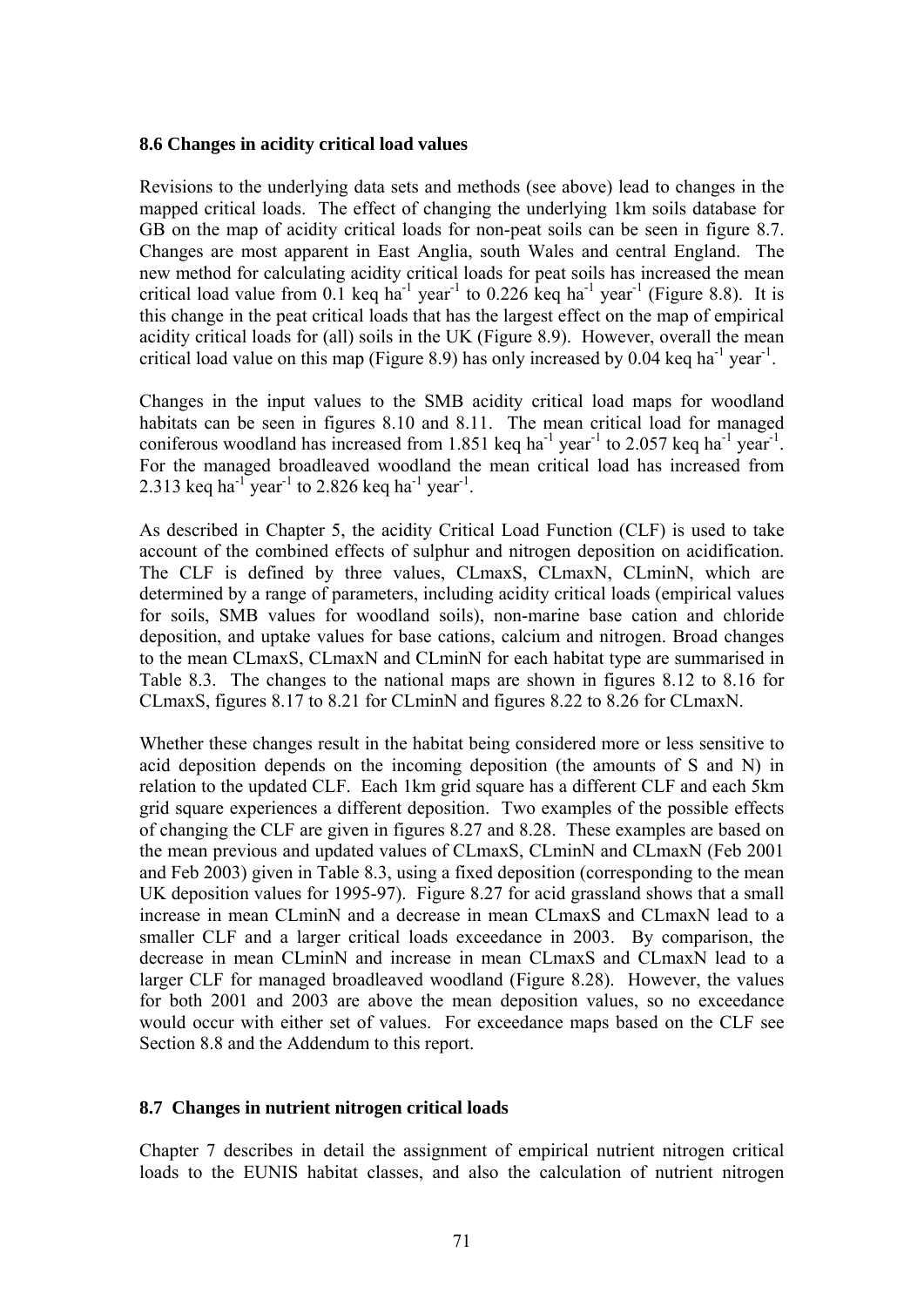## 8.6 Changes in acidity critical load values

Revisions to the underlying data sets and methods (see above) lead to changes in the mapped critical loads. The effect of changing the underlying 1km soils database for GB on the map of acidity critical loads for non-peat soils can be seen in figure 8.7. Changes are most apparent in East Anglia, south Wales and central England. The new method for calculating acidity critical loads for peat soils has increased the mean critical load value from 0.1 keq $ha^{-1}$ $year^{-1}$ to 0.226 keq $ha^{-1}$ $year^{-1}$ (Figure 8.8). It is this change in the peat critical loads that has the largest effect on the map of empirical acidity critical loads for (all) soils in the UK (Figure 8.9). However, overall the mean critical load value on this map (Figure 8.9) has only increased by 0.04 keq $ha^{-1}$ $year^{-1}$.

Changes in the input values to the SMB acidity critical load maps for woodland habitats can be seen in figures 8.10 and 8.11. The mean critical load for managed coniferous woodland has increased from 1.851 keq $ha^{-1}$ $year^{-1}$ to 2.057 keq $ha^{-1}$ $year^{-1}$. For the managed broadleaved woodland the mean critical load has increased from 2.313 keq $ha^{-1}$ $year^{-1}$ to 2.826 keq $ha^{-1}$ $year^{-1}$.

As described in Chapter 5, the acidity Critical Load Function (CLF) is used to take account of the combined effects of sulphur and nitrogen deposition on acidification. The CLF is defined by three values, CLmaxS, CLmaxN, CLminN, which are determined by a range of parameters, including acidity critical loads (empirical values for soils, SMB values for woodland soils), non-marine base cation and chloride deposition, and uptake values for base cations, calcium and nitrogen. Broad changes to the mean CLmaxS, CLmaxN and CLminN for each habitat type are summarised in Table 8.3. The changes to the national maps are shown in figures 8.12 to 8.16 for CLmaxS, figures 8.17 to 8.21 for CLminN and figures 8.22 to 8.26 for CLmaxN.

Whether these changes result in the habitat being considered more or less sensitive to acid deposition depends on the incoming deposition (the amounts of S and N) in relation to the updated CLF. Each 1km grid square has a different CLF and each 5km grid square experiences a different deposition. Two examples of the possible effects of changing the CLF are given in figures 8.27 and 8.28. These examples are based on the mean previous and updated values of CLmaxS, CLminN and CLmaxN (Feb 2001 and Feb 2003) given in Table 8.3, using a fixed deposition (corresponding to the mean UK deposition values for 1995-97). Figure 8.27 for acid grassland shows that a small increase in mean CLminN and a decrease in mean CLmaxS and CLmaxN lead to a smaller CLF and a larger critical loads exceedance in 2003. By comparison, the decrease in mean CLminN and increase in mean CLmaxS and CLmaxN lead to a larger CLF for managed broadleaved woodland (Figure 8.28). However, the values for both 2001 and 2003 are above the mean deposition values, so no exceedance would occur with either set of values. For exceedance maps based on the CLF see Section 8.8 and the Addendum to this report.

## 8.7 Changes in nutrient nitrogen critical loads

Chapter 7 describes in detail the assignment of empirical nutrient nitrogen critical loads to the EUNIS habitat classes, and also the calculation of nutrient nitrogen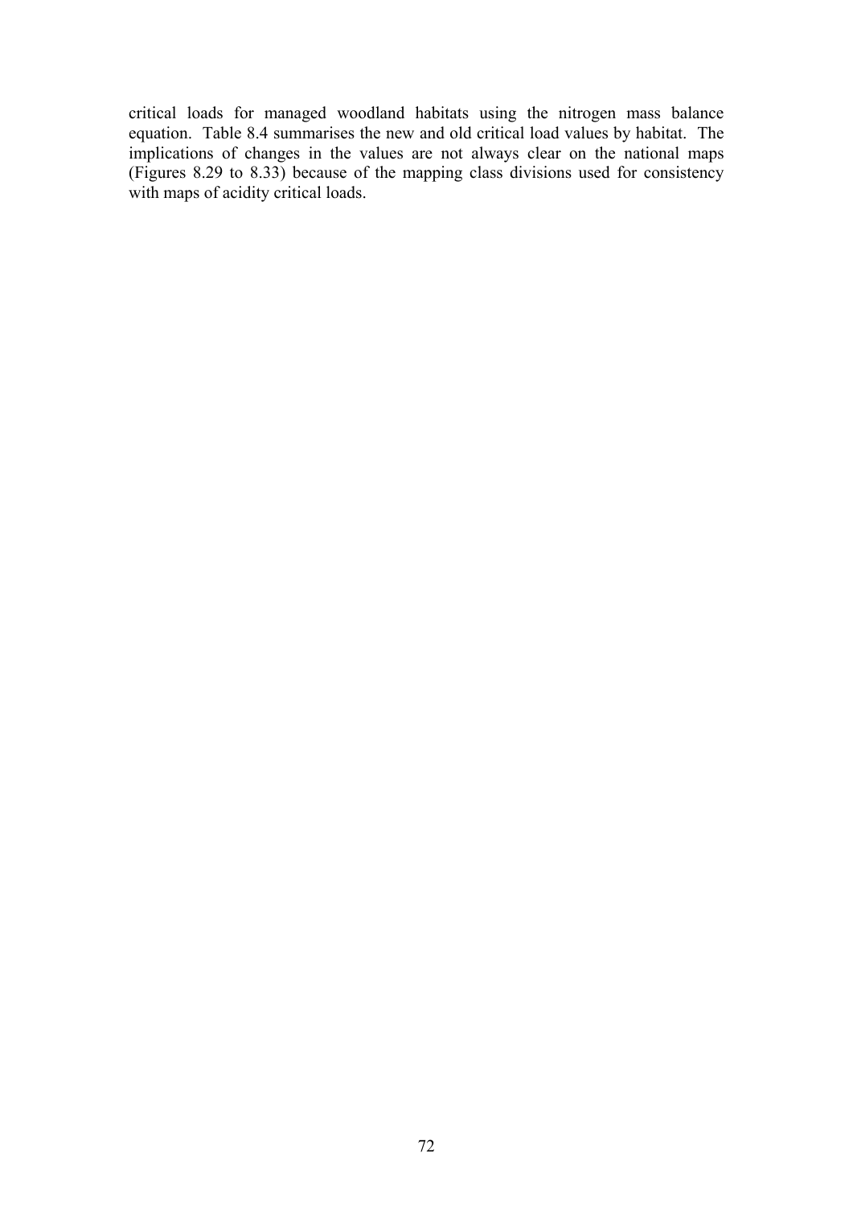critical loads for managed woodland habitats using the nitrogen mass balance equation. Table 8.4 summarises the new and old critical load values by habitat. The implications of changes in the values are not always clear on the national maps (Figures 8.29 to 8.33) because of the mapping class divisions used for consistency with maps of acidity critical loads.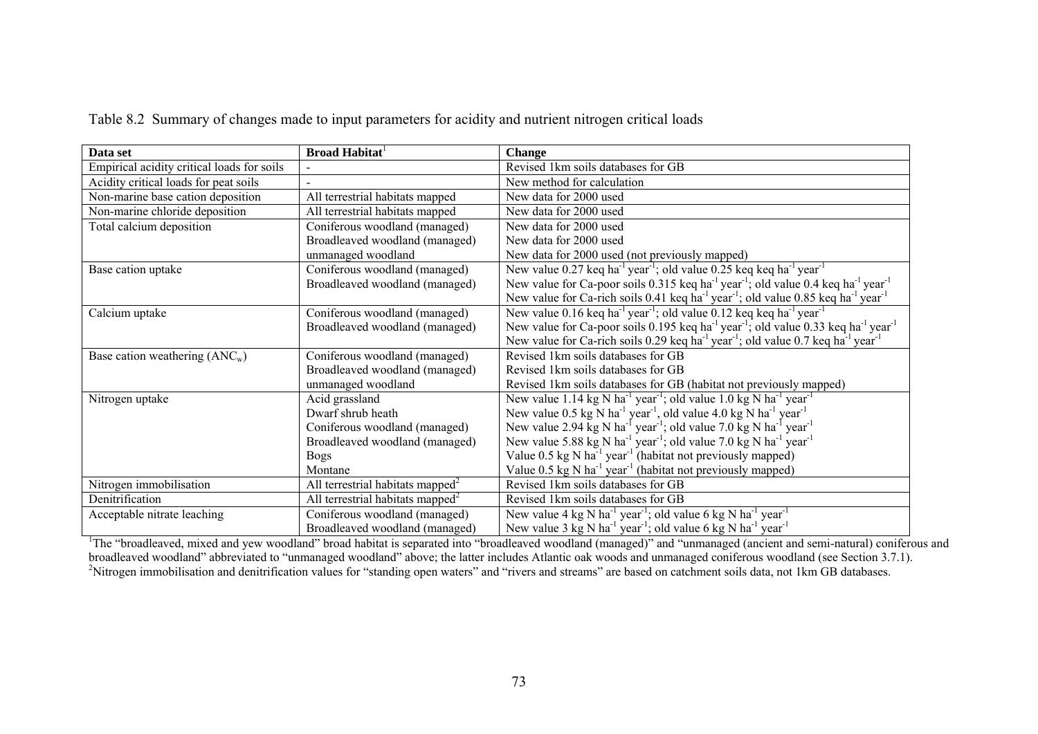Table 8.2 Summary of changes made to input parameters for acidity and nutrient nitrogen critical loads

| Data set | Broad Habitat[1] | Change |
|---|---|---|
| Empirical acidity critical loads for soils | - | Revised 1km soils databases for GB |
| Acidity critical loads for peat soils | - | New method for calculation |
| Non-marine base cation deposition | All terrestrial habitats mapped | New data for 2000 used |
| Non-marine chloride deposition | All terrestrial habitats mapped | New data for 2000 used |
| Total calcium deposition | Coniferous woodland (managed) | New data for 2000 used |
| | Broadleaved woodland (managed) | New data for 2000 used |
| | unmanaged woodland | New data for 2000 used (not previously mapped) |
| Base cation uptake | Coniferous woodland (managed) | New value 0.27 keq $ha^{-1}$ $year^{-1}$; old value 0.25 keq keq $ha^{-1}$ $year^{-1}$ |
| | Broadleaved woodland (managed) | New value for Ca-poor soils 0.315 keq $ha^{-1}$ $year^{-1}$; old value 0.4 keq $ha^{-1}$ $year^{-1}$ |
| | | New value for Ca-rich soils 0.41 keq $ha^{-1}$ $year^{-1}$; old value 0.85 keq $ha^{-1}$ $year^{-1}$ |
| Calcium uptake | Coniferous woodland (managed) | New value 0.16 keq $ha^{-1}$ $year^{-1}$; old value 0.12 keq $ha^{-1}$ $year^{-1}$ |
| | Broadleaved woodland (managed) | New value for Ca-poor soils 0.195 keq $ha^{-1}$ $year^{-1}$; old value 0.33 keq $ha^{-1}$ $year^{-1}$ |
| | | New value for Ca-rich soils 0.29 keq $ha^{-1}$ $year^{-1}$; old value 0.7 keq $ha^{-1}$ $year^{-1}$ |
| Base cation weathering ($ANC_w$) | Coniferous woodland (managed) | Revised 1km soils databases for GB |
| | Broadleaved woodland (managed) | Revised 1km soils databases for GB |
| | unmanaged woodland | Revised 1km soils databases for GB (habitat not previously mapped) |
| Nitrogen uptake | Acid grassland | New value 1.14 kg N $ha^{-1}$ $year^{-1}$; old value 1.0 kg N $ha^{-1}$ $year^{-1}$ |
| | Dwarf shrub heath | New value 0.5 kg N $ha^{-1}$ $year^{-1}$, old value 4.0 kg N $ha^{-1}$ $year^{-1}$ |
| | Coniferous woodland (managed) | New value 2.94 kg N $ha^{-1}$ $year^{-1}$; old value 7.0 kg N $ha^{-1}$ $year^{-1}$ |
| | Broadleaved woodland (managed) | New value 5.88 kg N $ha^{-1}$ $year^{-1}$; old value 7.0 kg N $ha^{-1}$ $year^{-1}$ |
| | Bogs | Value 0.5 kg N $ha^{-1}$ $year^{-1}$ (habitat not previously mapped) |
| | Montane | Value 0.5 kg N $ha^{-1}$ $year^{-1}$ (habitat not previously mapped) |
| Nitrogen immobilisation | All terrestrial habitats mapped[2] | Revised 1km soils databases for GB |
| Denitrification | All terrestrial habitats mapped[2] | Revised 1km soils databases for GB |
| Acceptable nitrate leaching | Coniferous woodland (managed) | New value 4 kg N $ha^{-1}$ $year^{-1}$; old value 6 kg N $ha^{-1}$ $year^{-1}$ |
| | Broadleaved woodland (managed) | New value 3 kg N $ha^{-1}$ $year^{-1}$; old value 6 kg N $ha^{-1}$ $year^{-1}$ |

[1]The "broadleaved, mixed and yew woodland" broad habitat is separated into "broadleaved woodland (managed)" and "unmanaged (ancient and semi-natural) coniferous and broadleaved woodland" abbreviated to "unmanaged woodland" above; the latter includes Atlantic oak woods and unmanaged coniferous woodland (see Section 3.7.1).
[2]Nitrogen immobilisation and denitrification values for "standing open waters" and "rivers and streams" are based on catchment soils data, not 1km GB databases.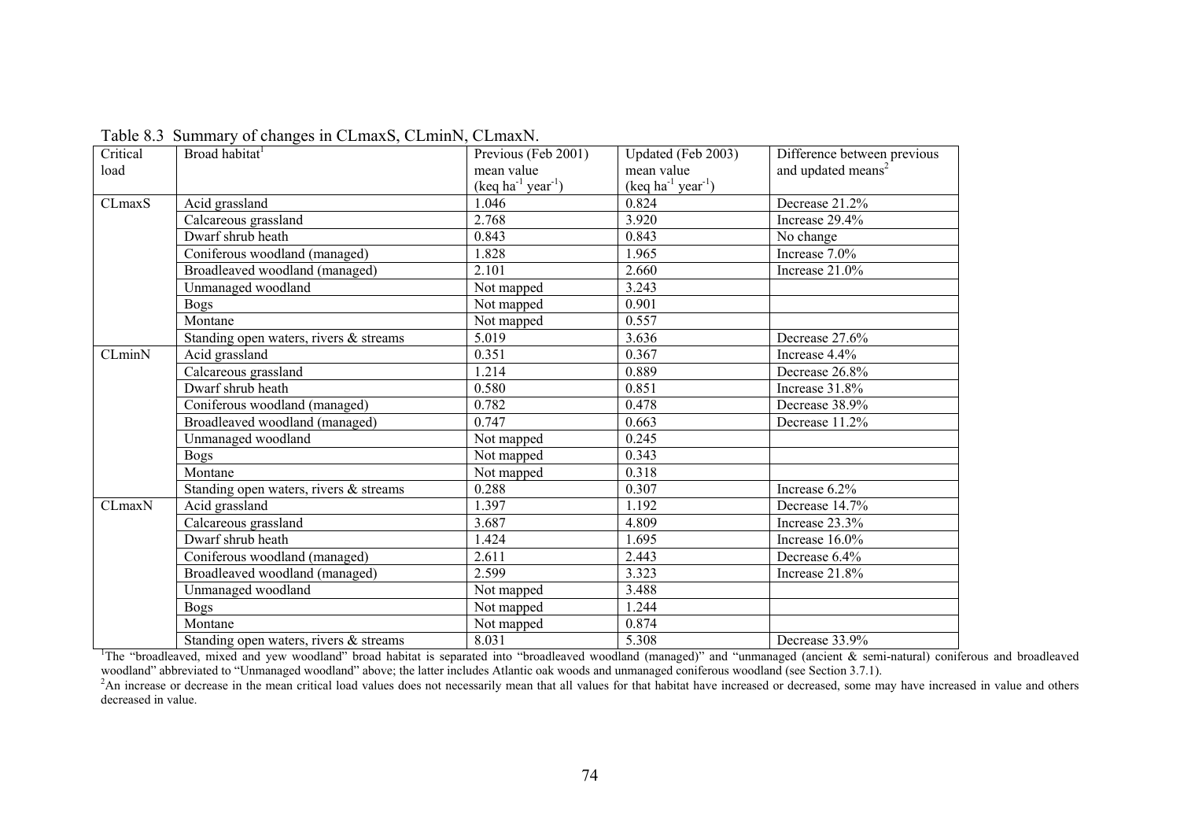Table 8.3 Summary of changes in CLmaxS, CLminN, CLmaxN.

| Critical load | Broad habitat[1] | Previous (Feb 2001) mean value (keq ha$^{-1}$ year$^{-1}$) | Updated (Feb 2003) mean value (keq ha$^{-1}$ year$^{-1}$) | Difference between previous and updated means[2] |
|---|---|---|---|---|
| CLmaxS | Acid grassland | 1.046 | 0.824 | Decrease 21.2% |
| | Calcareous grassland | 2.768 | 3.920 | Increase 29.4% |
| | Dwarf shrub heath | 0.843 | 0.843 | No change |
| | Coniferous woodland (managed) | 1.828 | 1.965 | Increase 7.0% |
| | Broadleaved woodland (managed) | 2.101 | 2.660 | Increase 21.0% |
| | Unmanaged woodland | Not mapped | 3.243 | |
| | Bogs | Not mapped | 0.901 | |
| | Montane | Not mapped | 0.557 | |
| | Standing open waters, rivers & streams | 5.019 | 3.636 | Decrease 27.6% |
| CLminN | Acid grassland | 0.351 | 0.367 | Increase 4.4% |
| | Calcareous grassland | 1.214 | 0.889 | Decrease 26.8% |
| | Dwarf shrub heath | 0.580 | 0.851 | Increase 31.8% |
| | Coniferous woodland (managed) | 0.782 | 0.478 | Decrease 38.9% |
| | Broadleaved woodland (managed) | 0.747 | 0.663 | Decrease 11.2% |
| | Unmanaged woodland | Not mapped | 0.245 | |
| | Bogs | Not mapped | 0.343 | |
| | Montane | Not mapped | 0.318 | |
| | Standing open waters, rivers & streams | 0.288 | 0.307 | Increase 6.2% |
| CLmaxN | Acid grassland | 1.397 | 1.192 | Decrease 14.7% |
| | Calcareous grassland | 3.687 | 4.809 | Increase 23.3% |
| | Dwarf shrub heath | 1.424 | 1.695 | Increase 16.0% |
| | Coniferous woodland (managed) | 2.611 | 2.443 | Decrease 6.4% |
| | Broadleaved woodland (managed) | 2.599 | 3.323 | Increase 21.8% |
| | Unmanaged woodland | Not mapped | 3.488 | |
| | Bogs | Not mapped | 1.244 | |
| | Montane | Not mapped | 0.874 | |
| | Standing open waters, rivers & streams | 8.031 | 5.308 | Decrease 33.9% |

[1]The "broadleaved, mixed and yew woodland" broad habitat is separated into "broadleaved woodland (managed)" and "unmanaged (ancient & semi-natural) coniferous and broadleaved woodland" abbreviated to "Unmanaged woodland" above; the latter includes Atlantic oak woods and unmanaged coniferous woodland (see Section 3.7.1).

[2]An increase or decrease in the mean critical load values does not necessarily mean that all values for that habitat have increased or decreased, some may have increased in value and others decreased in value.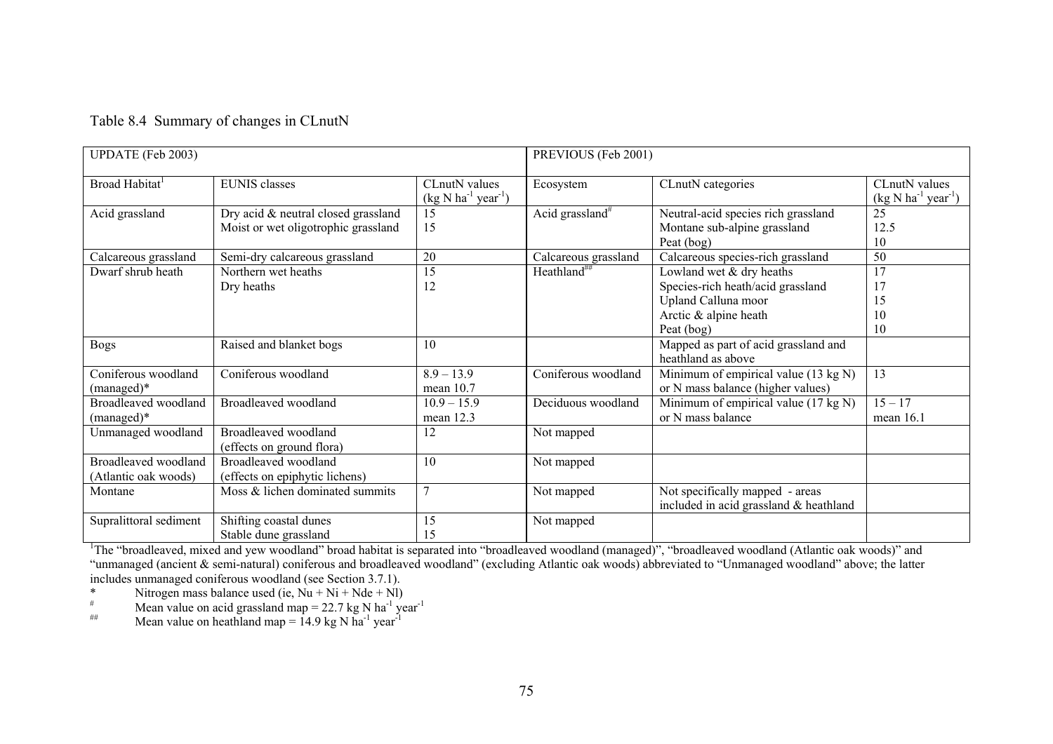Table 8.4 Summary of changes in CLnutN

| UPDATE (Feb 2003) | | | PREVIOUS (Feb 2001) | | |
|---|---|---|---|---|---|
| Broad Habitat[1] | EUNIS classes | CLnutN values (kg N $ha^{-1}$ $year^{-1}$) | Ecosystem | CLnutN categories | CLnutN values (kg N $ha^{-1}$ $year^{-1}$) |
| Acid grassland | Dry acid & neutral closed grassland<br>Moist or wet oligotrophic grassland | 15<br>15 | Acid grassland[#] | Neutral-acid species rich grassland<br>Montane sub-alpine grassland<br>Peat (bog) | 25<br>12.5<br>10 |
| Calcareous grassland | Semi-dry calcareous grassland | 20 | Calcareous grassland | Calcareous species-rich grassland | 50 |
| Dwarf shrub heath | Northern wet heaths<br>Dry heaths | 15<br>12 | Heathland[##] | Lowland wet & dry heaths<br>Species-rich heath/acid grassland<br>Upland Calluna moor<br>Arctic & alpine heath<br>Peat (bog) | 17<br>17<br>15<br>10<br>10 |
| Bogs | Raised and blanket bogs | 10 | | Mapped as part of acid grassland and heathland as above | |
| Coniferous woodland (managed)* | Coniferous woodland | 8.9 – 13.9<br>mean 10.7 | Coniferous woodland | Minimum of empirical value (13 kg N) or N mass balance (higher values) | 13 |
| Broadleaved woodland (managed)* | Broadleaved woodland | 10.9 – 15.9<br>mean 12.3 | Deciduous woodland | Minimum of empirical value (17 kg N) or N mass balance | 15 – 17<br>mean 16.1 |
| Unmanaged woodland | Broadleaved woodland (effects on ground flora) | 12 | Not mapped | | |
| Broadleaved woodland (Atlantic oak woods) | Broadleaved woodland (effects on epiphytic lichens) | 10 | Not mapped | | |
| Montane | Moss & lichen dominated summits | 7 | Not mapped | Not specifically mapped - areas included in acid grassland & heathland | |
| Supralittoral sediment | Shifting coastal dunes<br>Stable dune grassland | 15<br>15 | Not mapped | | |

[1]The "broadleaved, mixed and yew woodland" broad habitat is separated into "broadleaved woodland (managed)", "broadleaved woodland (Atlantic oak woods)" and "unmanaged (ancient & semi-natural) coniferous and broadleaved woodland" (excluding Atlantic oak woods) abbreviated to "Unmanaged woodland" above; the latter includes unmanaged coniferous woodland (see Section 3.7.1).

\* Nitrogen mass balance used (ie, Nu + Ni + Nde + Nl)

[#] Mean value on acid grassland map = 22.7 kg N $ha^{-1}$ $year^{-1}$

[##] Mean value on heathland map = 14.9 kg N $ha^{-1}$ $year^{-1}$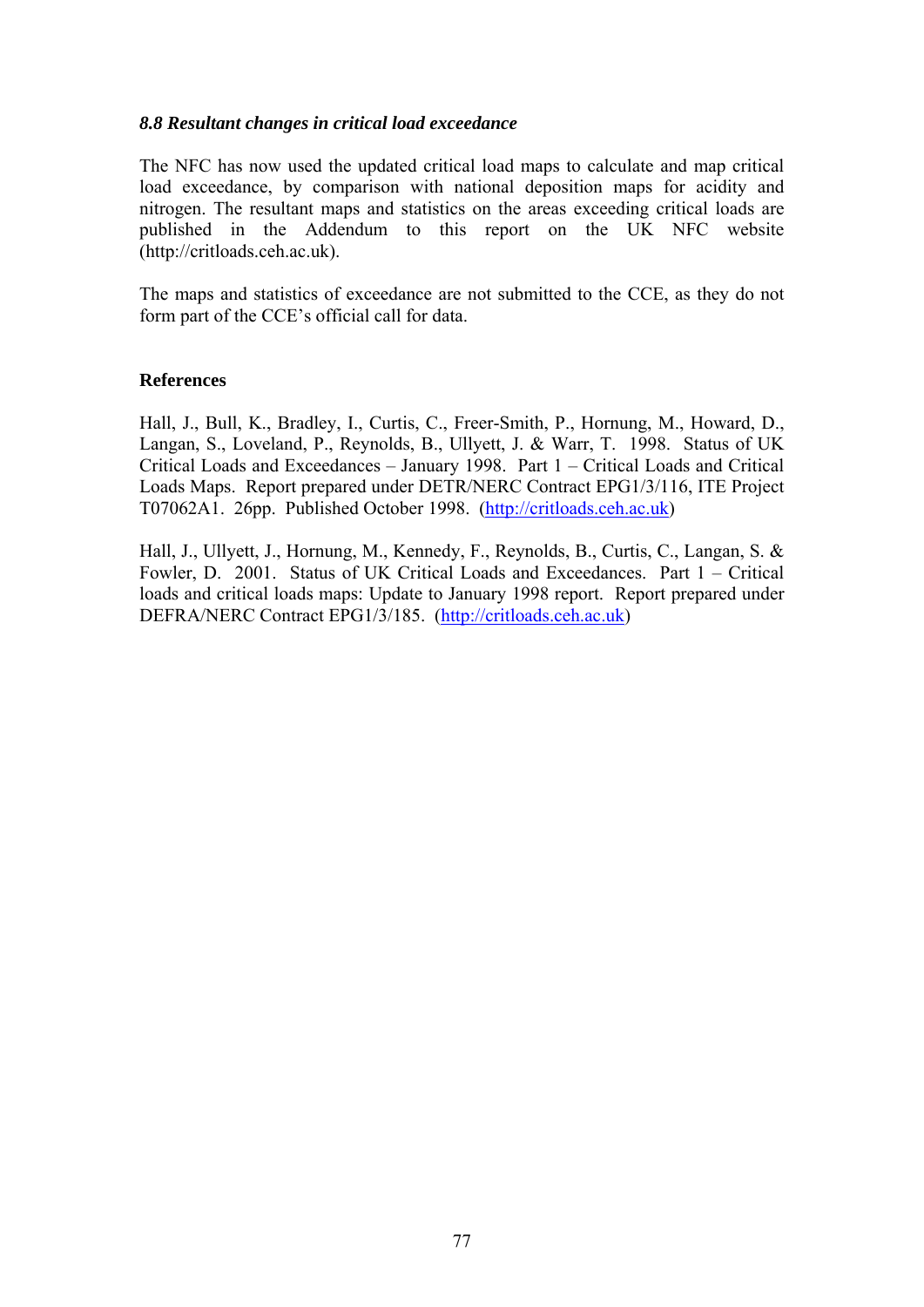### *8.8 Resultant changes in critical load exceedance*

The NFC has now used the updated critical load maps to calculate and map critical load exceedance, by comparison with national deposition maps for acidity and nitrogen. The resultant maps and statistics on the areas exceeding critical loads are published in the Addendum to this report on the UK NFC website (http://critloads.ceh.ac.uk).

The maps and statistics of exceedance are not submitted to the CCE, as they do not form part of the CCE's official call for data.

**References**

Hall, J., Bull, K., Bradley, I., Curtis, C., Freer-Smith, P., Hornung, M., Howard, D., Langan, S., Loveland, P., Reynolds, B., Ullyett, J. & Warr, T. 1998. Status of UK Critical Loads and Exceedances – January 1998. Part 1 – Critical Loads and Critical Loads Maps. Report prepared under DETR/NERC Contract EPG1/3/116, ITE Project T07062A1. 26pp. Published October 1998. (http://critloads.ceh.ac.uk)

Hall, J., Ullyett, J., Hornung, M., Kennedy, F., Reynolds, B., Curtis, C., Langan, S. & Fowler, D. 2001. Status of UK Critical Loads and Exceedances. Part 1 – Critical loads and critical loads maps: Update to January 1998 report. Report prepared under DEFRA/NERC Contract EPG1/3/185. (http://critloads.ceh.ac.uk)